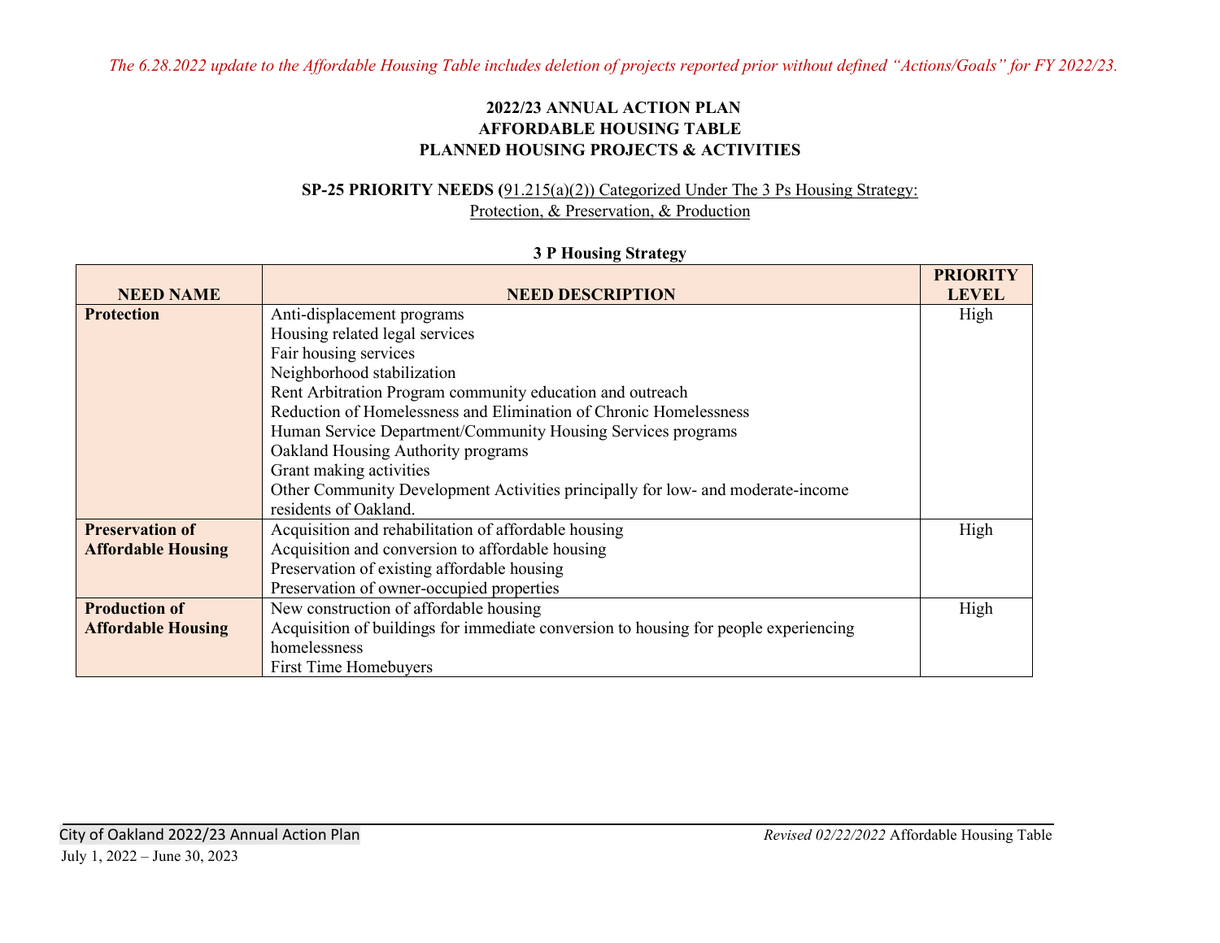*The 6.28.2022 update to the Affordable Housing Table includes deletion of projects reported prior without defined "Actions/Goals" for FY 2022/23.*

**2022/23 ANNUAL ACTION PLAN**
**AFFORDABLE HOUSING TABLE**
**PLANNED HOUSING PROJECTS & ACTIVITIES**

**SP-25 PRIORITY NEEDS (**91.215(a)(2)) Categorized Under The 3 Ps Housing Strategy:
Protection, & Preservation, & Production

**3 P Housing Strategy**

| NEED NAME | NEED DESCRIPTION | PRIORITY LEVEL |
|---|---|---|
| **Protection** | Anti-displacement programs<br>Housing related legal services<br>Fair housing services<br>Neighborhood stabilization<br>Rent Arbitration Program community education and outreach<br>Reduction of Homelessness and Elimination of Chronic Homelessness<br>Human Service Department/Community Housing Services programs<br>Oakland Housing Authority programs<br>Grant making activities<br>Other Community Development Activities principally for low- and moderate-income residents of Oakland. | High |
| **Preservation of Affordable Housing** | Acquisition and rehabilitation of affordable housing<br>Acquisition and conversion to affordable housing<br>Preservation of existing affordable housing<br>Preservation of owner-occupied properties | High |
| **Production of Affordable Housing** | New construction of affordable housing<br>Acquisition of buildings for immediate conversion to housing for people experiencing homelessness<br>First Time Homebuyers | High |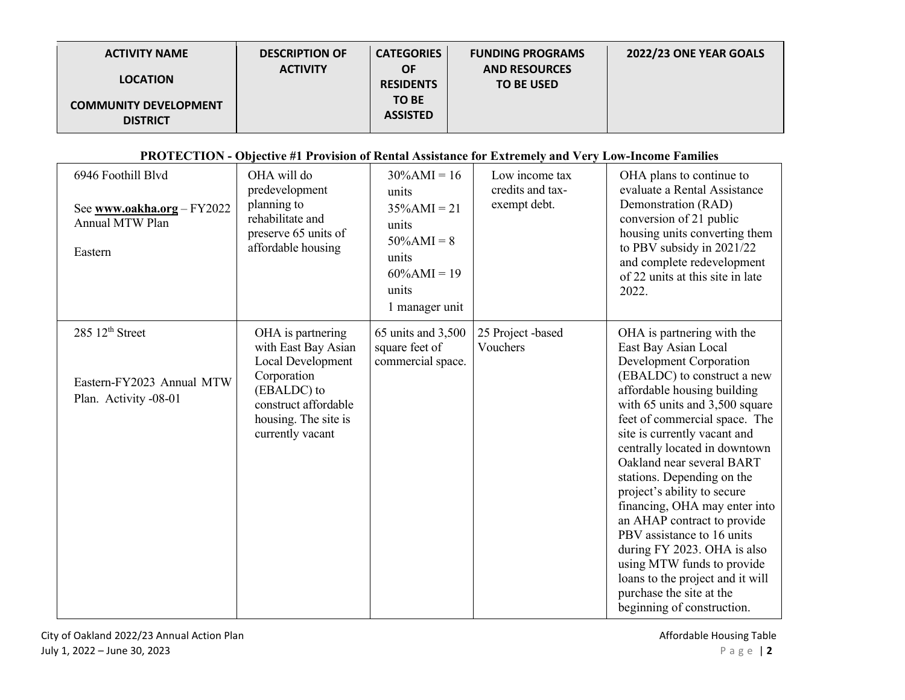| ACTIVITY NAME<br><br>LOCATION<br><br>COMMUNITY DEVELOPMENT DISTRICT | DESCRIPTION OF ACTIVITY | CATEGORIES OF RESIDENTS TO BE ASSISTED | FUNDING PROGRAMS AND RESOURCES TO BE USED | 2022/23 ONE YEAR GOALS |
|---|---|---|---|---|
| **PROTECTION - Objective #1 Provision of Rental Assistance for Extremely and Very Low-Income Families** | | | | |
| 6946 Foothill Blvd<br><br>See **www.oakha.org** – FY2022 Annual MTW Plan<br><br>Eastern | OHA will do predevelopment planning to rehabilitate and preserve 65 units of affordable housing | 30%AMI = 16 units<br>35%AMI = 21 units<br>50%AMI = 8 units<br>60%AMI = 19 units<br>1 manager unit | Low income tax credits and tax-exempt debt. | OHA plans to continue to evaluate a Rental Assistance Demonstration (RAD) conversion of 21 public housing units converting them to PBV subsidy in 2021/22 and complete redevelopment of 22 units at this site in late 2022. |
| 285 12th Street<br><br>Eastern-FY2023 Annual MTW Plan. Activity -08-01 | OHA is partnering with East Bay Asian Local Development Corporation (EBALDC) to construct affordable housing. The site is currently vacant | 65 units and 3,500 square feet of commercial space. | 25 Project -based Vouchers | OHA is partnering with the East Bay Asian Local Development Corporation (EBALDC) to construct a new affordable housing building with 65 units and 3,500 square feet of commercial space. The site is currently vacant and centrally located in downtown Oakland near several BART stations. Depending on the project's ability to secure financing, OHA may enter into an AHAP contract to provide PBV assistance to 16 units during FY 2023. OHA is also using MTW funds to provide loans to the project and it will purchase the site at the beginning of construction. |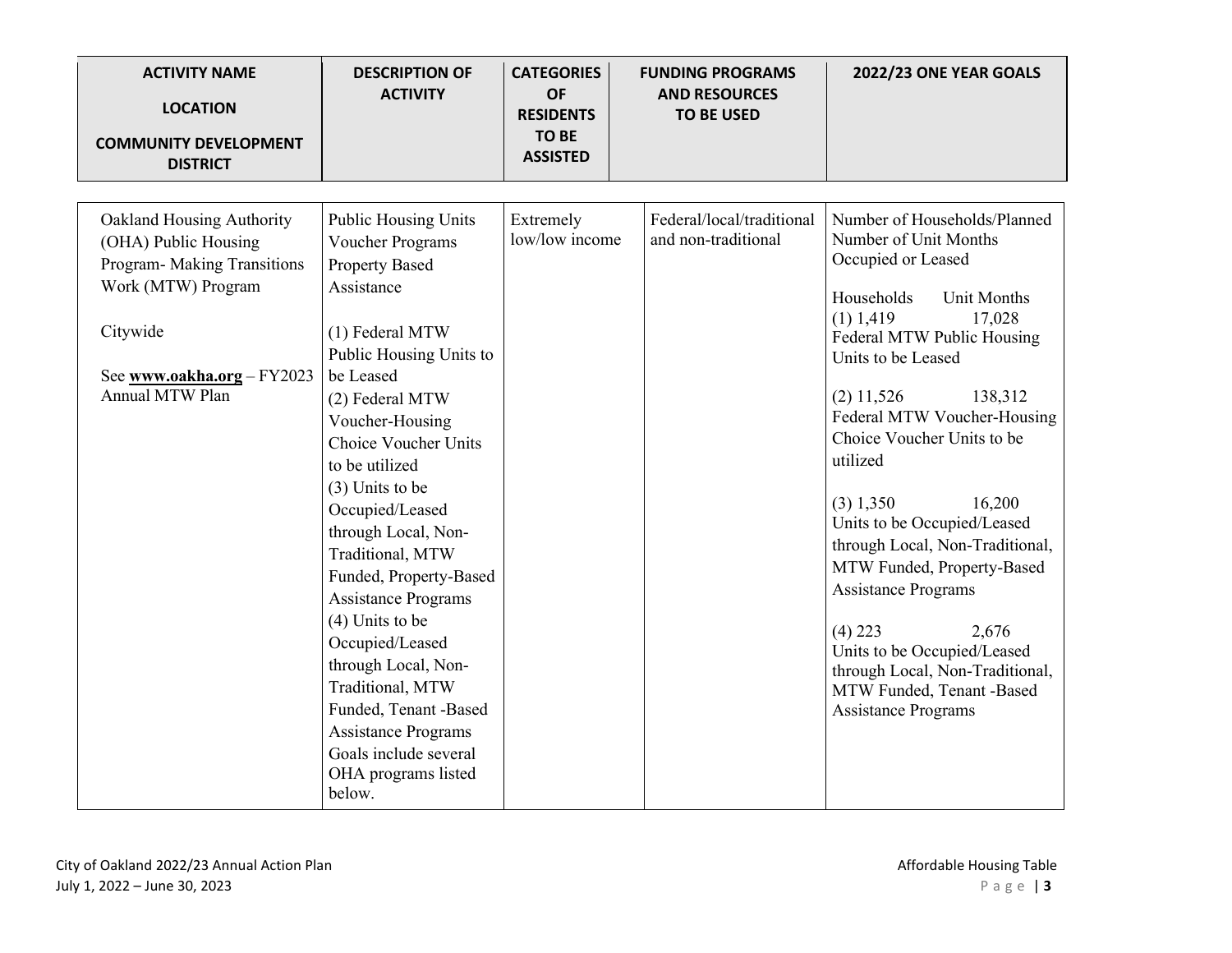| ACTIVITY NAME<br><br>LOCATION<br><br>COMMUNITY DEVELOPMENT DISTRICT | DESCRIPTION OF ACTIVITY | CATEGORIES OF RESIDENTS TO BE ASSISTED | FUNDING PROGRAMS AND RESOURCES TO BE USED | 2022/23 ONE YEAR GOALS |
|---|---|---|---|---|
| Oakland Housing Authority (OHA) Public Housing Program- Making Transitions Work (MTW) Program<br><br>Citywide<br><br>See **www.oakha.org** – FY2023 Annual MTW Plan | Public Housing Units<br>Voucher Programs<br>Property Based Assistance<br><br>(1) Federal MTW Public Housing Units to be Leased<br>(2) Federal MTW Voucher-Housing Choice Voucher Units to be utilized<br>(3) Units to be Occupied/Leased through Local, Non-Traditional, MTW Funded, Property-Based Assistance Programs<br>(4) Units to be Occupied/Leased through Local, Non-Traditional, MTW Funded, Tenant -Based Assistance Programs<br>Goals include several OHA programs listed below. | Extremely low/low income | Federal/local/traditional and non-traditional | Number of Households/Planned Number of Unit Months Occupied or Leased<br><br>Households Unit Months<br>(1) 1,419 17,028<br>Federal MTW Public Housing Units to be Leased<br><br>(2) 11,526 138,312<br>Federal MTW Voucher-Housing Choice Voucher Units to be utilized<br><br>(3) 1,350 16,200<br>Units to be Occupied/Leased through Local, Non-Traditional, MTW Funded, Property-Based Assistance Programs<br><br>(4) 223 2,676<br>Units to be Occupied/Leased through Local, Non-Traditional, MTW Funded, Tenant -Based Assistance Programs |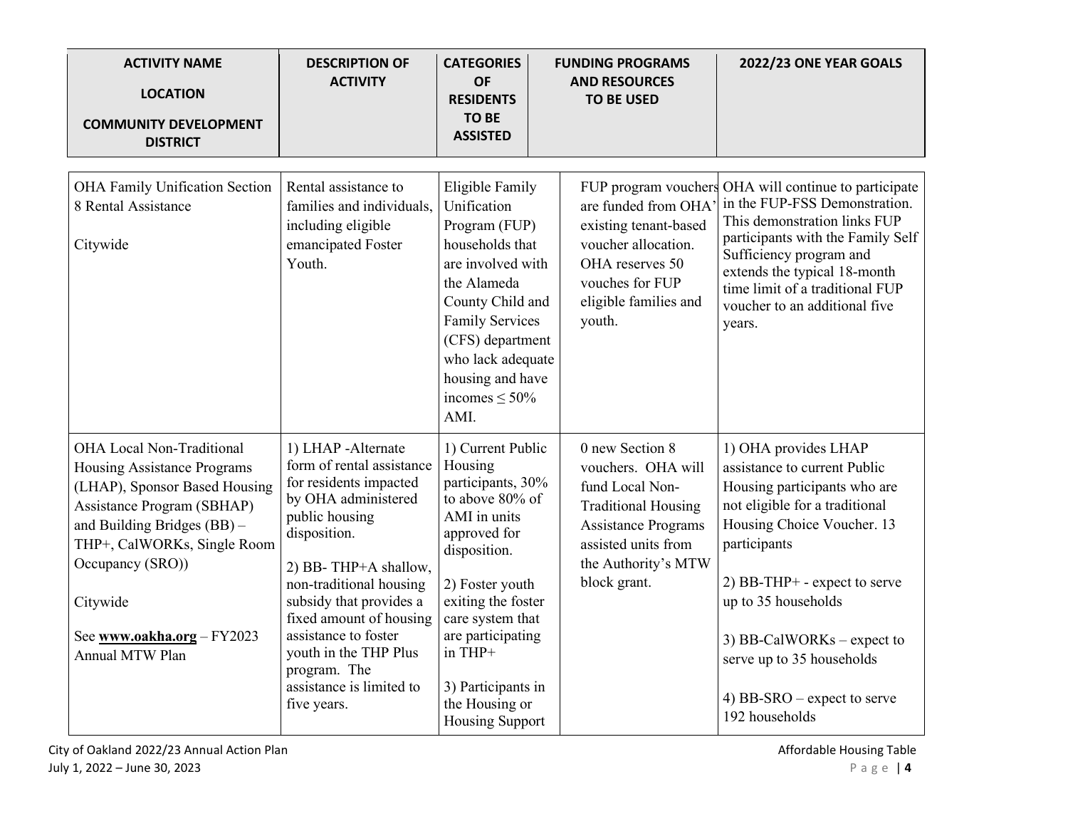| ACTIVITY NAME<br><br>LOCATION<br><br>COMMUNITY DEVELOPMENT DISTRICT | DESCRIPTION OF ACTIVITY | CATEGORIES OF RESIDENTS TO BE ASSISTED | FUNDING PROGRAMS AND RESOURCES TO BE USED | 2022/23 ONE YEAR GOALS |
|---|---|---|---|---|
| OHA Family Unification Section 8 Rental Assistance<br><br>Citywide | Rental assistance to families and individuals, including eligible emancipated Foster Youth. | Eligible Family Unification Program (FUP) households that are involved with the Alameda County Child and Family Services (CFS) department who lack adequate housing and have incomes ≤ 50% AMI. | FUP program vouchers are funded from OHA' existing tenant-based voucher allocation. OHA reserves 50 vouches for FUP eligible families and youth. | OHA will continue to participate in the FUP-FSS Demonstration. This demonstration links FUP participants with the Family Self Sufficiency program and extends the typical 18-month time limit of a traditional FUP voucher to an additional five years. |
| OHA Local Non-Traditional Housing Assistance Programs (LHAP), Sponsor Based Housing Assistance Program (SBHAP) and Building Bridges (BB) – THP+, CalWORKs, Single Room Occupancy (SRO))<br><br>Citywide<br><br>See **www.oakha.org** – FY2023 Annual MTW Plan | 1) LHAP -Alternate form of rental assistance for residents impacted by OHA administered public housing disposition.<br><br>2) BB- THP+A shallow, non-traditional housing subsidy that provides a fixed amount of housing assistance to foster youth in the THP Plus program. The assistance is limited to five years. | 1) Current Public Housing participants, 30% to above 80% of AMI in units approved for disposition.<br><br>2) Foster youth exiting the foster care system that are participating in THP+<br><br>3) Participants in the Housing or Housing Support | 0 new Section 8 vouchers. OHA will fund Local Non-Traditional Housing Assistance Programs assisted units from the Authority's MTW block grant. | 1) OHA provides LHAP assistance to current Public Housing participants who are not eligible for a traditional Housing Choice Voucher. 13 participants<br><br>2) BB-THP+ - expect to serve up to 35 households<br><br>3) BB-CalWORKs – expect to serve up to 35 households<br><br>4) BB-SRO – expect to serve 192 households |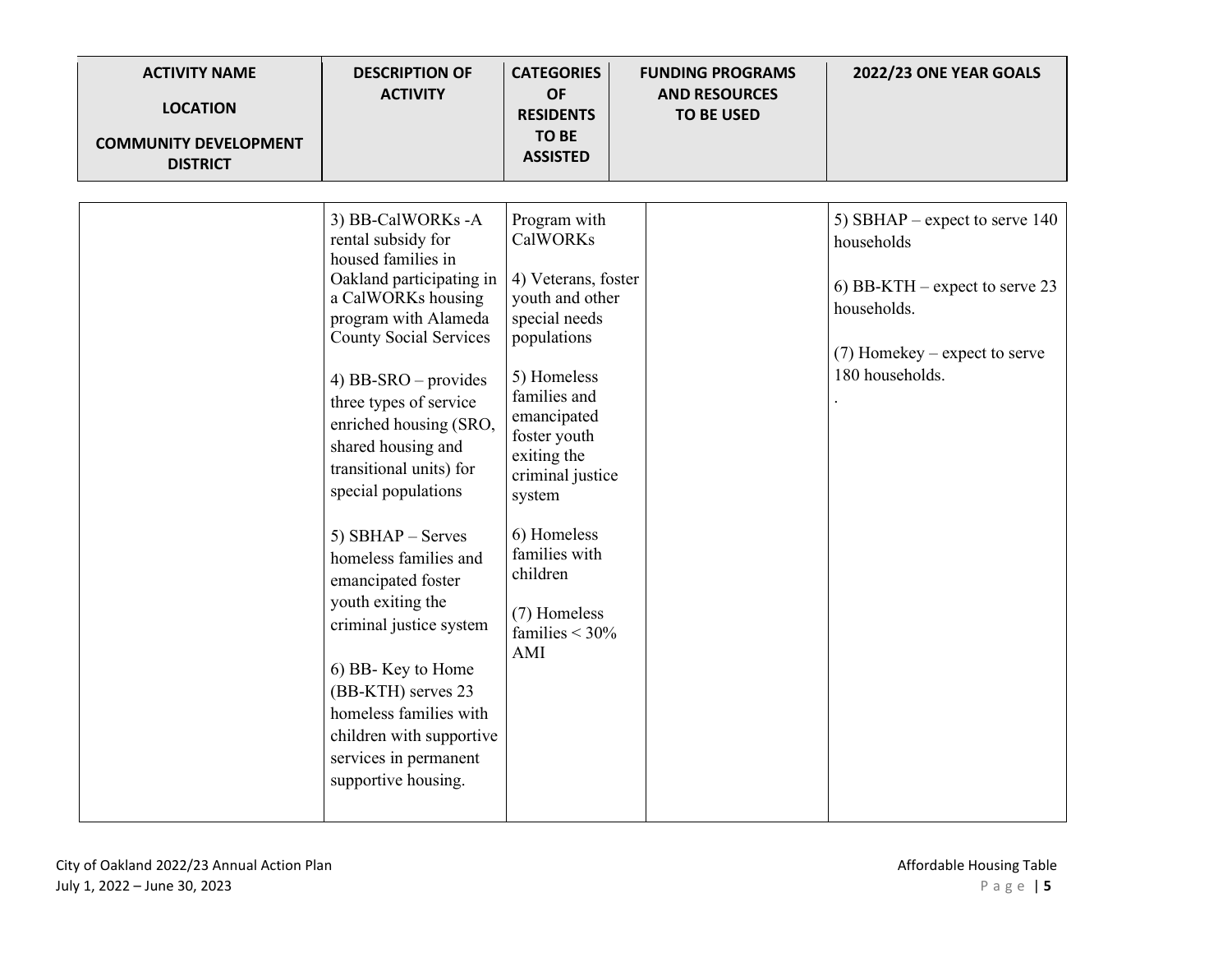| ACTIVITY NAME<br><br>LOCATION<br><br>COMMUNITY DEVELOPMENT DISTRICT | DESCRIPTION OF ACTIVITY | CATEGORIES OF RESIDENTS TO BE ASSISTED | FUNDING PROGRAMS AND RESOURCES TO BE USED | 2022/23 ONE YEAR GOALS |
|---|---|---|---|---|
| | 3) BB-CalWORKs -A rental subsidy for housed families in Oakland participating in a CalWORKs housing program with Alameda County Social Services<br><br>4) BB-SRO – provides three types of service enriched housing (SRO, shared housing and transitional units) for special populations<br><br>5) SBHAP – Serves homeless families and emancipated foster youth exiting the criminal justice system<br><br>6) BB- Key to Home (BB-KTH) serves 23 homeless families with children with supportive services in permanent supportive housing. | Program with CalWORKs<br><br>4) Veterans, foster youth and other special needs populations<br><br>5) Homeless families and emancipated foster youth exiting the criminal justice system<br><br>6) Homeless families with children<br><br>(7) Homeless families < 30% AMI | | 5) SBHAP – expect to serve 140 households<br><br>6) BB-KTH – expect to serve 23 households.<br><br>(7) Homekey – expect to serve 180 households.<br><br>. |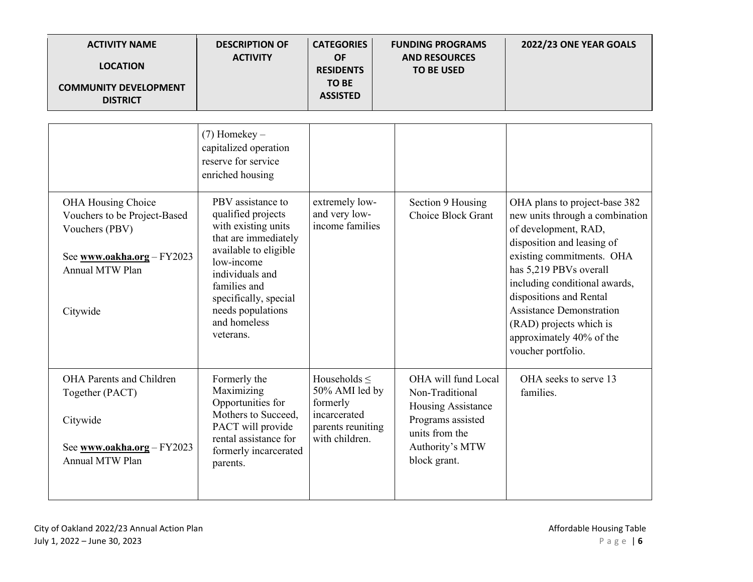| ACTIVITY NAME<br><br>LOCATION<br><br>COMMUNITY DEVELOPMENT DISTRICT | DESCRIPTION OF ACTIVITY | CATEGORIES OF RESIDENTS TO BE ASSISTED | FUNDING PROGRAMS AND RESOURCES TO BE USED | 2022/23 ONE YEAR GOALS |
|---|---|---|---|---|
| | (7) Homekey – capitalized operation reserve for service enriched housing | | | |
| OHA Housing Choice Vouchers to be Project-Based Vouchers (PBV)<br><br>See **www.oakha.org** – FY2023 Annual MTW Plan<br><br>Citywide | PBV assistance to qualified projects with existing units that are immediately available to eligible low-income individuals and families and specifically, special needs populations and homeless veterans. | extremely low- and very low-income families | Section 9 Housing Choice Block Grant | OHA plans to project-base 382 new units through a combination of development, RAD, disposition and leasing of existing commitments. OHA has 5,219 PBVs overall including conditional awards, dispositions and Rental Assistance Demonstration (RAD) projects which is approximately 40% of the voucher portfolio. |
| OHA Parents and Children Together (PACT)<br><br>Citywide<br><br>See **www.oakha.org** – FY2023 Annual MTW Plan | Formerly the Maximizing Opportunities for Mothers to Succeed, PACT will provide rental assistance for formerly incarcerated parents. | Households ≤ 50% AMI led by formerly incarcerated parents reuniting with children. | OHA will fund Local Non-Traditional Housing Assistance Programs assisted units from the Authority's MTW block grant. | OHA seeks to serve 13 families. |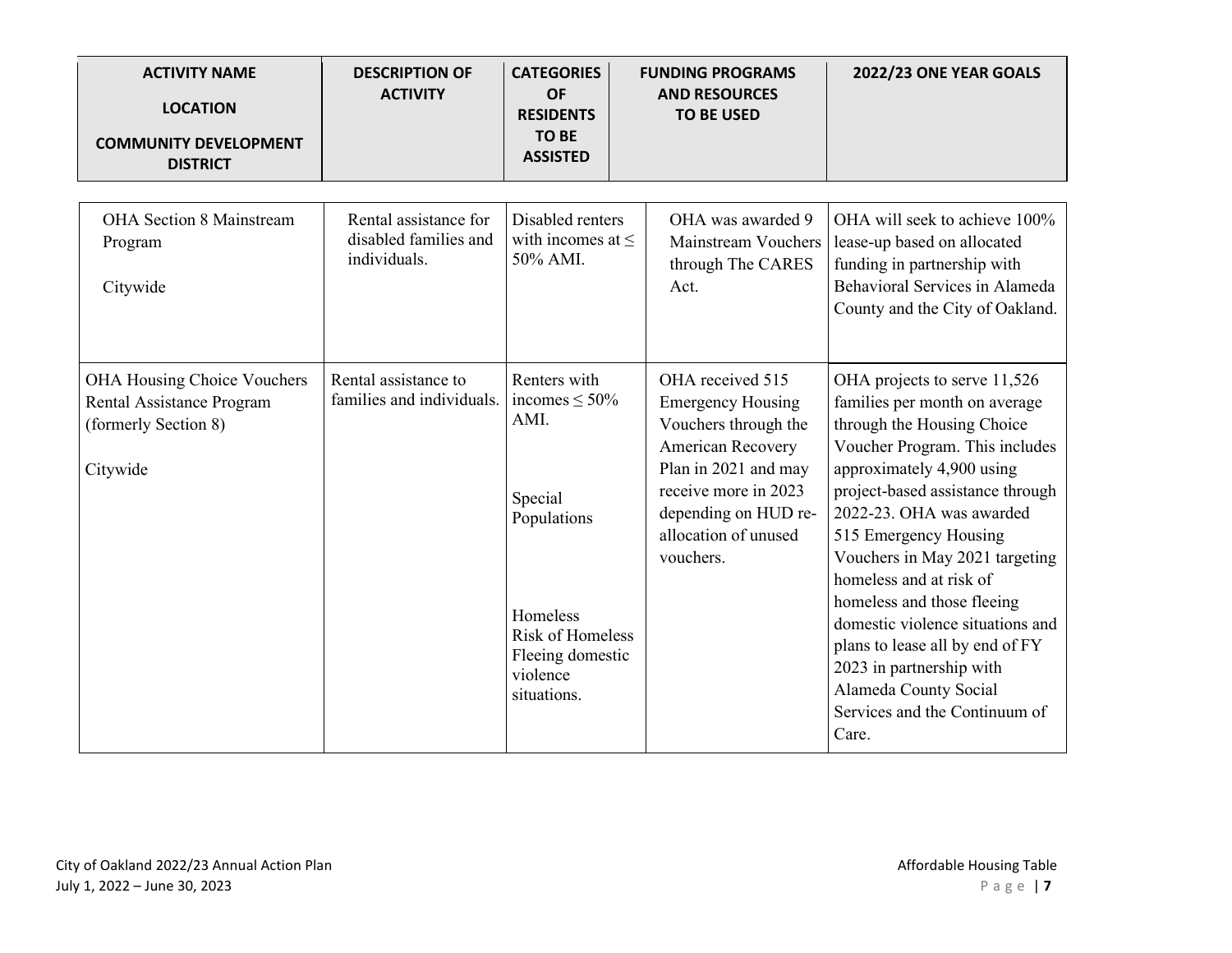| ACTIVITY NAME<br><br>LOCATION<br><br>COMMUNITY DEVELOPMENT DISTRICT | DESCRIPTION OF ACTIVITY | CATEGORIES OF RESIDENTS TO BE ASSISTED | FUNDING PROGRAMS AND RESOURCES TO BE USED | 2022/23 ONE YEAR GOALS |
|---|---|---|---|---|
| OHA Section 8 Mainstream Program<br><br>Citywide | Rental assistance for disabled families and individuals. | Disabled renters with incomes at ≤ 50% AMI. | OHA was awarded 9 Mainstream Vouchers through The CARES Act. | OHA will seek to achieve 100% lease-up based on allocated funding in partnership with Behavioral Services in Alameda County and the City of Oakland. |
| OHA Housing Choice Vouchers Rental Assistance Program (formerly Section 8)<br><br>Citywide | Rental assistance to families and individuals. | Renters with incomes ≤ 50% AMI.<br><br>Special Populations<br><br>Homeless<br>Risk of Homeless<br>Fleeing domestic violence situations. | OHA received 515 Emergency Housing Vouchers through the American Recovery Plan in 2021 and may receive more in 2023 depending on HUD re-allocation of unused vouchers. | OHA projects to serve 11,526 families per month on average through the Housing Choice Voucher Program. This includes approximately 4,900 using project-based assistance through 2022-23. OHA was awarded 515 Emergency Housing Vouchers in May 2021 targeting homeless and at risk of homeless and those fleeing domestic violence situations and plans to lease all by end of FY 2023 in partnership with Alameda County Social Services and the Continuum of Care. |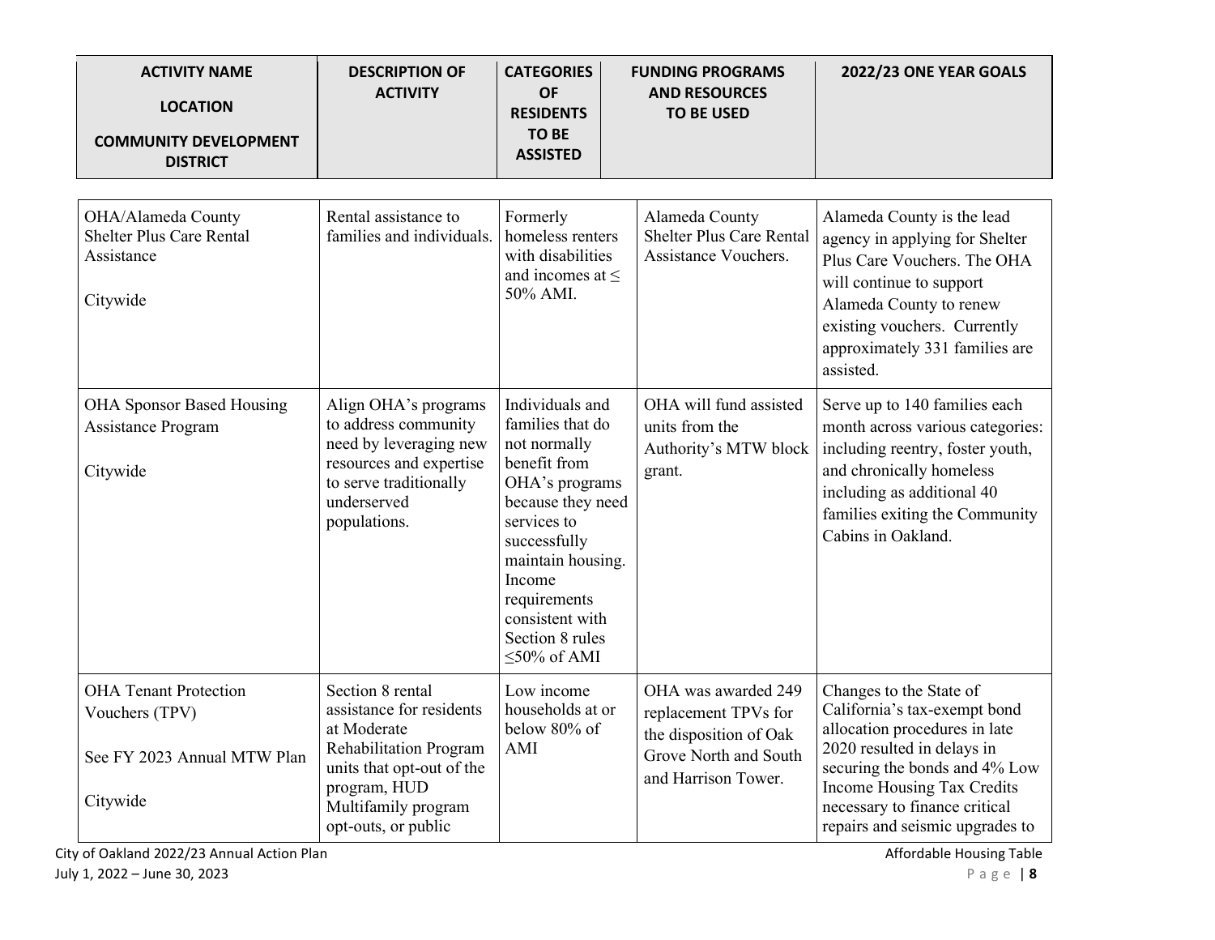| ACTIVITY NAME<br><br>LOCATION<br><br>COMMUNITY DEVELOPMENT DISTRICT | DESCRIPTION OF ACTIVITY | CATEGORIES OF RESIDENTS TO BE ASSISTED | FUNDING PROGRAMS AND RESOURCES TO BE USED | 2022/23 ONE YEAR GOALS |
|---|---|---|---|---|
| OHA/Alameda County Shelter Plus Care Rental Assistance<br><br>Citywide | Rental assistance to families and individuals. | Formerly homeless renters with disabilities and incomes at ≤ 50% AMI. | Alameda County Shelter Plus Care Rental Assistance Vouchers. | Alameda County is the lead agency in applying for Shelter Plus Care Vouchers. The OHA will continue to support Alameda County to renew existing vouchers. Currently approximately 331 families are assisted. |
| OHA Sponsor Based Housing Assistance Program<br><br>Citywide | Align OHA's programs to address community need by leveraging new resources and expertise to serve traditionally underserved populations. | Individuals and families that do not normally benefit from OHA's programs because they need services to successfully maintain housing. Income requirements consistent with Section 8 rules ≤50% of AMI | OHA will fund assisted units from the Authority's MTW block grant. | Serve up to 140 families each month across various categories: including reentry, foster youth, and chronically homeless including as additional 40 families exiting the Community Cabins in Oakland. |
| OHA Tenant Protection Vouchers (TPV)<br><br>See FY 2023 Annual MTW Plan<br><br>Citywide | Section 8 rental assistance for residents at Moderate Rehabilitation Program units that opt-out of the program, HUD Multifamily program opt-outs, or public | Low income households at or below 80% of AMI | OHA was awarded 249 replacement TPVs for the disposition of Oak Grove North and South and Harrison Tower. | Changes to the State of California's tax-exempt bond allocation procedures in late 2020 resulted in delays in securing the bonds and 4% Low Income Housing Tax Credits necessary to finance critical repairs and seismic upgrades to |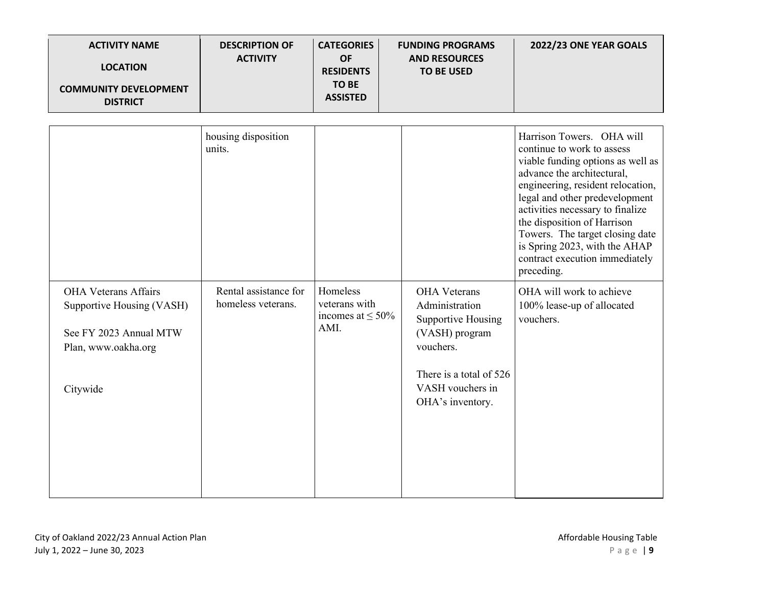| ACTIVITY NAME<br><br>LOCATION<br><br>COMMUNITY DEVELOPMENT DISTRICT | DESCRIPTION OF ACTIVITY | CATEGORIES OF RESIDENTS TO BE ASSISTED | FUNDING PROGRAMS AND RESOURCES TO BE USED | 2022/23 ONE YEAR GOALS |
|---|---|---|---|---|
| | housing disposition units. | | | Harrison Towers. OHA will continue to work to assess viable funding options as well as advance the architectural, engineering, resident relocation, legal and other predevelopment activities necessary to finalize the disposition of Harrison Towers. The target closing date is Spring 2023, with the AHAP contract execution immediately preceding. |
| OHA Veterans Affairs Supportive Housing (VASH)<br><br>See FY 2023 Annual MTW Plan, www.oakha.org<br><br>Citywide | Rental assistance for homeless veterans. | Homeless veterans with incomes at ≤ 50% AMI. | OHA Veterans Administration Supportive Housing (VASH) program vouchers.<br><br>There is a total of 526 VASH vouchers in OHA's inventory. | OHA will work to achieve 100% lease-up of allocated vouchers. |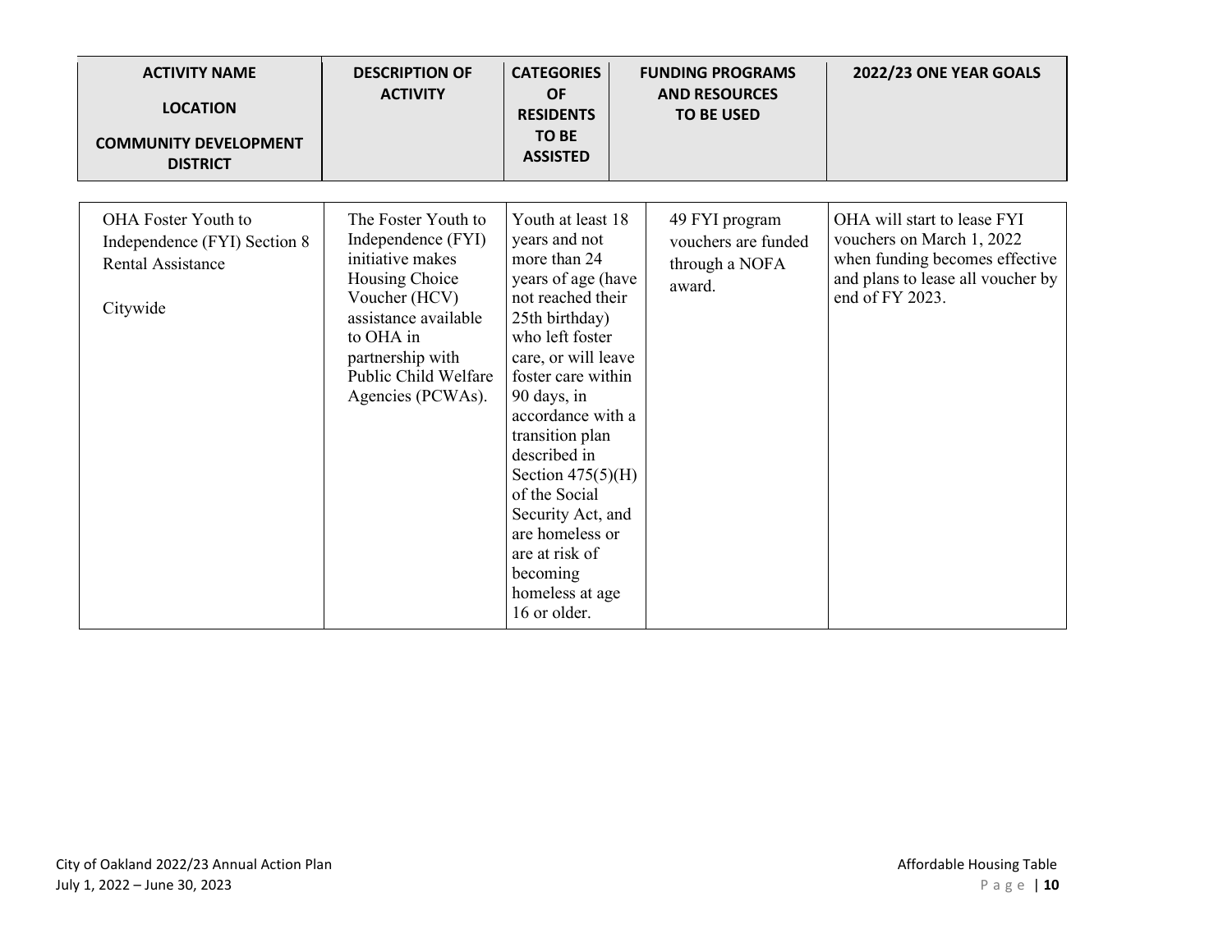| ACTIVITY NAME<br><br>LOCATION<br><br>COMMUNITY DEVELOPMENT DISTRICT | DESCRIPTION OF ACTIVITY | CATEGORIES OF RESIDENTS TO BE ASSISTED | FUNDING PROGRAMS AND RESOURCES TO BE USED | 2022/23 ONE YEAR GOALS |
|---|---|---|---|---|
| OHA Foster Youth to Independence (FYI) Section 8 Rental Assistance<br><br>Citywide | The Foster Youth to Independence (FYI) initiative makes Housing Choice Voucher (HCV) assistance available to OHA in partnership with Public Child Welfare Agencies (PCWAs). | Youth at least 18 years and not more than 24 years of age (have not reached their 25th birthday) who left foster care, or will leave foster care within 90 days, in accordance with a transition plan described in Section 475(5)(H) of the Social Security Act, and are homeless or are at risk of becoming homeless at age 16 or older. | 49 FYI program vouchers are funded through a NOFA award. | OHA will start to lease FYI vouchers on March 1, 2022 when funding becomes effective and plans to lease all voucher by end of FY 2023. |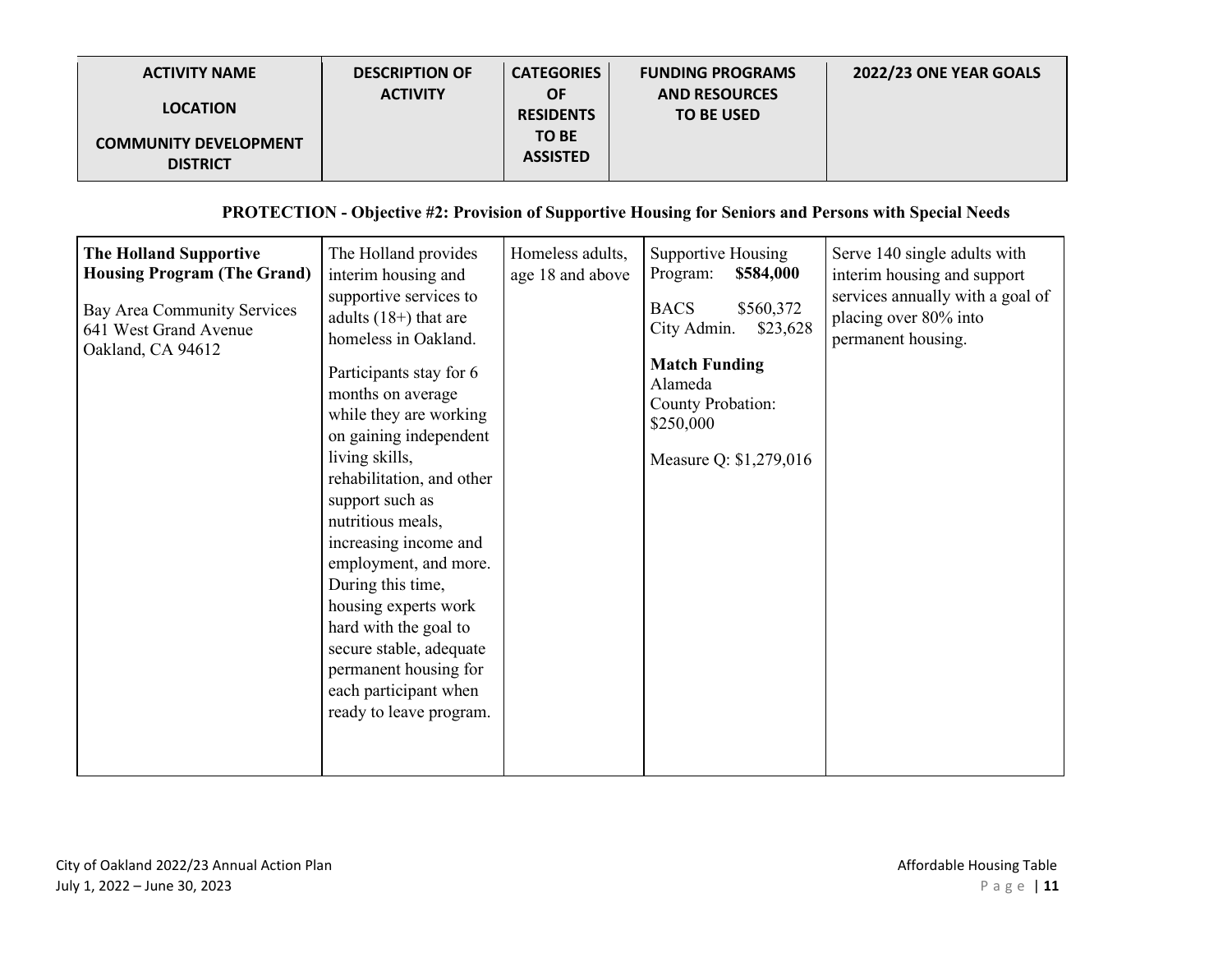| ACTIVITY NAME<br><br>LOCATION<br><br>COMMUNITY DEVELOPMENT DISTRICT | DESCRIPTION OF ACTIVITY | CATEGORIES OF RESIDENTS TO BE ASSISTED | FUNDING PROGRAMS AND RESOURCES TO BE USED | 2022/23 ONE YEAR GOALS |
|---|---|---|---|---|
| **PROTECTION - Objective #2: Provision of Supportive Housing for Seniors and Persons with Special Needs** | | | | |
| **The Holland Supportive Housing Program (The Grand)**<br><br>Bay Area Community Services<br>641 West Grand Avenue<br>Oakland, CA 94612 | The Holland provides interim housing and supportive services to adults (18+) that are homeless in Oakland.<br><br>Participants stay for 6 months on average while they are working on gaining independent living skills, rehabilitation, and other support such as nutritious meals, increasing income and employment, and more. During this time, housing experts work hard with the goal to secure stable, adequate permanent housing for each participant when ready to leave program. | Homeless adults, age 18 and above | Supportive Housing Program: **$584,000**<br><br>BACS $560,372<br>City Admin. $23,628<br><br>**Match Funding**<br>Alameda County Probation: $250,000<br><br>Measure Q: $1,279,016 | Serve 140 single adults with interim housing and support services annually with a goal of placing over 80% into permanent housing. |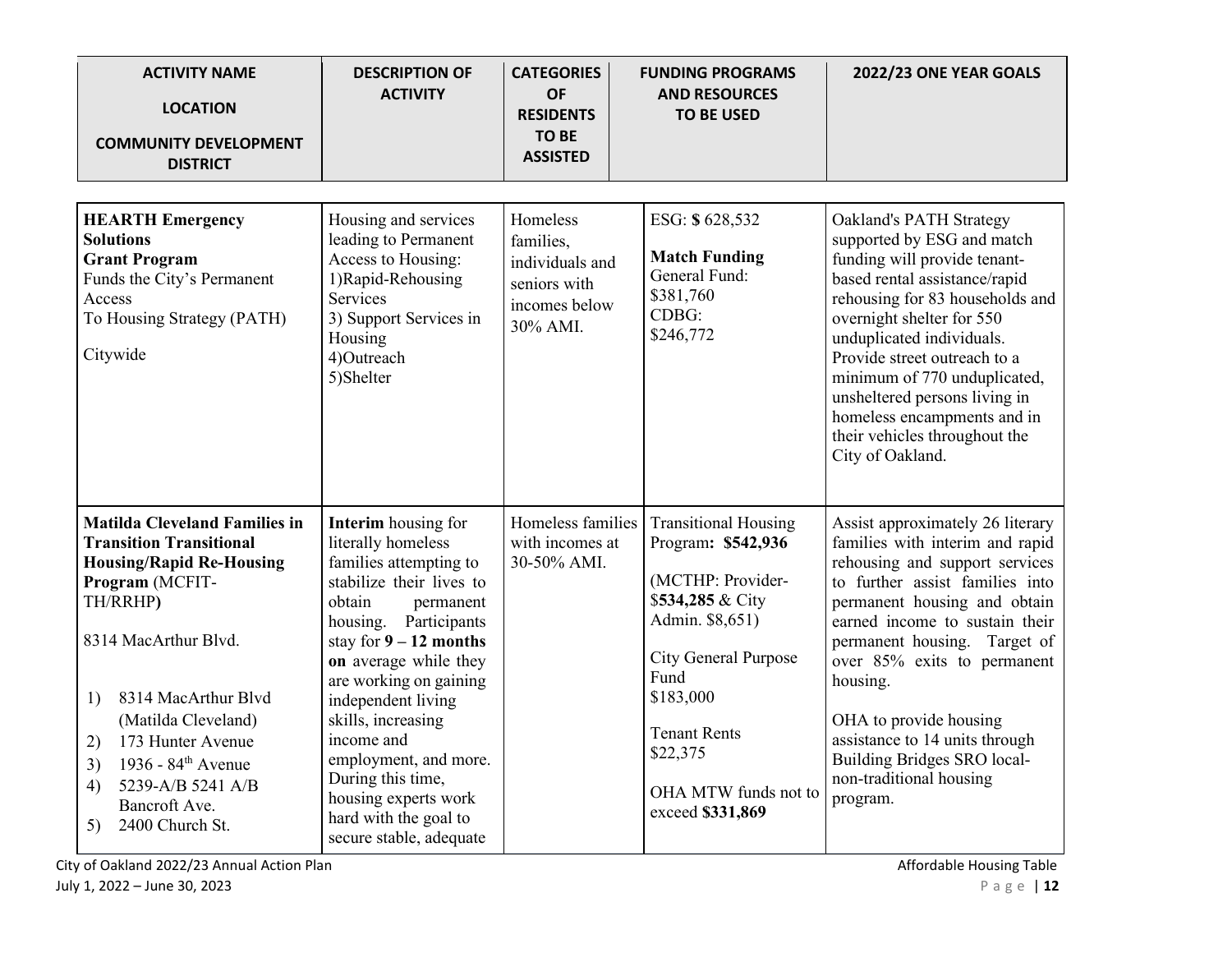| ACTIVITY NAME<br><br>LOCATION<br><br>COMMUNITY DEVELOPMENT DISTRICT | DESCRIPTION OF ACTIVITY | CATEGORIES OF RESIDENTS TO BE ASSISTED | FUNDING PROGRAMS AND RESOURCES TO BE USED | 2022/23 ONE YEAR GOALS |
|---|---|---|---|---|
| **HEARTH Emergency Solutions Grant Program**<br>Funds the City's Permanent Access To Housing Strategy (PATH)<br><br>Citywide | Housing and services leading to Permanent Access to Housing:<br>1)Rapid-Rehousing Services<br>3) Support Services in Housing<br>4)Outreach<br>5)Shelter | Homeless families, individuals and seniors with incomes below 30% AMI. | ESG: **$** 628,532<br><br>**Match Funding**<br>General Fund: $381,760<br>CDBG: $246,772 | Oakland's PATH Strategy supported by ESG and match funding will provide tenant-based rental assistance/rapid rehousing for 83 households and overnight shelter for 550 unduplicated individuals. Provide street outreach to a minimum of 770 unduplicated, unsheltered persons living in homeless encampments and in their vehicles throughout the City of Oakland. |
| **Matilda Cleveland Families in Transition Transitional Housing/Rapid Re-Housing Program** (MCFIT-TH/RRHP**)**<br><br>8314 MacArthur Blvd.<br><br>1) 8314 MacArthur Blvd (Matilda Cleveland)<br>2) 173 Hunter Avenue<br>3) 1936 - 84th Avenue<br>4) 5239-A/B 5241 A/B Bancroft Ave.<br>5) 2400 Church St. | **Interim** housing for literally homeless families attempting to stabilize their lives to obtain permanent housing. Participants stay for **9 – 12 months on** average while they are working on gaining independent living skills, increasing income and employment, and more. During this time, housing experts work hard with the goal to secure stable, adequate | Homeless families with incomes at 30-50% AMI. | Transitional Housing Program**: $542,936**<br><br>(MCTHP: Provider-$**534,285** & City Admin. $8,651)<br><br>City General Purpose Fund<br>$183,000<br><br>Tenant Rents<br>$22,375<br><br>OHA MTW funds not to exceed **$331,869** | Assist approximately 26 literary families with interim and rapid rehousing and support services to further assist families into permanent housing and obtain earned income to sustain their permanent housing. Target of over 85% exits to permanent housing.<br><br>OHA to provide housing assistance to 14 units through Building Bridges SRO local-non-traditional housing program. |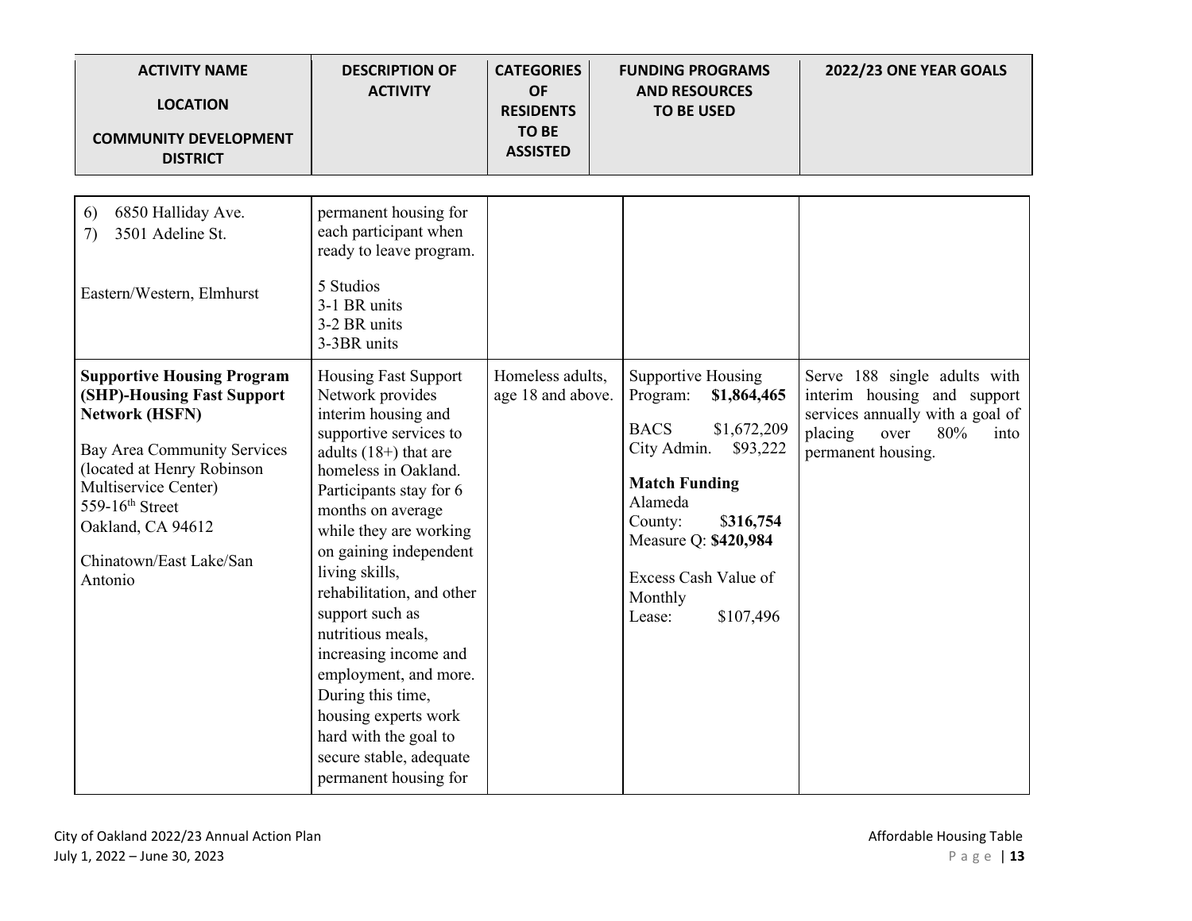| ACTIVITY NAME<br><br>LOCATION<br><br>COMMUNITY DEVELOPMENT DISTRICT | DESCRIPTION OF ACTIVITY | CATEGORIES OF RESIDENTS TO BE ASSISTED | FUNDING PROGRAMS AND RESOURCES TO BE USED | 2022/23 ONE YEAR GOALS |
|---|---|---|---|---|
| 6) 6850 Halliday Ave.<br>7) 3501 Adeline St.<br><br>Eastern/Western, Elmhurst | permanent housing for each participant when ready to leave program.<br><br>5 Studios<br>3-1 BR units<br>3-2 BR units<br>3-3BR units | | | |
| **Supportive Housing Program (SHP)-Housing Fast Support Network (HSFN)**<br><br>Bay Area Community Services (located at Henry Robinson Multiservice Center)<br>559-16th Street<br>Oakland, CA 94612<br><br>Chinatown/East Lake/San Antonio | Housing Fast Support Network provides interim housing and supportive services to adults (18+) that are homeless in Oakland. Participants stay for 6 months on average while they are working on gaining independent living skills, rehabilitation, and other support such as nutritious meals, increasing income and employment, and more. During this time, housing experts work hard with the goal to secure stable, adequate permanent housing for | Homeless adults, age 18 and above. | Supportive Housing Program: **$1,864,465**<br><br>BACS $1,672,209<br>City Admin. $93,222<br><br>**Match Funding**<br>Alameda County: $**316,754**<br>Measure Q: **$420,984**<br><br>Excess Cash Value of Monthly Lease: $107,496 | Serve 188 single adults with interim housing and support services annually with a goal of placing over 80% into permanent housing. |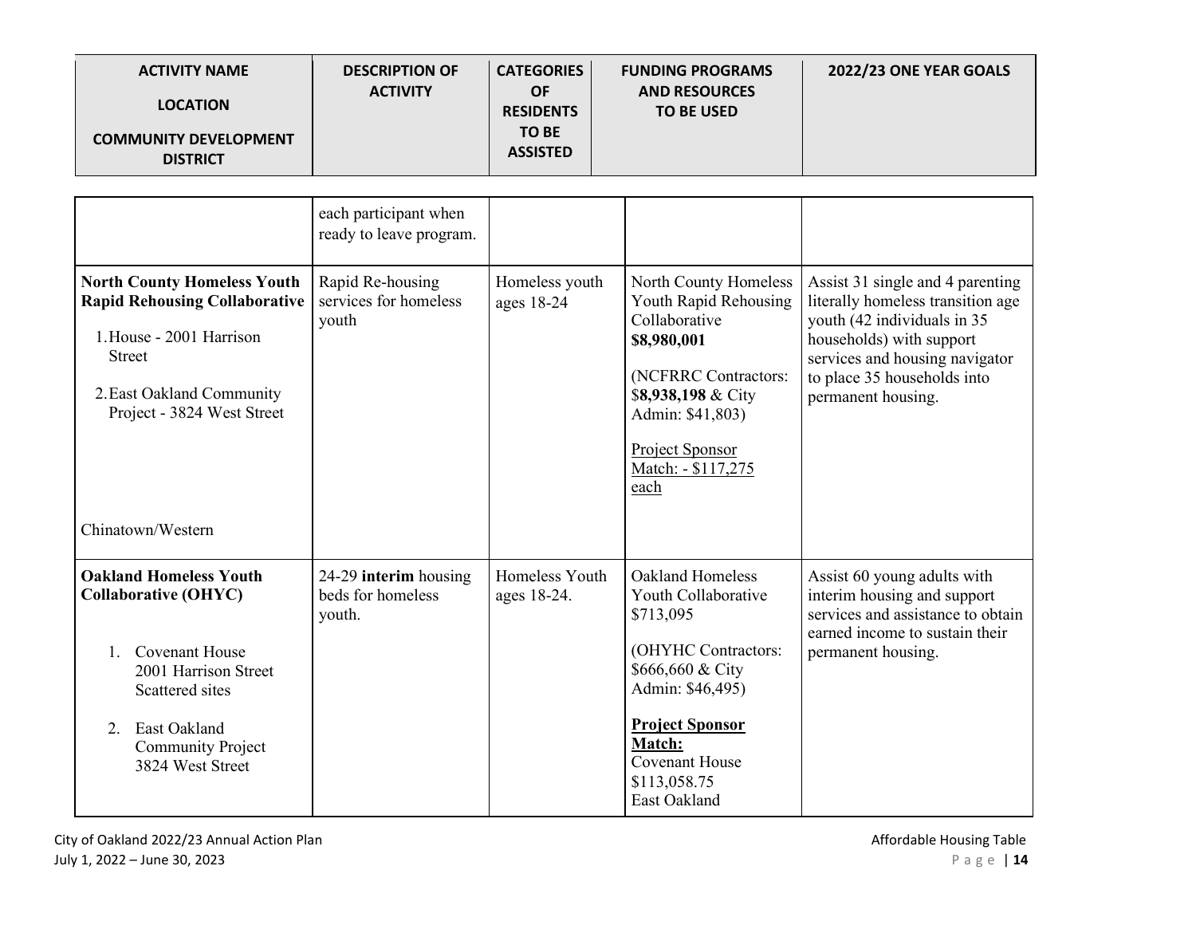| ACTIVITY NAME<br><br>LOCATION<br><br>COMMUNITY DEVELOPMENT DISTRICT | DESCRIPTION OF ACTIVITY | CATEGORIES OF RESIDENTS TO BE ASSISTED | FUNDING PROGRAMS AND RESOURCES TO BE USED | 2022/23 ONE YEAR GOALS |
|---|---|---|---|---|
| | each participant when ready to leave program. | | | |
| **North County Homeless Youth Rapid Rehousing Collaborative**<br><br>1. House - 2001 Harrison Street<br><br>2. East Oakland Community Project - 3824 West Street<br><br>Chinatown/Western | Rapid Re-housing services for homeless youth | Homeless youth ages 18-24 | North County Homeless Youth Rapid Rehousing Collaborative **$8,980,001**<br><br>(NCFRRC Contractors: $**8,938,198** & City Admin: $41,803)<br><br>Project Sponsor Match: - $117,275 each | Assist 31 single and 4 parenting literally homeless transition age youth (42 individuals in 35 households) with support services and housing navigator to place 35 households into permanent housing. |
| **Oakland Homeless Youth Collaborative (OHYC)**<br><br>1. Covenant House 2001 Harrison Street Scattered sites<br><br>2. East Oakland Community Project 3824 West Street | 24-29 **interim** housing beds for homeless youth. | Homeless Youth ages 18-24. | Oakland Homeless Youth Collaborative $713,095<br><br>(OHYHC Contractors: $666,660 & City Admin: $46,495)<br><br>**Project Sponsor Match:**<br>Covenant House $113,058.75<br>East Oakland | Assist 60 young adults with interim housing and support services and assistance to obtain earned income to sustain their permanent housing. |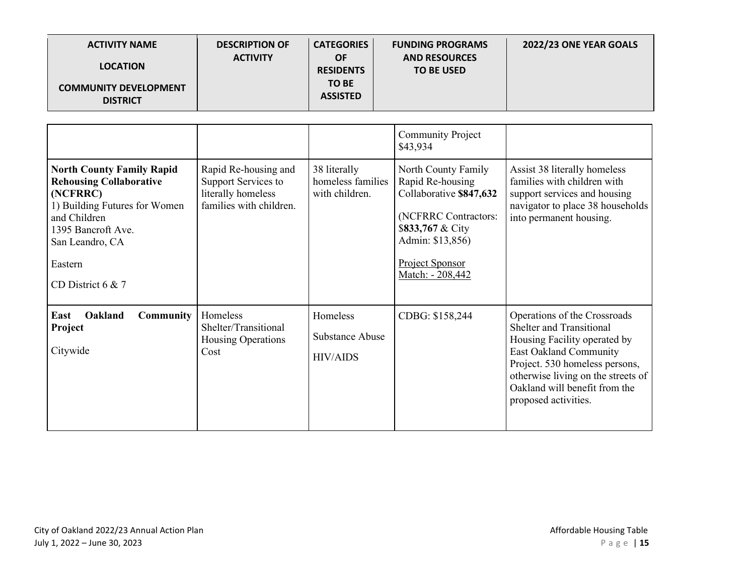| ACTIVITY NAME<br><br>LOCATION<br><br>COMMUNITY DEVELOPMENT DISTRICT | DESCRIPTION OF ACTIVITY | CATEGORIES OF RESIDENTS TO BE ASSISTED | FUNDING PROGRAMS AND RESOURCES TO BE USED | 2022/23 ONE YEAR GOALS |
|---|---|---|---|---|
| | | | Community Project $43,934 | |
| **North County Family Rapid Rehousing Collaborative (NCFRRC)**<br>1) Building Futures for Women and Children<br>1395 Bancroft Ave.<br>San Leandro, CA<br><br>Eastern<br><br>CD District 6 & 7 | Rapid Re-housing and Support Services to literally homeless families with children. | 38 literally homeless families with children. | North County Family Rapid Re-housing Collaborative **$847,632**<br><br>(NCFRRC Contractors: $**833,767** & City Admin: $13,856)<br><br>Project Sponsor Match: - 208,442 | Assist 38 literally homeless families with children with support services and housing navigator to place 38 households into permanent housing. |
| **East Oakland Community Project**<br><br>Citywide | Homeless Shelter/Transitional Housing Operations Cost | Homeless<br><br>Substance Abuse<br><br>HIV/AIDS | CDBG: $158,244 | Operations of the Crossroads Shelter and Transitional Housing Facility operated by East Oakland Community Project. 530 homeless persons, otherwise living on the streets of Oakland will benefit from the proposed activities. |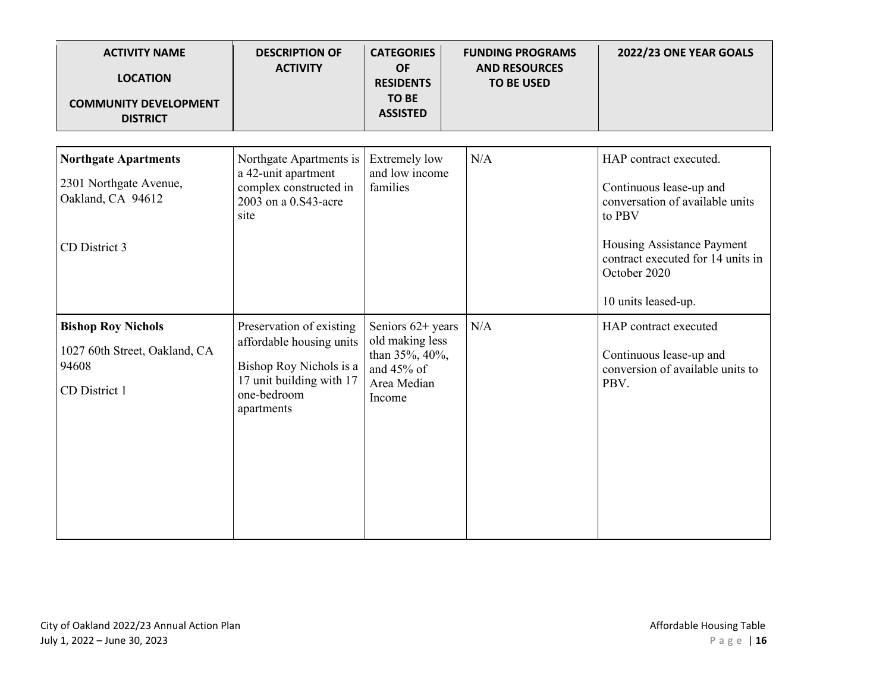| ACTIVITY NAME<br><br>LOCATION<br><br>COMMUNITY DEVELOPMENT DISTRICT | DESCRIPTION OF ACTIVITY | CATEGORIES OF RESIDENTS TO BE ASSISTED | FUNDING PROGRAMS AND RESOURCES TO BE USED | 2022/23 ONE YEAR GOALS |
|---|---|---|---|---|
| **Northgate Apartments**<br><br>2301 Northgate Avenue, Oakland, CA 94612<br><br>CD District 3 | Northgate Apartments is a 42-unit apartment complex constructed in 2003 on a 0.S43-acre site | Extremely low and low income families | N/A | HAP contract executed.<br><br>Continuous lease-up and conversation of available units to PBV<br><br>Housing Assistance Payment contract executed for 14 units in October 2020<br><br>10 units leased-up. |
| **Bishop Roy Nichols**<br><br>1027 60th Street, Oakland, CA 94608<br><br>CD District 1 | Preservation of existing affordable housing units<br><br>Bishop Roy Nichols is a 17 unit building with 17 one-bedroom apartments | Seniors 62+ years old making less than 35%, 40%, and 45% of Area Median Income | N/A | HAP contract executed<br><br>Continuous lease-up and conversion of available units to PBV. |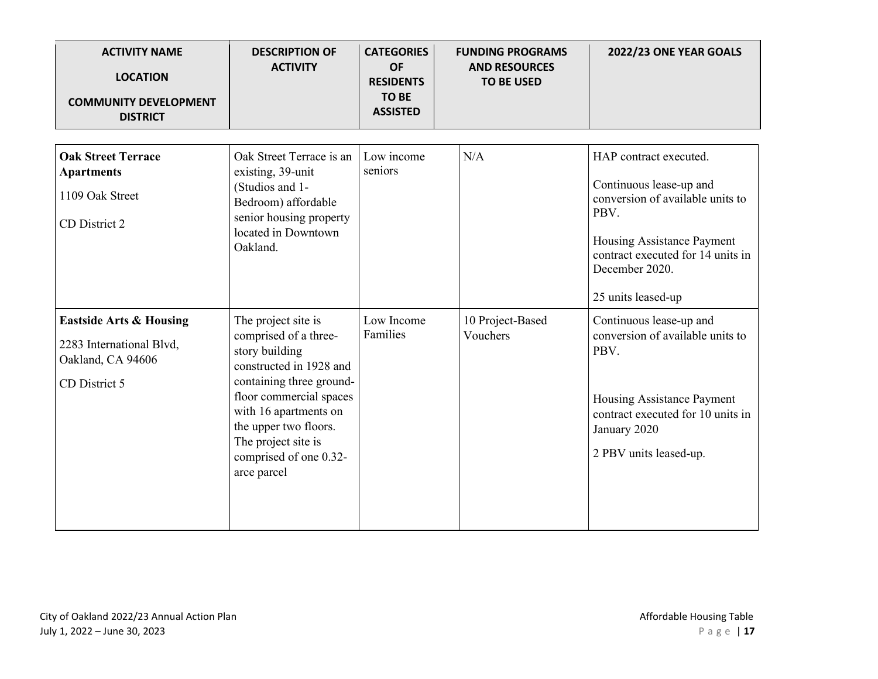| ACTIVITY NAME<br>LOCATION<br>COMMUNITY DEVELOPMENT DISTRICT | DESCRIPTION OF ACTIVITY | CATEGORIES OF RESIDENTS TO BE ASSISTED | FUNDING PROGRAMS AND RESOURCES TO BE USED | 2022/23 ONE YEAR GOALS |
|---|---|---|---|---|
| **Oak Street Terrace Apartments**<br>1109 Oak Street<br>CD District 2 | Oak Street Terrace is an existing, 39-unit (Studios and 1-Bedroom) affordable senior housing property located in Downtown Oakland. | Low income seniors | N/A | HAP contract executed.<br>Continuous lease-up and conversion of available units to PBV.<br>Housing Assistance Payment contract executed for 14 units in December 2020.<br>25 units leased-up |
| **Eastside Arts & Housing**<br>2283 International Blvd, Oakland, CA 94606<br>CD District 5 | The project site is comprised of a three-story building constructed in 1928 and containing three ground-floor commercial spaces with 16 apartments on the upper two floors. The project site is comprised of one 0.32-arce parcel | Low Income Families | 10 Project-Based Vouchers | Continuous lease-up and conversion of available units to PBV.<br>Housing Assistance Payment contract executed for 10 units in January 2020<br>2 PBV units leased-up. |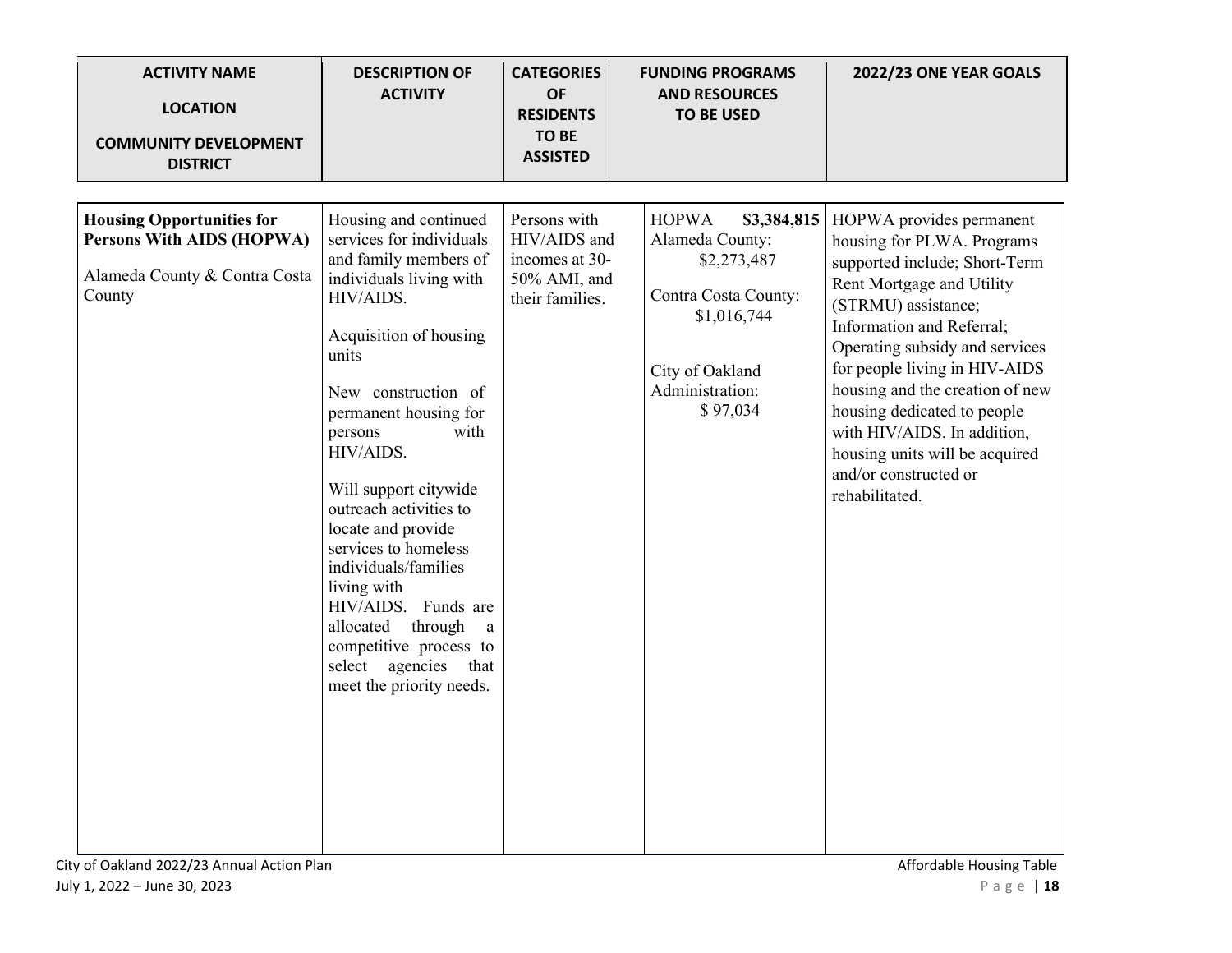| ACTIVITY NAME<br><br>LOCATION<br><br>COMMUNITY DEVELOPMENT DISTRICT | DESCRIPTION OF ACTIVITY | CATEGORIES OF RESIDENTS TO BE ASSISTED | FUNDING PROGRAMS AND RESOURCES TO BE USED | 2022/23 ONE YEAR GOALS |
|---|---|---|---|---|
| **Housing Opportunities for Persons With AIDS (HOPWA)**<br><br>Alameda County & Contra Costa County | Housing and continued services for individuals and family members of individuals living with HIV/AIDS.<br><br>Acquisition of housing units<br><br>New construction of permanent housing for persons with HIV/AIDS.<br><br>Will support citywide outreach activities to locate and provide services to homeless individuals/families living with HIV/AIDS. Funds are allocated through a competitive process to select agencies that meet the priority needs. | Persons with HIV/AIDS and incomes at 30-50% AMI, and their families. | HOPWA **$3,384,815**<br>Alameda County: $2,273,487<br><br>Contra Costa County: $1,016,744<br><br>City of Oakland Administration: $ 97,034 | HOPWA provides permanent housing for PLWA. Programs supported include; Short-Term Rent Mortgage and Utility (STRMU) assistance; Information and Referral; Operating subsidy and services for people living in HIV-AIDS housing and the creation of new housing dedicated to people with HIV/AIDS. In addition, housing units will be acquired and/or constructed or rehabilitated. |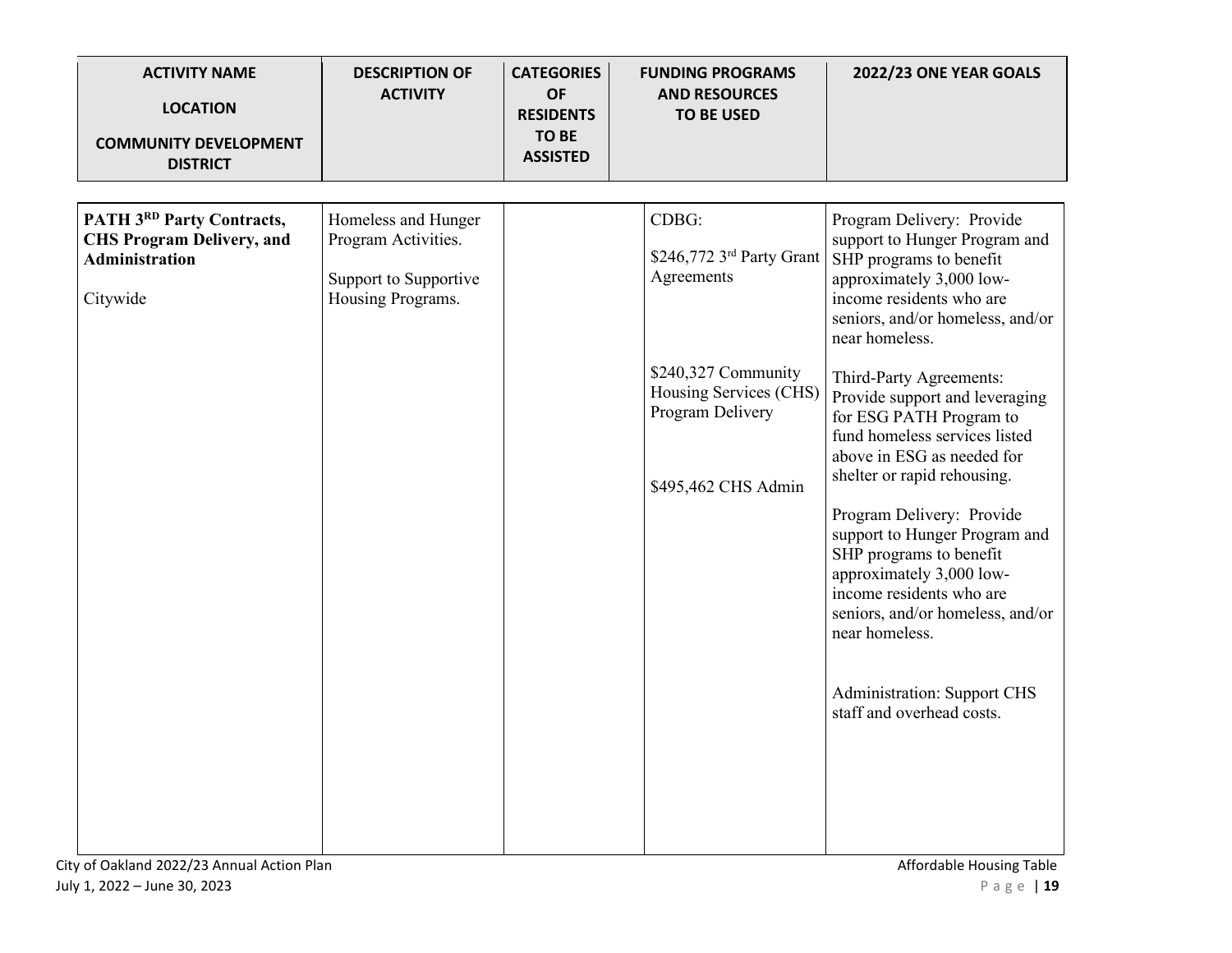| ACTIVITY NAME<br><br>LOCATION<br><br>COMMUNITY DEVELOPMENT DISTRICT | DESCRIPTION OF ACTIVITY | CATEGORIES OF RESIDENTS TO BE ASSISTED | FUNDING PROGRAMS AND RESOURCES TO BE USED | 2022/23 ONE YEAR GOALS |
|---|---|---|---|---|
| **PATH 3RD Party Contracts, CHS Program Delivery, and Administration**<br><br>Citywide | Homeless and Hunger Program Activities.<br><br>Support to Supportive Housing Programs. | | CDBG:<br><br>$246,772 3rd Party Grant Agreements<br><br>$240,327 Community Housing Services (CHS) Program Delivery<br><br>$495,462 CHS Admin | Program Delivery: Provide support to Hunger Program and SHP programs to benefit approximately 3,000 low-income residents who are seniors, and/or homeless, and/or near homeless.<br><br>Third-Party Agreements: Provide support and leveraging for ESG PATH Program to fund homeless services listed above in ESG as needed for shelter or rapid rehousing.<br><br>Program Delivery: Provide support to Hunger Program and SHP programs to benefit approximately 3,000 low-income residents who are seniors, and/or homeless, and/or near homeless.<br><br>Administration: Support CHS staff and overhead costs. |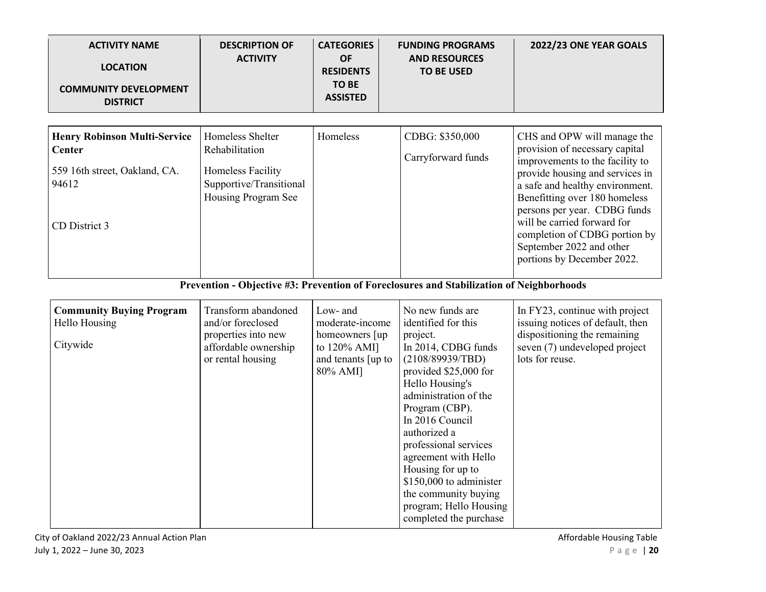| ACTIVITY NAME<br><br>LOCATION<br><br>COMMUNITY DEVELOPMENT DISTRICT | DESCRIPTION OF ACTIVITY | CATEGORIES OF RESIDENTS TO BE ASSISTED | FUNDING PROGRAMS AND RESOURCES TO BE USED | 2022/23 ONE YEAR GOALS |
|---|---|---|---|---|
| **Henry Robinson Multi-Service Center**<br><br>559 16th street, Oakland, CA. 94612<br><br>CD District 3 | Homeless Shelter Rehabilitation<br><br>Homeless Facility Supportive/Transitional Housing Program See | Homeless | CDBG: $350,000<br><br>Carryforward funds | CHS and OPW will manage the provision of necessary capital improvements to the facility to provide housing and services in a safe and healthy environment. Benefitting over 180 homeless persons per year. CDBG funds will be carried forward for completion of CDBG portion by September 2022 and other portions by December 2022. |

**Prevention - Objective #3: Prevention of Foreclosures and Stabilization of Neighborhoods**

| ACTIVITY NAME<br><br>LOCATION<br><br>COMMUNITY DEVELOPMENT DISTRICT | DESCRIPTION OF ACTIVITY | CATEGORIES OF RESIDENTS TO BE ASSISTED | FUNDING PROGRAMS AND RESOURCES TO BE USED | 2022/23 ONE YEAR GOALS |
|---|---|---|---|---|
| **Community Buying Program** Hello Housing<br><br>Citywide | Transform abandoned and/or foreclosed properties into new affordable ownership or rental housing | Low- and moderate-income homeowners [up to 120% AMI] and tenants [up to 80% AMI] | No new funds are identified for this project.<br>In 2014, CDBG funds (2108/89939/TBD) provided $25,000 for Hello Housing's administration of the Program (CBP).<br>In 2016 Council authorized a professional services agreement with Hello Housing for up to $150,000 to administer the community buying program; Hello Housing completed the purchase | In FY23, continue with project issuing notices of default, then dispositioning the remaining seven (7) undeveloped project lots for reuse. |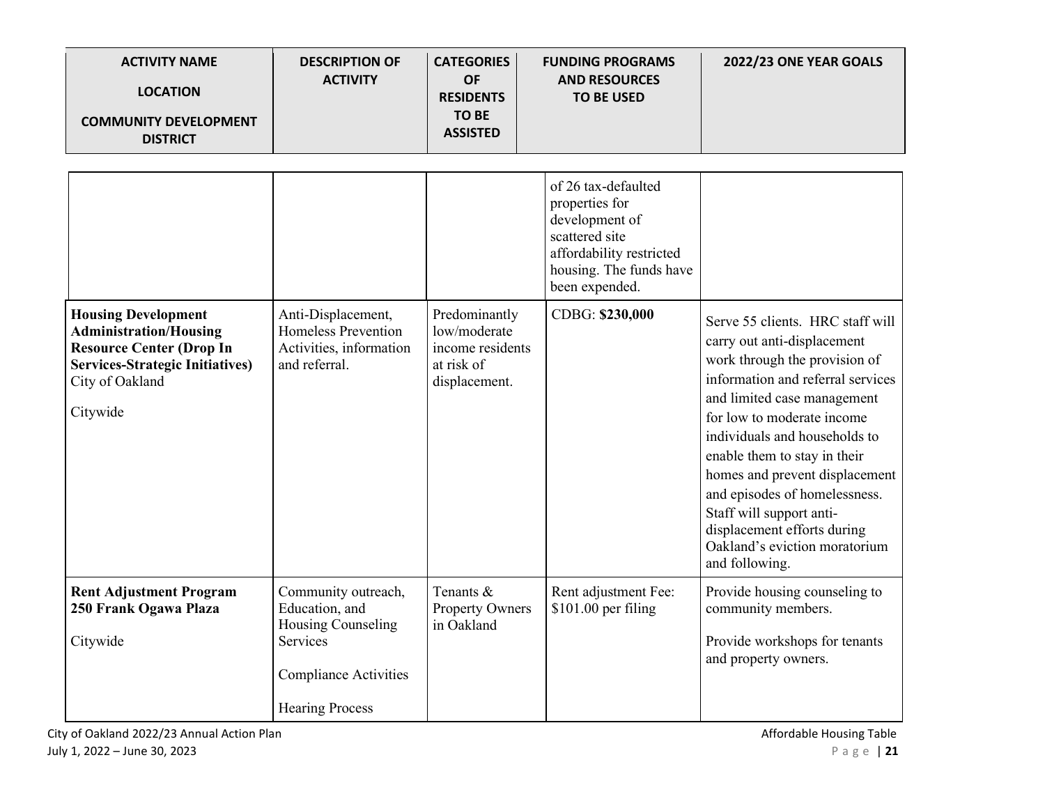| ACTIVITY NAME<br><br>LOCATION<br><br>COMMUNITY DEVELOPMENT DISTRICT | DESCRIPTION OF ACTIVITY | CATEGORIES OF RESIDENTS TO BE ASSISTED | FUNDING PROGRAMS AND RESOURCES TO BE USED | 2022/23 ONE YEAR GOALS |
|---|---|---|---|---|
| | | | of 26 tax-defaulted properties for development of scattered site affordability restricted housing. The funds have been expended. | |
| **Housing Development Administration/Housing Resource Center (Drop In Services-Strategic Initiatives)**<br>City of Oakland<br><br>Citywide | Anti-Displacement, Homeless Prevention Activities, information and referral. | Predominantly low/moderate income residents at risk of displacement. | CDBG: **$230,000** | Serve 55 clients. HRC staff will carry out anti-displacement work through the provision of information and referral services and limited case management for low to moderate income individuals and households to enable them to stay in their homes and prevent displacement and episodes of homelessness. Staff will support anti-displacement efforts during Oakland's eviction moratorium and following. |
| **Rent Adjustment Program**<br>**250 Frank Ogawa Plaza**<br><br>Citywide | Community outreach, Education, and Housing Counseling Services<br><br>Compliance Activities<br><br>Hearing Process | Tenants & Property Owners in Oakland | Rent adjustment Fee: $101.00 per filing | Provide housing counseling to community members.<br><br>Provide workshops for tenants and property owners. |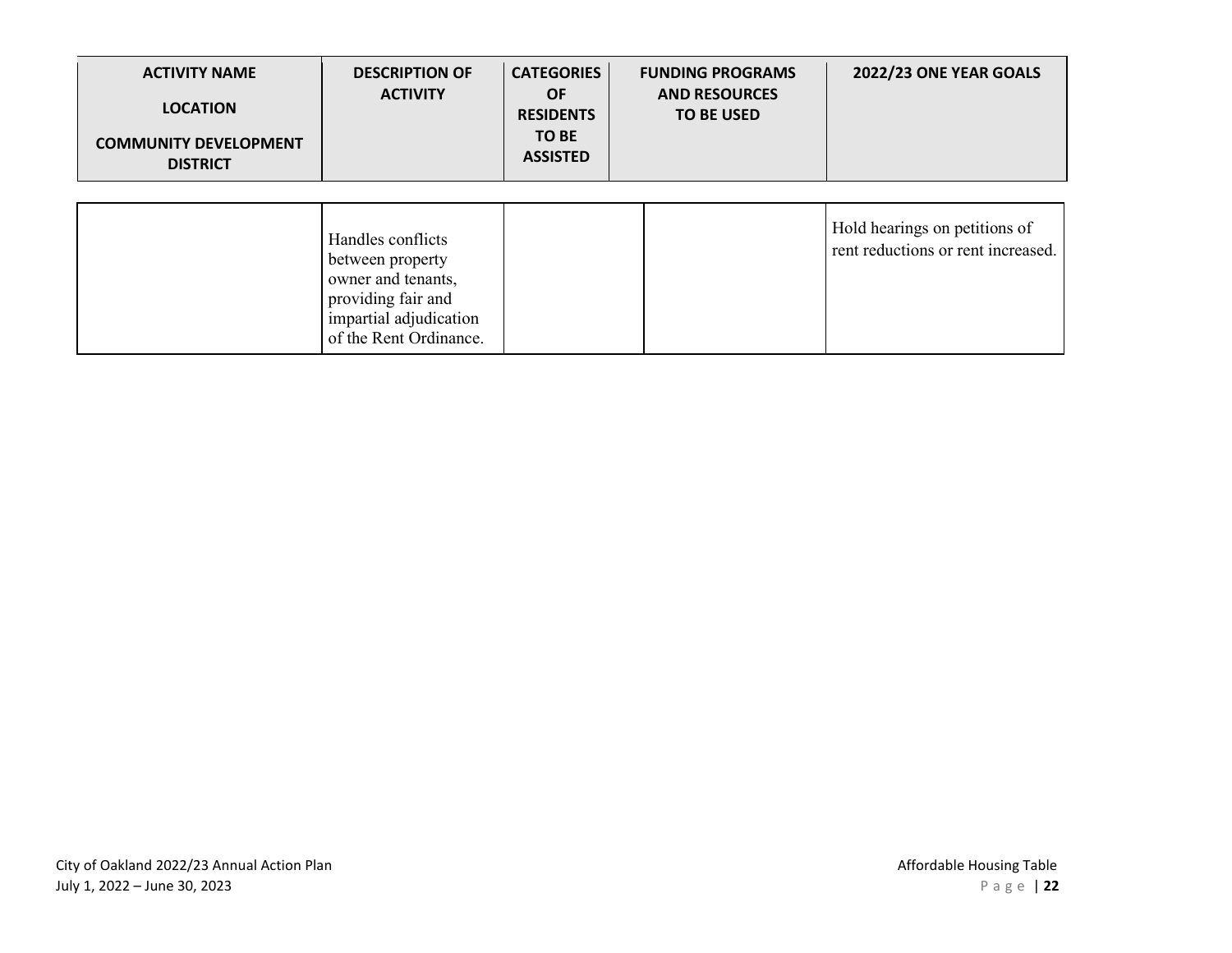| ACTIVITY NAME<br><br>LOCATION<br><br>COMMUNITY DEVELOPMENT DISTRICT | DESCRIPTION OF ACTIVITY | CATEGORIES OF RESIDENTS TO BE ASSISTED | FUNDING PROGRAMS AND RESOURCES TO BE USED | 2022/23 ONE YEAR GOALS |
|---|---|---|---|---|
| | Handles conflicts between property owner and tenants, providing fair and impartial adjudication of the Rent Ordinance. | | | Hold hearings on petitions of rent reductions or rent increased. |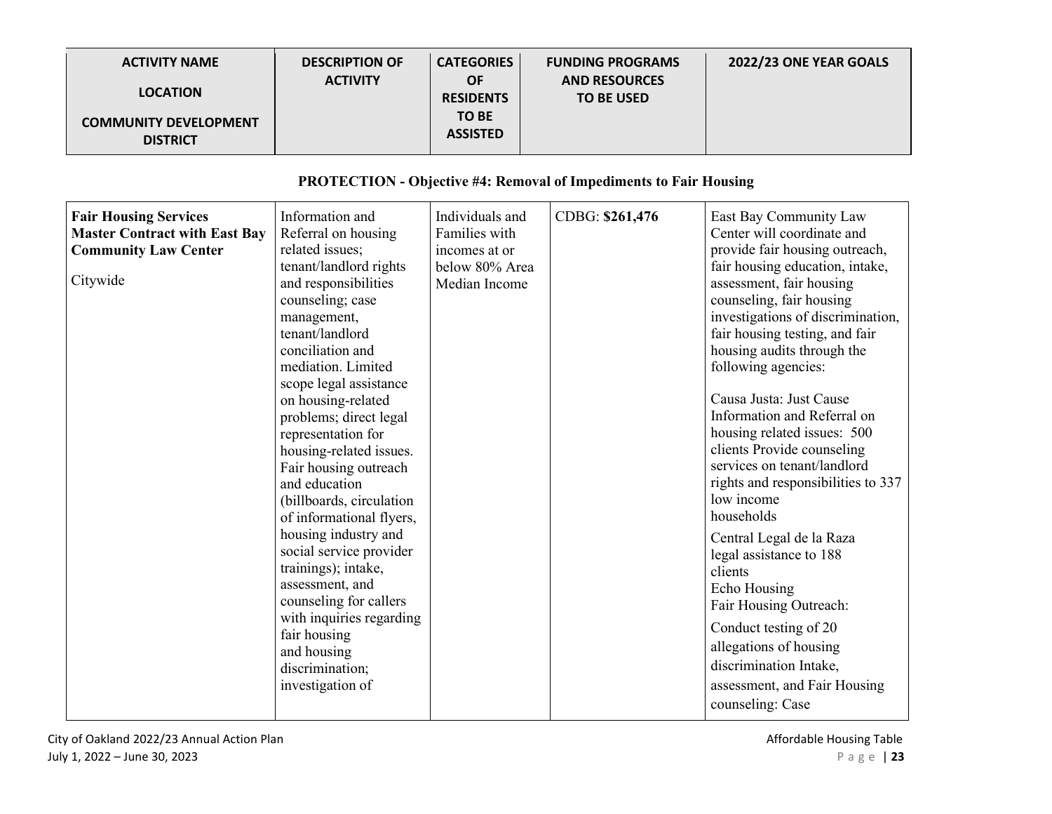| ACTIVITY NAME<br><br>LOCATION<br><br>COMMUNITY DEVELOPMENT DISTRICT | DESCRIPTION OF ACTIVITY | CATEGORIES OF RESIDENTS TO BE ASSISTED | FUNDING PROGRAMS AND RESOURCES TO BE USED | 2022/23 ONE YEAR GOALS |
|---|---|---|---|---|

**PROTECTION - Objective #4: Removal of Impediments to Fair Housing**

| | | | | |
|---|---|---|---|---|
| **Fair Housing Services Master Contract with East Bay Community Law Center**<br><br>Citywide | Information and Referral on housing related issues; tenant/landlord rights and responsibilities counseling; case management, tenant/landlord conciliation and mediation. Limited scope legal assistance on housing-related problems; direct legal representation for housing-related issues. Fair housing outreach and education (billboards, circulation of informational flyers, housing industry and social service provider trainings); intake, assessment, and counseling for callers with inquiries regarding fair housing and housing discrimination; investigation of | Individuals and Families with incomes at or below 80% Area Median Income | CDBG: **$261,476** | East Bay Community Law Center will coordinate and provide fair housing outreach, fair housing education, intake, assessment, fair housing counseling, fair housing investigations of discrimination, fair housing testing, and fair housing audits through the following agencies:<br><br>Causa Justa: Just Cause Information and Referral on housing related issues: 500 clients Provide counseling services on tenant/landlord rights and responsibilities to 337 low income households<br><br>Central Legal de la Raza legal assistance to 188 clients<br>Echo Housing<br>Fair Housing Outreach:<br><br>Conduct testing of 20 allegations of housing discrimination Intake, assessment, and Fair Housing counseling: Case |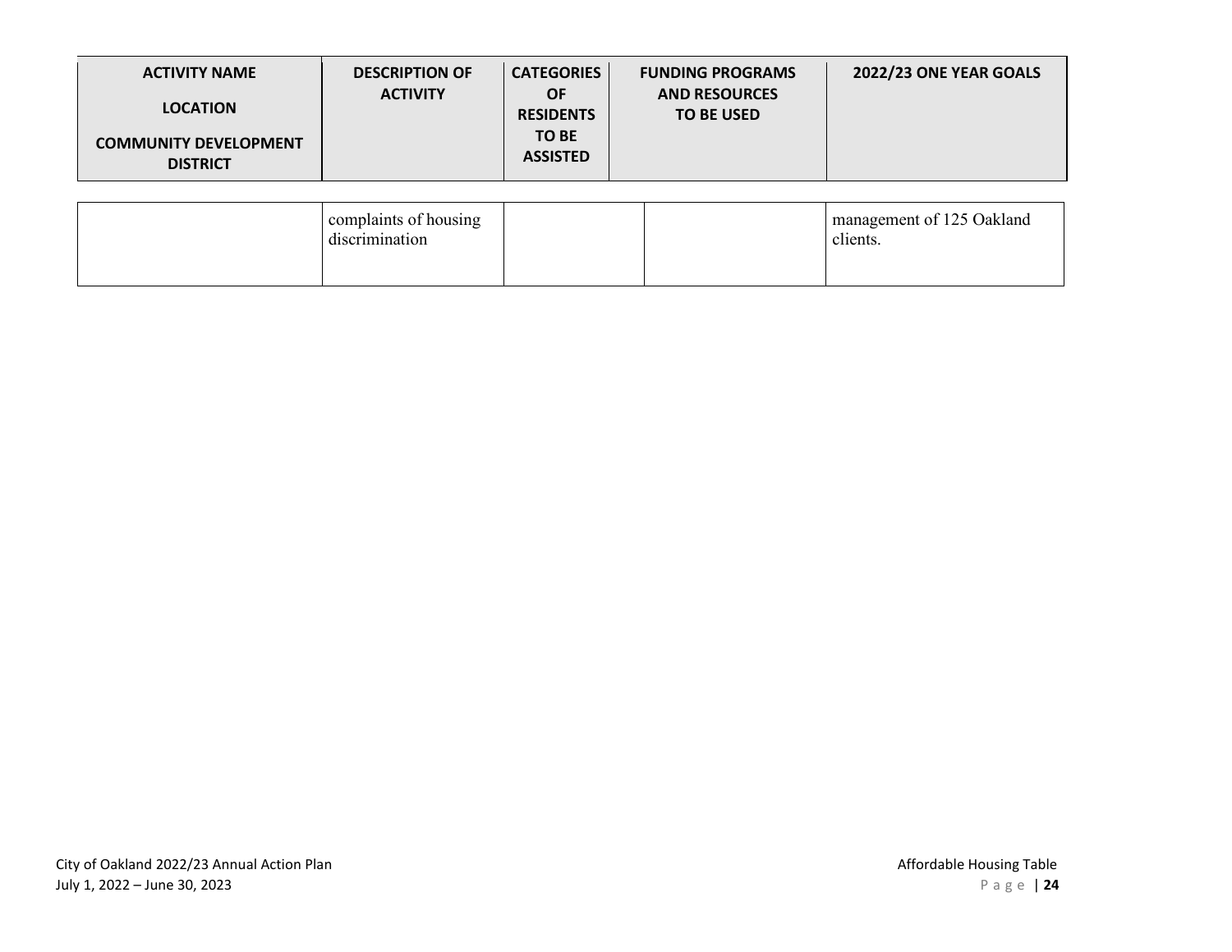| ACTIVITY NAME<br><br>LOCATION<br><br>COMMUNITY DEVELOPMENT DISTRICT | DESCRIPTION OF ACTIVITY | CATEGORIES OF RESIDENTS TO BE ASSISTED | FUNDING PROGRAMS AND RESOURCES TO BE USED | 2022/23 ONE YEAR GOALS |
|---|---|---|---|---|
| | complaints of housing discrimination | | | management of 125 Oakland clients. |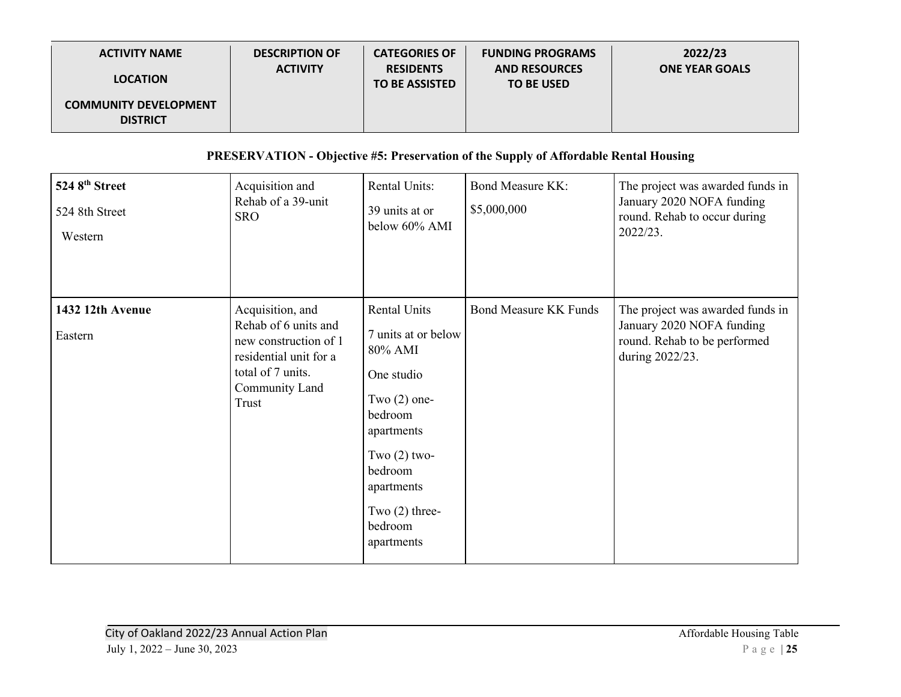| ACTIVITY NAME<br><br>LOCATION<br><br>COMMUNITY DEVELOPMENT DISTRICT | DESCRIPTION OF ACTIVITY | CATEGORIES OF RESIDENTS TO BE ASSISTED | FUNDING PROGRAMS AND RESOURCES TO BE USED | 2022/23 ONE YEAR GOALS |
|---|---|---|---|---|

**PRESERVATION - Objective #5: Preservation of the Supply of Affordable Rental Housing**

| | | | | |
|---|---|---|---|---|
| **524 8th Street**<br><br>524 8th Street<br><br>Western | Acquisition and Rehab of a 39-unit SRO | Rental Units:<br><br>39 units at or below 60% AMI | Bond Measure KK:<br><br>$5,000,000 | The project was awarded funds in January 2020 NOFA funding round. Rehab to occur during 2022/23. |
| **1432 12th Avenue**<br><br>Eastern | Acquisition, and Rehab of 6 units and new construction of 1 residential unit for a total of 7 units. Community Land Trust | Rental Units<br><br>7 units at or below 80% AMI<br><br>One studio<br><br>Two (2) one-bedroom apartments<br><br>Two (2) two-bedroom apartments<br><br>Two (2) three-bedroom apartments | Bond Measure KK Funds | The project was awarded funds in January 2020 NOFA funding round. Rehab to be performed during 2022/23. |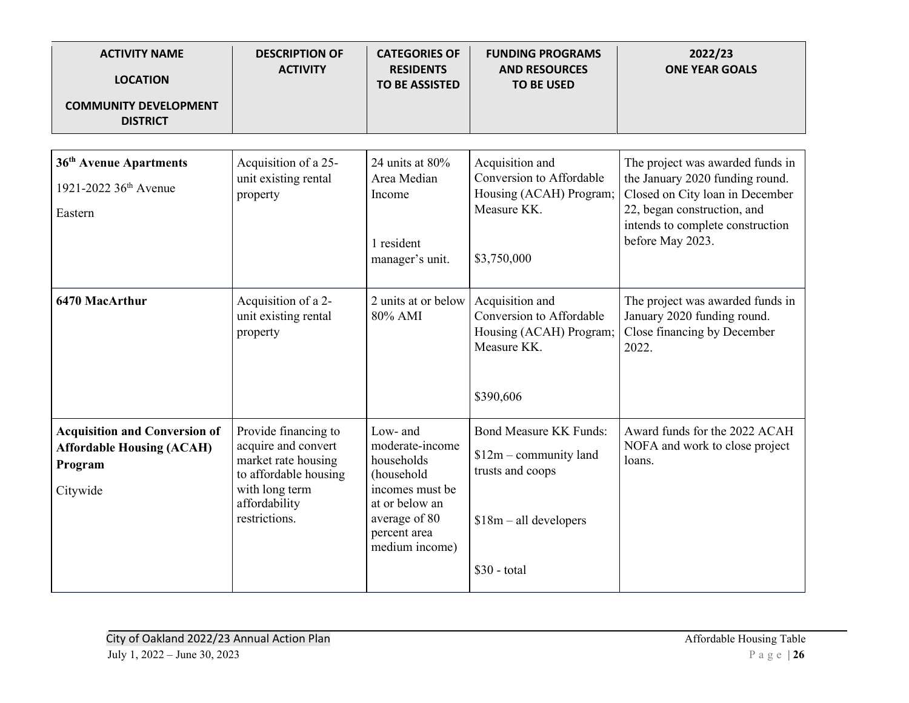| ACTIVITY NAME<br><br>LOCATION<br><br>COMMUNITY DEVELOPMENT DISTRICT | DESCRIPTION OF ACTIVITY | CATEGORIES OF RESIDENTS TO BE ASSISTED | FUNDING PROGRAMS AND RESOURCES TO BE USED | 2022/23 ONE YEAR GOALS |
|---|---|---|---|---|
| **36th Avenue Apartments**<br><br>1921-2022 36th Avenue<br><br>Eastern | Acquisition of a 25-unit existing rental property | 24 units at 80% Area Median Income<br><br>1 resident manager's unit. | Acquisition and Conversion to Affordable Housing (ACAH) Program; Measure KK.<br><br>$3,750,000 | The project was awarded funds in the January 2020 funding round. Closed on City loan in December 22, began construction, and intends to complete construction before May 2023. |
| **6470 MacArthur** | Acquisition of a 2-unit existing rental property | 2 units at or below 80% AMI | Acquisition and Conversion to Affordable Housing (ACAH) Program; Measure KK.<br><br>$390,606 | The project was awarded funds in January 2020 funding round. Close financing by December 2022. |
| **Acquisition and Conversion of Affordable Housing (ACAH) Program**<br><br>Citywide | Provide financing to acquire and convert market rate housing to affordable housing with long term affordability restrictions. | Low- and moderate-income households (household incomes must be at or below an average of 80 percent area medium income) | Bond Measure KK Funds:<br><br>$12m – community land trusts and coops<br><br>$18m – all developers<br><br>$30 - total | Award funds for the 2022 ACAH NOFA and work to close project loans. |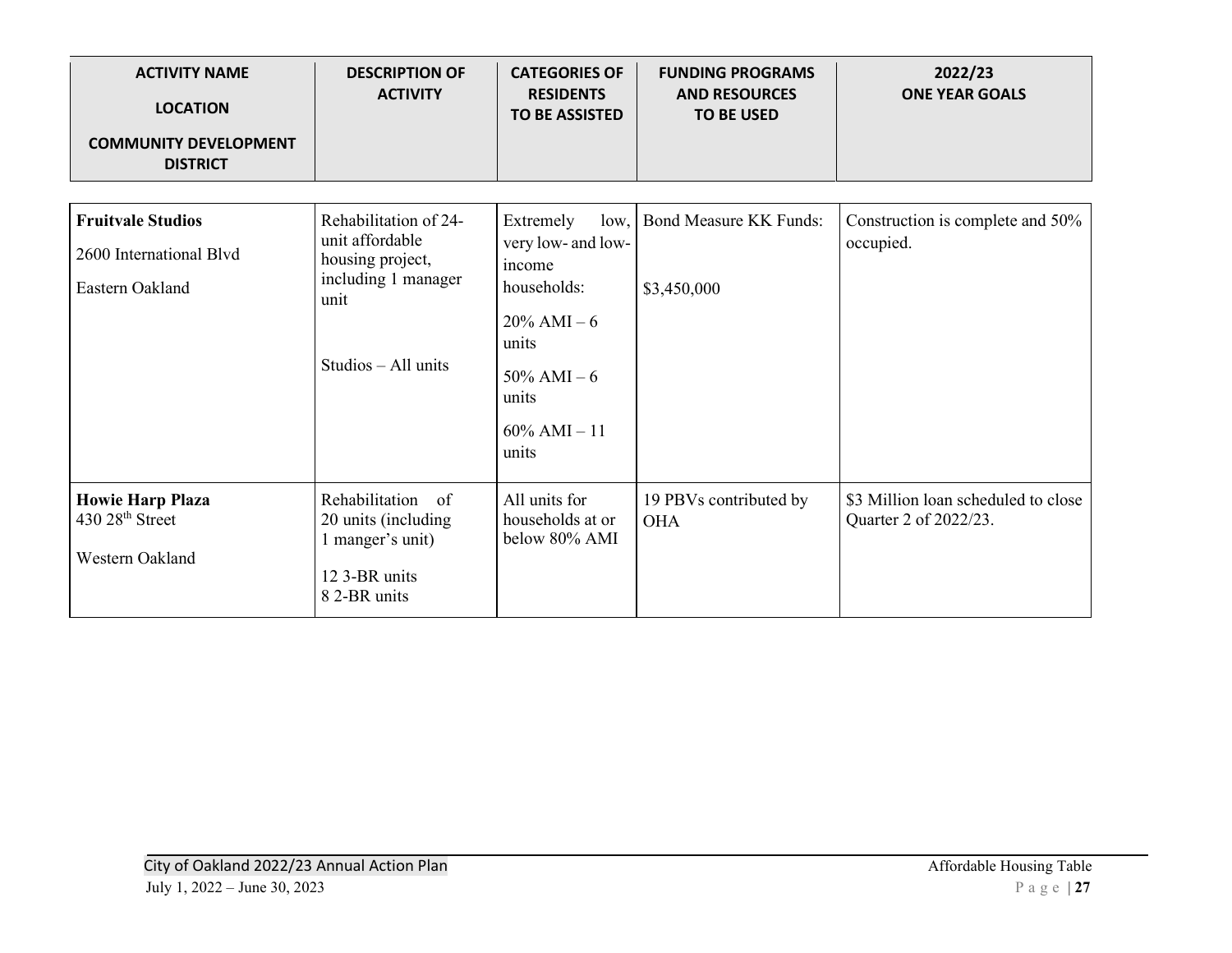| ACTIVITY NAME<br><br>LOCATION<br><br>COMMUNITY DEVELOPMENT DISTRICT | DESCRIPTION OF ACTIVITY | CATEGORIES OF RESIDENTS TO BE ASSISTED | FUNDING PROGRAMS AND RESOURCES TO BE USED | 2022/23 ONE YEAR GOALS |
|---|---|---|---|---|
| **Fruitvale Studios**<br><br>2600 International Blvd<br><br>Eastern Oakland | Rehabilitation of 24-unit affordable housing project, including 1 manager unit<br><br>Studios – All units | Extremely low, very low- and low-income households:<br><br>20% AMI – 6 units<br><br>50% AMI – 6 units<br><br>60% AMI – 11 units | Bond Measure KK Funds:<br><br>$3,450,000 | Construction is complete and 50% occupied. |
| **Howie Harp Plaza**<br>430 28th Street<br><br>Western Oakland | Rehabilitation of 20 units (including 1 manger's unit)<br><br>12 3-BR units<br>8 2-BR units | All units for households at or below 80% AMI | 19 PBVs contributed by OHA | $3 Million loan scheduled to close Quarter 2 of 2022/23. |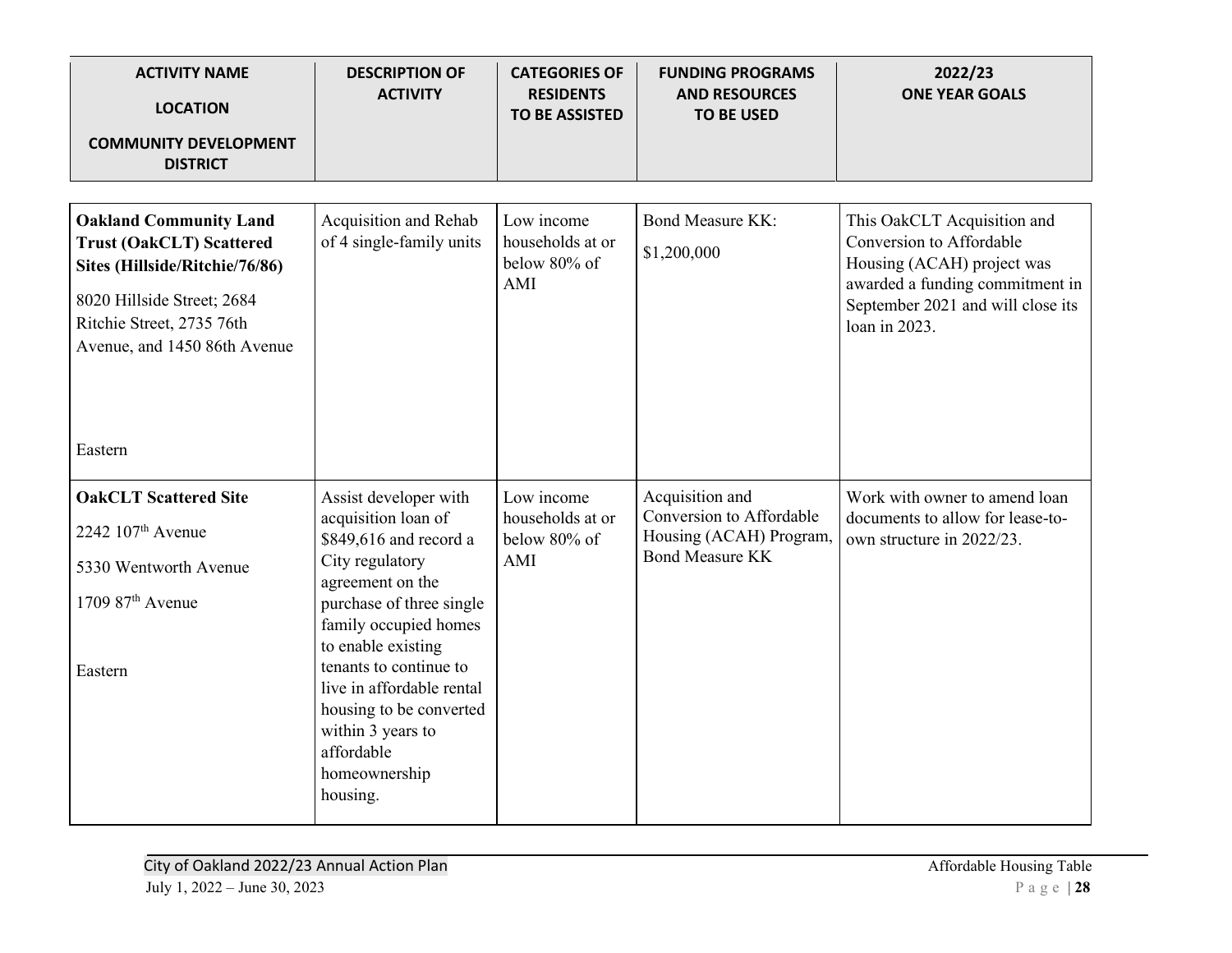| ACTIVITY NAME<br><br>LOCATION<br><br>COMMUNITY DEVELOPMENT DISTRICT | DESCRIPTION OF ACTIVITY | CATEGORIES OF RESIDENTS TO BE ASSISTED | FUNDING PROGRAMS AND RESOURCES TO BE USED | 2022/23 ONE YEAR GOALS |
|---|---|---|---|---|
| **Oakland Community Land Trust (OakCLT) Scattered Sites (Hillside/Ritchie/76/86)**<br><br>8020 Hillside Street; 2684 Ritchie Street, 2735 76th Avenue, and 1450 86th Avenue<br><br>Eastern | Acquisition and Rehab of 4 single-family units | Low income households at or below 80% of AMI | Bond Measure KK:<br><br>\$1,200,000 | This OakCLT Acquisition and Conversion to Affordable Housing (ACAH) project was awarded a funding commitment in September 2021 and will close its loan in 2023. |
| **OakCLT Scattered Site**<br><br>2242 107th Avenue<br><br>5330 Wentworth Avenue<br><br>1709 87th Avenue<br><br>Eastern | Assist developer with acquisition loan of \$849,616 and record a City regulatory agreement on the purchase of three single family occupied homes to enable existing tenants to continue to live in affordable rental housing to be converted within 3 years to affordable homeownership housing. | Low income households at or below 80% of AMI | Acquisition and Conversion to Affordable Housing (ACAH) Program, Bond Measure KK | Work with owner to amend loan documents to allow for lease-to-own structure in 2022/23. |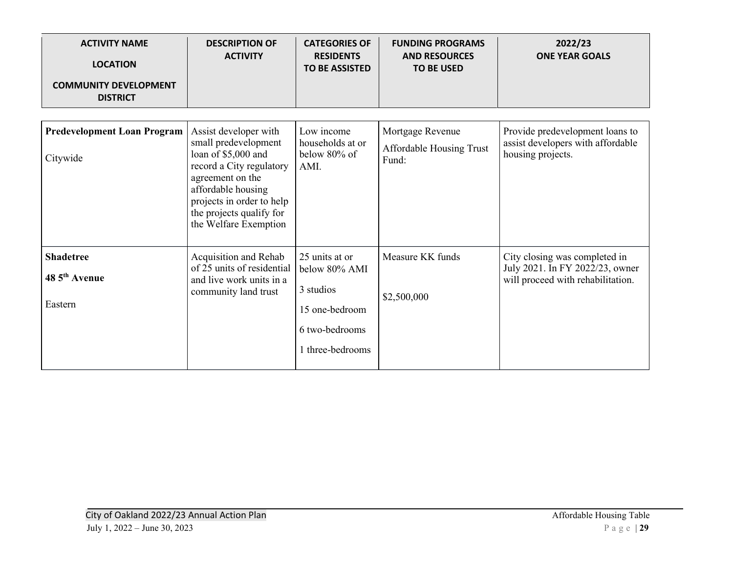| ACTIVITY NAME<br>LOCATION<br>COMMUNITY DEVELOPMENT DISTRICT | DESCRIPTION OF ACTIVITY | CATEGORIES OF RESIDENTS TO BE ASSISTED | FUNDING PROGRAMS AND RESOURCES TO BE USED | 2022/23 ONE YEAR GOALS |
|---|---|---|---|---|
| **Predevelopment Loan Program**<br><br>Citywide | Assist developer with small predevelopment loan of $5,000 and record a City regulatory agreement on the affordable housing projects in order to help the projects qualify for the Welfare Exemption | Low income households at or below 80% of AMI. | Mortgage Revenue<br><br>Affordable Housing Trust Fund: | Provide predevelopment loans to assist developers with affordable housing projects. |
| **Shadetree**<br><br>**48 5th Avenue**<br><br>Eastern | Acquisition and Rehab of 25 units of residential and live work units in a community land trust | 25 units at or below 80% AMI<br><br>3 studios<br><br>15 one-bedroom<br><br>6 two-bedrooms<br><br>1 three-bedrooms | Measure KK funds<br><br>$2,500,000 | City closing was completed in July 2021. In FY 2022/23, owner will proceed with rehabilitation. |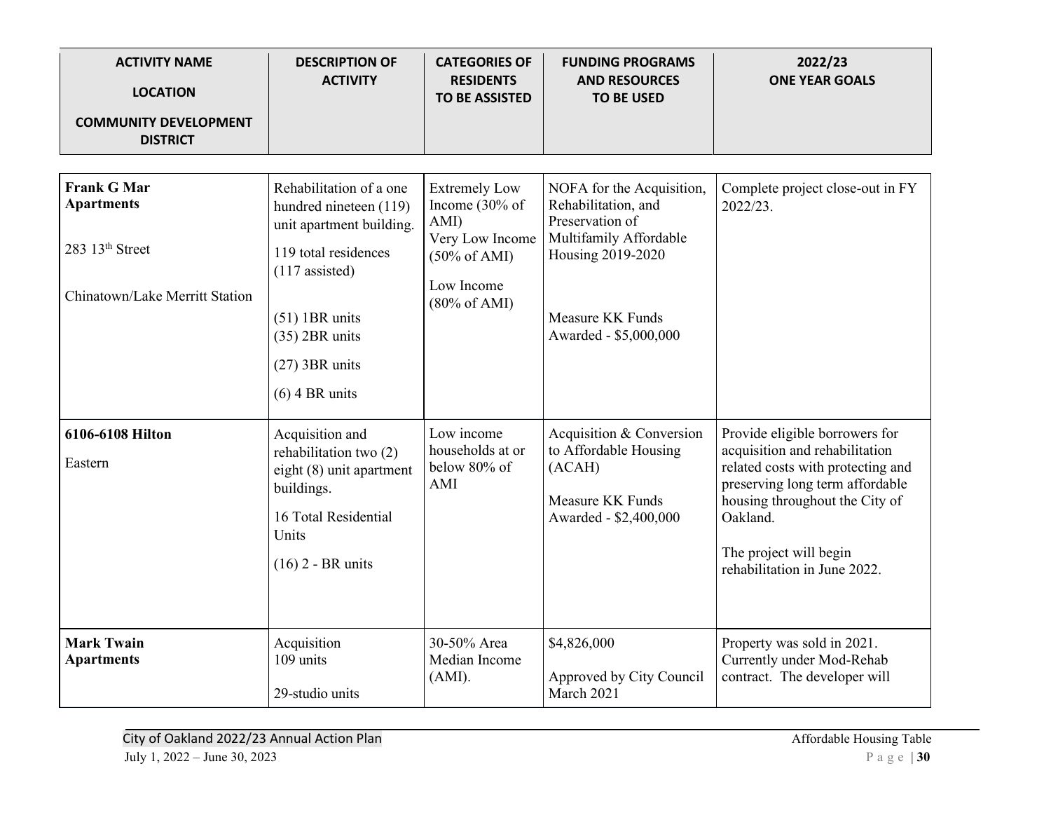| ACTIVITY NAME<br><br>LOCATION<br><br>COMMUNITY DEVELOPMENT DISTRICT | DESCRIPTION OF ACTIVITY | CATEGORIES OF RESIDENTS TO BE ASSISTED | FUNDING PROGRAMS AND RESOURCES TO BE USED | 2022/23 ONE YEAR GOALS |
|---|---|---|---|---|
| **Frank G Mar Apartments**<br><br>283 13th Street<br><br>Chinatown/Lake Merritt Station | Rehabilitation of a one hundred nineteen (119) unit apartment building.<br><br>119 total residences (117 assisted)<br><br>(51) 1BR units<br>(35) 2BR units<br>(27) 3BR units<br>(6) 4 BR units | Extremely Low Income (30% of AMI)<br>Very Low Income (50% of AMI)<br>Low Income (80% of AMI) | NOFA for the Acquisition, Rehabilitation, and Preservation of Multifamily Affordable Housing 2019-2020<br><br>Measure KK Funds Awarded - $5,000,000 | Complete project close-out in FY 2022/23. |
| **6106-6108 Hilton**<br><br>Eastern | Acquisition and rehabilitation two (2) eight (8) unit apartment buildings.<br><br>16 Total Residential Units<br><br>(16) 2 - BR units | Low income households at or below 80% of AMI | Acquisition & Conversion to Affordable Housing (ACAH)<br><br>Measure KK Funds Awarded - $2,400,000 | Provide eligible borrowers for acquisition and rehabilitation related costs with protecting and preserving long term affordable housing throughout the City of Oakland.<br><br>The project will begin rehabilitation in June 2022. |
| **Mark Twain Apartments** | Acquisition<br>109 units<br><br>29-studio units | 30-50% Area Median Income (AMI). | $4,826,000<br><br>Approved by City Council March 2021 | Property was sold in 2021. Currently under Mod-Rehab contract. The developer will |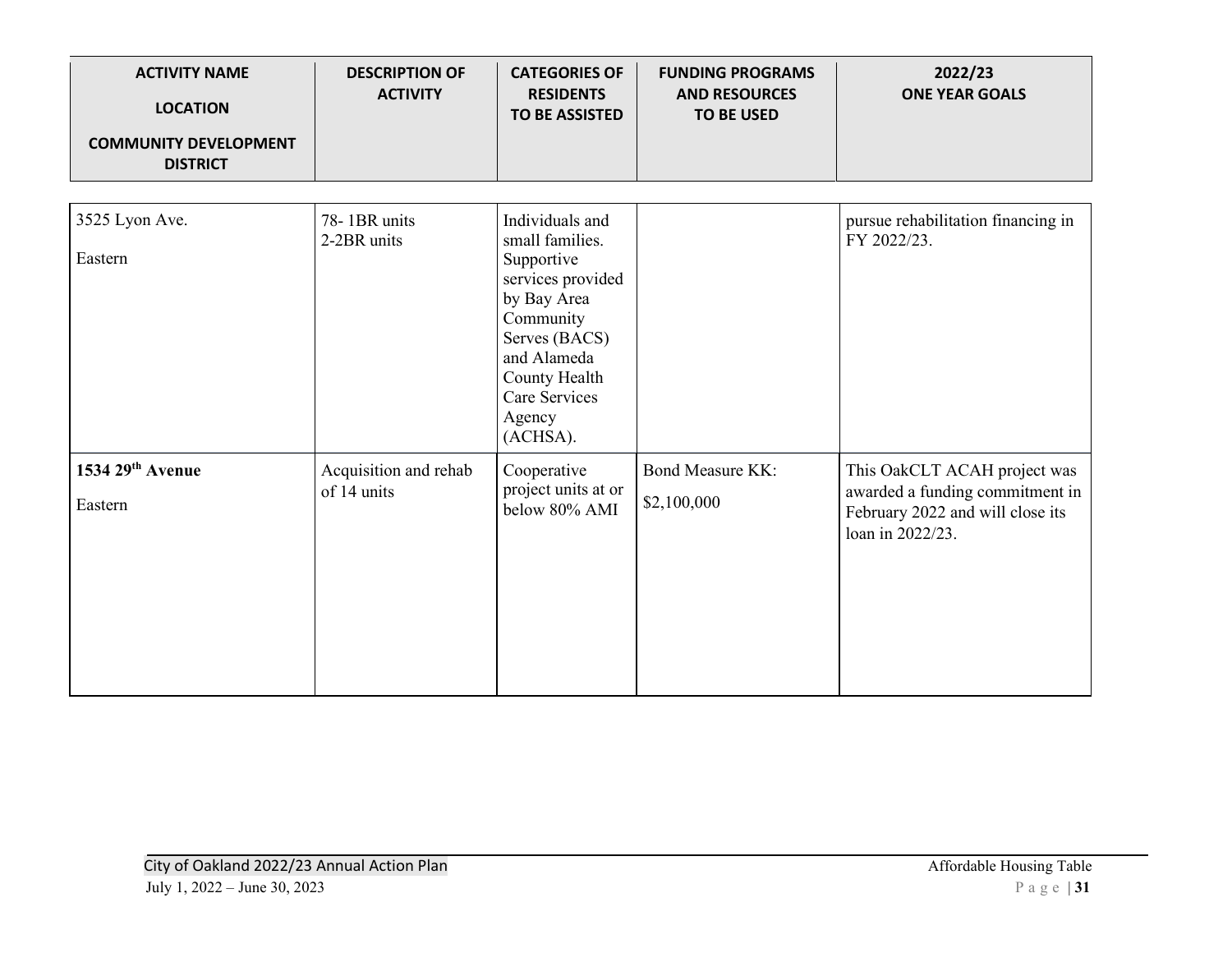| ACTIVITY NAME<br><br>LOCATION<br><br>COMMUNITY DEVELOPMENT DISTRICT | DESCRIPTION OF ACTIVITY | CATEGORIES OF RESIDENTS TO BE ASSISTED | FUNDING PROGRAMS AND RESOURCES TO BE USED | 2022/23 ONE YEAR GOALS |
|---|---|---|---|---|
| 3525 Lyon Ave.<br><br>Eastern | 78- 1BR units<br>2-2BR units | Individuals and small families. Supportive services provided by Bay Area Community Serves (BACS) and Alameda County Health Care Services Agency (ACHSA). | | pursue rehabilitation financing in FY 2022/23. |
| **1534 29th Avenue**<br><br>Eastern | Acquisition and rehab of 14 units | Cooperative project units at or below 80% AMI | Bond Measure KK:<br><br>$2,100,000 | This OakCLT ACAH project was awarded a funding commitment in February 2022 and will close its loan in 2022/23. |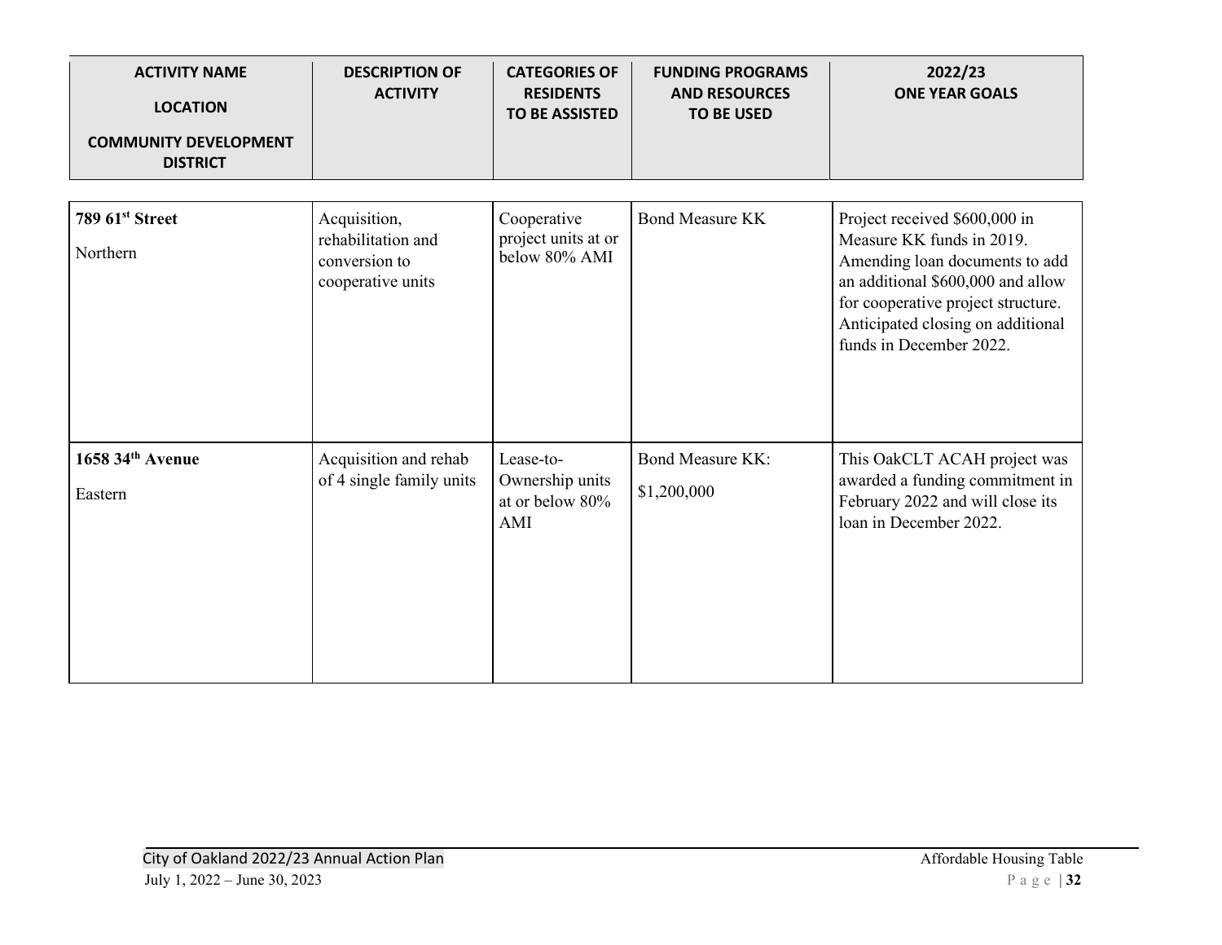| ACTIVITY NAME<br><br>LOCATION<br><br>COMMUNITY DEVELOPMENT DISTRICT | DESCRIPTION OF ACTIVITY | CATEGORIES OF RESIDENTS TO BE ASSISTED | FUNDING PROGRAMS AND RESOURCES TO BE USED | 2022/23 ONE YEAR GOALS |
|---|---|---|---|---|
| **789 61st Street**<br><br>Northern | Acquisition, rehabilitation and conversion to cooperative units | Cooperative project units at or below 80% AMI | Bond Measure KK | Project received $600,000 in Measure KK funds in 2019. Amending loan documents to add an additional $600,000 and allow for cooperative project structure. Anticipated closing on additional funds in December 2022. |
| **1658 34th Avenue**<br><br>Eastern | Acquisition and rehab of 4 single family units | Lease-to-Ownership units at or below 80% AMI | Bond Measure KK:<br><br>$1,200,000 | This OakCLT ACAH project was awarded a funding commitment in February 2022 and will close its loan in December 2022. |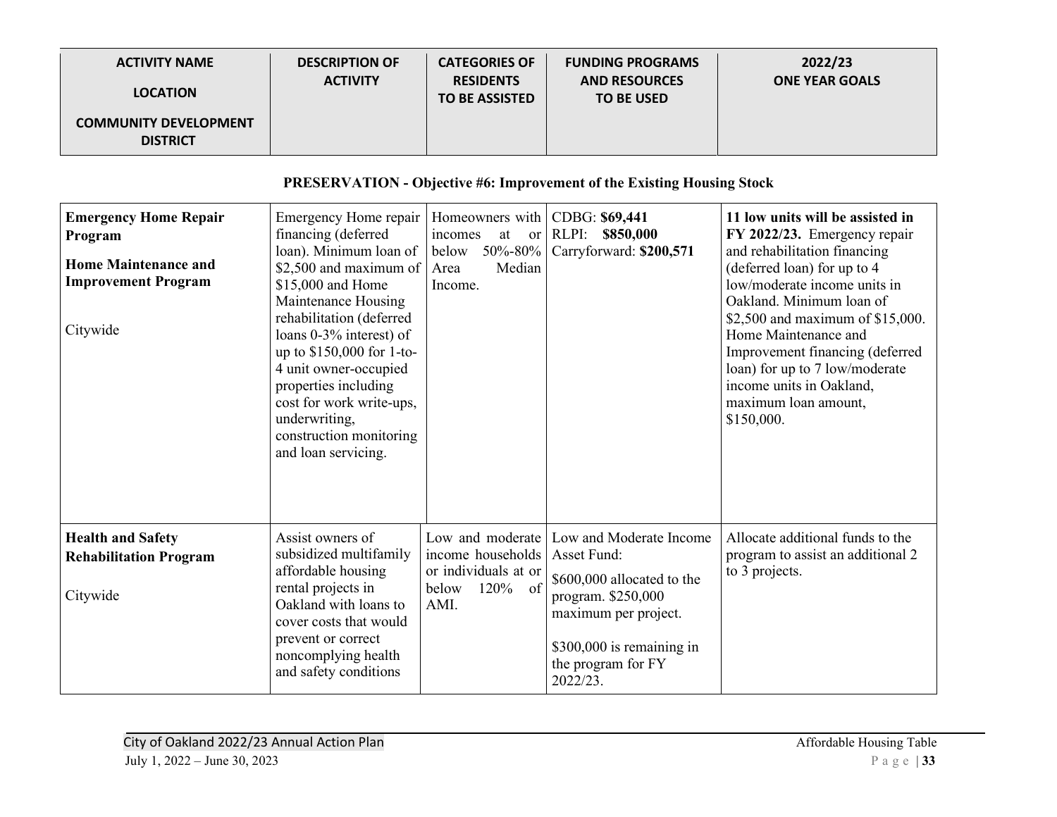| ACTIVITY NAME<br><br>LOCATION<br><br>COMMUNITY DEVELOPMENT DISTRICT | DESCRIPTION OF ACTIVITY | CATEGORIES OF RESIDENTS TO BE ASSISTED | FUNDING PROGRAMS AND RESOURCES TO BE USED | 2022/23 ONE YEAR GOALS |
|---|---|---|---|---|

**PRESERVATION - Objective #6: Improvement of the Existing Housing Stock**

| ACTIVITY NAME / LOCATION / COMMUNITY DEVELOPMENT DISTRICT | DESCRIPTION OF ACTIVITY | CATEGORIES OF RESIDENTS TO BE ASSISTED | FUNDING PROGRAMS AND RESOURCES TO BE USED | 2022/23 ONE YEAR GOALS |
|---|---|---|---|---|
| **Emergency Home Repair Program**<br><br>**Home Maintenance and Improvement Program**<br><br>Citywide | Emergency Home repair financing (deferred loan). Minimum loan of $2,500 and maximum of $15,000 and Home Maintenance Housing rehabilitation (deferred loans 0-3% interest) of up to $150,000 for 1-to-4 unit owner-occupied properties including cost for work write-ups, underwriting, construction monitoring and loan servicing. | Homeowners with incomes at or below 50%-80% Area Median Income. | CDBG: **$69,441**<br>RLPI: **$850,000**<br>Carryforward: **$200,571** | **11 low units will be assisted in FY 2022/23.** Emergency repair and rehabilitation financing (deferred loan) for up to 4 low/moderate income units in Oakland. Minimum loan of $2,500 and maximum of $15,000. Home Maintenance and Improvement financing (deferred loan) for up to 7 low/moderate income units in Oakland, maximum loan amount, $150,000. |
| **Health and Safety Rehabilitation Program**<br><br>Citywide | Assist owners of subsidized multifamily affordable housing rental projects in Oakland with loans to cover costs that would prevent or correct noncomplying health and safety conditions | Low and moderate income households or individuals at or below 120% of AMI. | Low and Moderate Income Asset Fund:<br><br>$600,000 allocated to the program. $250,000 maximum per project.<br><br>$300,000 is remaining in the program for FY 2022/23. | Allocate additional funds to the program to assist an additional 2 to 3 projects. |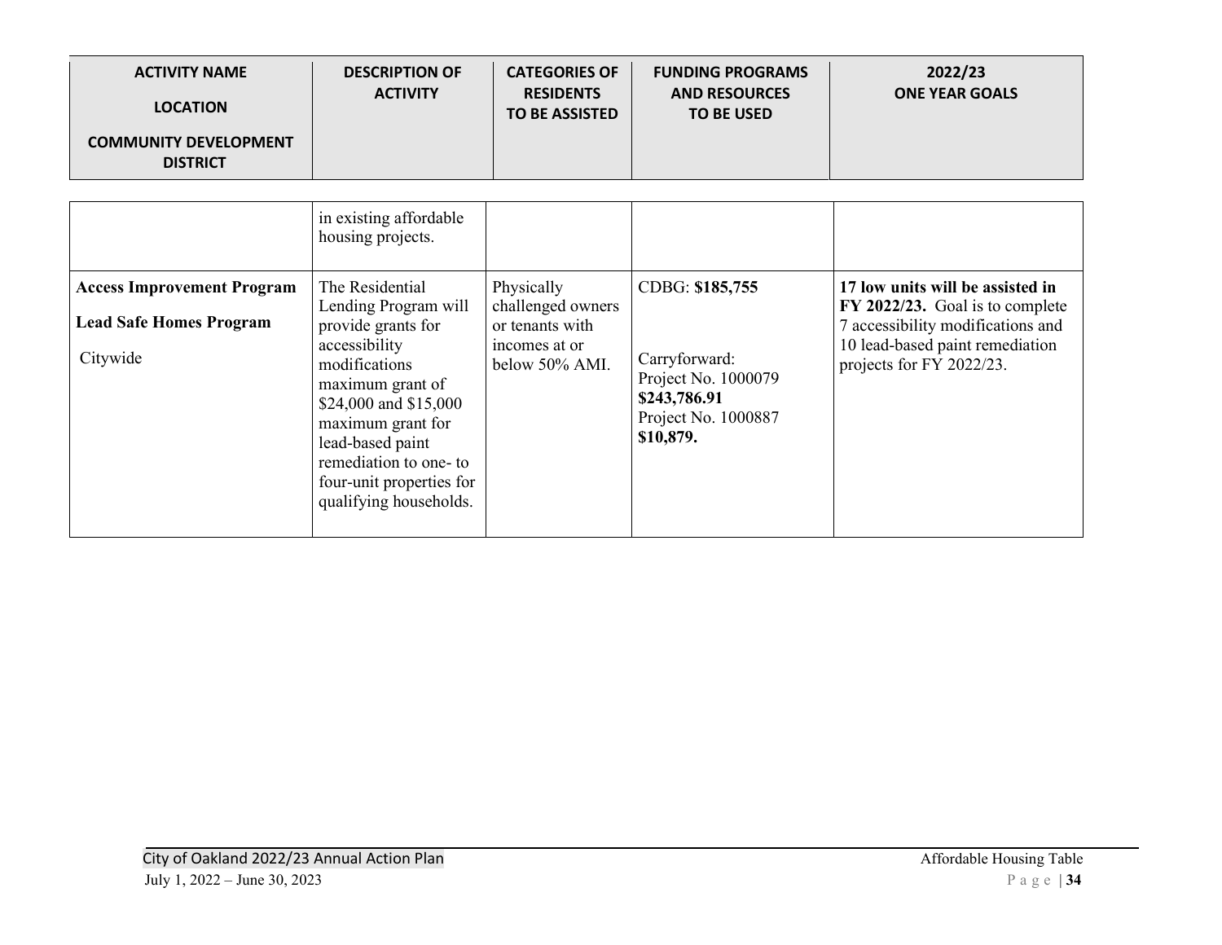| ACTIVITY NAME<br><br>LOCATION<br><br>COMMUNITY DEVELOPMENT DISTRICT | DESCRIPTION OF ACTIVITY | CATEGORIES OF RESIDENTS TO BE ASSISTED | FUNDING PROGRAMS AND RESOURCES TO BE USED | 2022/23 ONE YEAR GOALS |
|---|---|---|---|---|
| | in existing affordable housing projects. | | | |
| **Access Improvement Program**<br><br>**Lead Safe Homes Program**<br><br>Citywide | The Residential Lending Program will provide grants for accessibility modifications maximum grant of $24,000 and $15,000 maximum grant for lead-based paint remediation to one- to four-unit properties for qualifying households. | Physically challenged owners or tenants with incomes at or below 50% AMI. | CDBG: **$185,755**<br><br>Carryforward:<br>Project No. 1000079<br>**$243,786.91**<br>Project No. 1000887<br>**$10,879.** | **17 low units will be assisted in FY 2022/23.** Goal is to complete 7 accessibility modifications and 10 lead-based paint remediation projects for FY 2022/23. |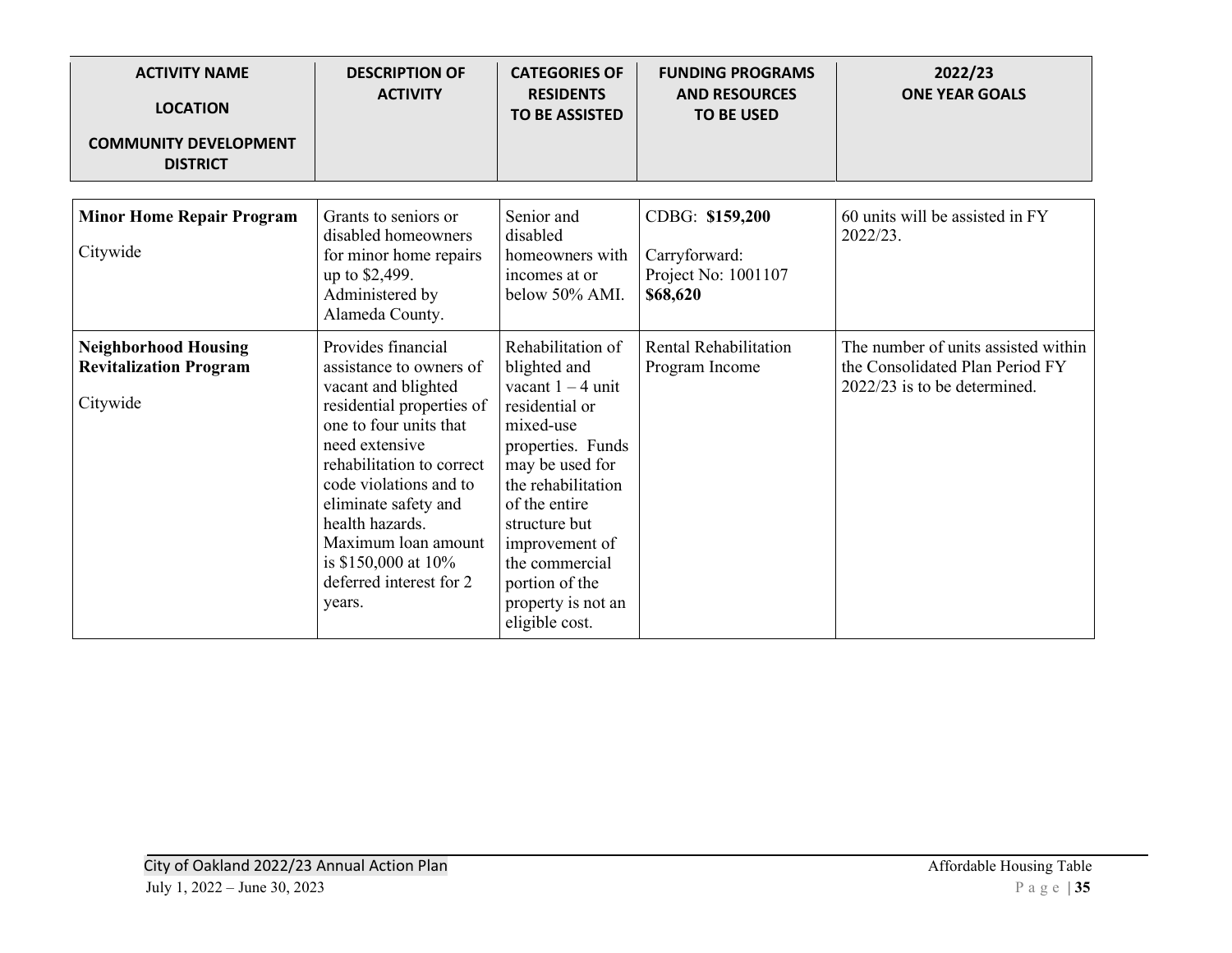| ACTIVITY NAME<br><br>LOCATION<br><br>COMMUNITY DEVELOPMENT DISTRICT | DESCRIPTION OF ACTIVITY | CATEGORIES OF RESIDENTS TO BE ASSISTED | FUNDING PROGRAMS AND RESOURCES TO BE USED | 2022/23 ONE YEAR GOALS |
|---|---|---|---|---|
| **Minor Home Repair Program**<br><br>Citywide | Grants to seniors or disabled homeowners for minor home repairs up to $2,499. Administered by Alameda County. | Senior and disabled homeowners with incomes at or below 50% AMI. | CDBG: **$159,200**<br><br>Carryforward:<br>Project No: 1001107<br>**$68,620** | 60 units will be assisted in FY 2022/23. |
| **Neighborhood Housing Revitalization Program**<br><br>Citywide | Provides financial assistance to owners of vacant and blighted residential properties of one to four units that need extensive rehabilitation to correct code violations and to eliminate safety and health hazards. Maximum loan amount is $150,000 at 10% deferred interest for 2 years. | Rehabilitation of blighted and vacant 1 – 4 unit residential or mixed-use properties. Funds may be used for the rehabilitation of the entire structure but improvement of the commercial portion of the property is not an eligible cost. | Rental Rehabilitation Program Income | The number of units assisted within the Consolidated Plan Period FY 2022/23 is to be determined. |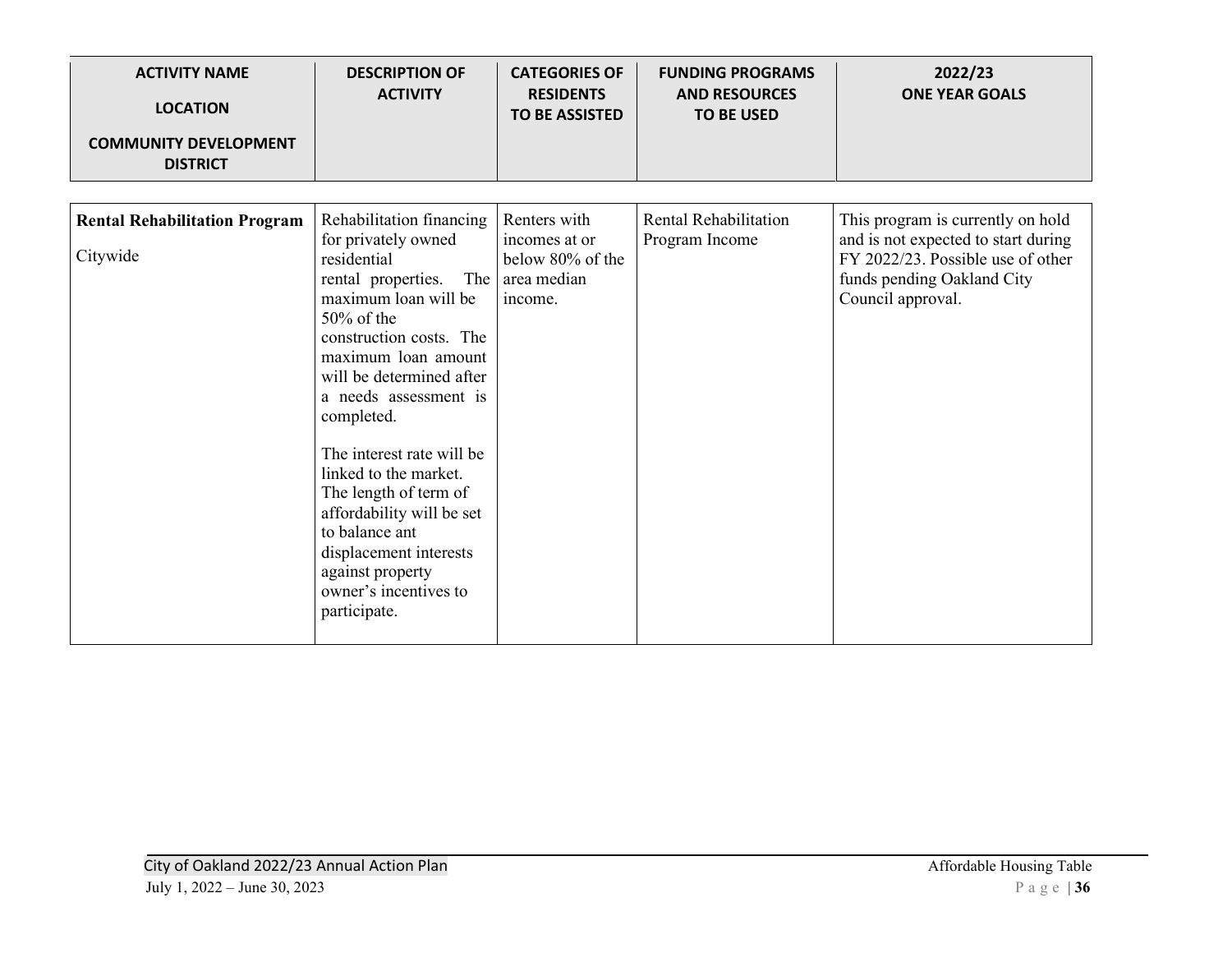| ACTIVITY NAME<br><br>LOCATION<br><br>COMMUNITY DEVELOPMENT DISTRICT | DESCRIPTION OF ACTIVITY | CATEGORIES OF RESIDENTS TO BE ASSISTED | FUNDING PROGRAMS AND RESOURCES TO BE USED | 2022/23 ONE YEAR GOALS |
|---|---|---|---|---|
| **Rental Rehabilitation Program**<br><br>Citywide | Rehabilitation financing for privately owned residential rental properties. The maximum loan will be 50% of the construction costs. The maximum loan amount will be determined after a needs assessment is completed.<br><br>The interest rate will be linked to the market. The length of term of affordability will be set to balance ant displacement interests against property owner's incentives to participate. | Renters with incomes at or below 80% of the area median income. | Rental Rehabilitation Program Income | This program is currently on hold and is not expected to start during FY 2022/23. Possible use of other funds pending Oakland City Council approval. |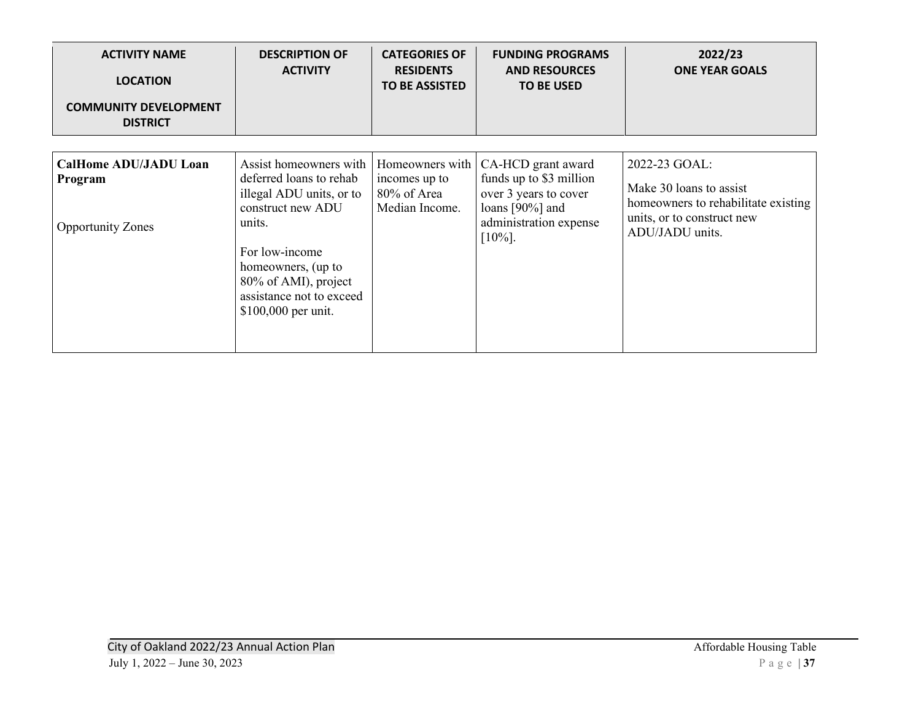| ACTIVITY NAME<br><br>LOCATION<br><br>COMMUNITY DEVELOPMENT DISTRICT | DESCRIPTION OF ACTIVITY | CATEGORIES OF RESIDENTS TO BE ASSISTED | FUNDING PROGRAMS AND RESOURCES TO BE USED | 2022/23 ONE YEAR GOALS |
|---|---|---|---|---|
| **CalHome ADU/JADU Loan Program**<br><br>Opportunity Zones | Assist homeowners with deferred loans to rehab illegal ADU units, or to construct new ADU units.<br><br>For low-income homeowners, (up to 80% of AMI), project assistance not to exceed $100,000 per unit. | Homeowners with incomes up to 80% of Area Median Income. | CA-HCD grant award funds up to $3 million over 3 years to cover loans [90%] and administration expense [10%]. | 2022-23 GOAL:<br><br>Make 30 loans to assist homeowners to rehabilitate existing units, or to construct new ADU/JADU units. |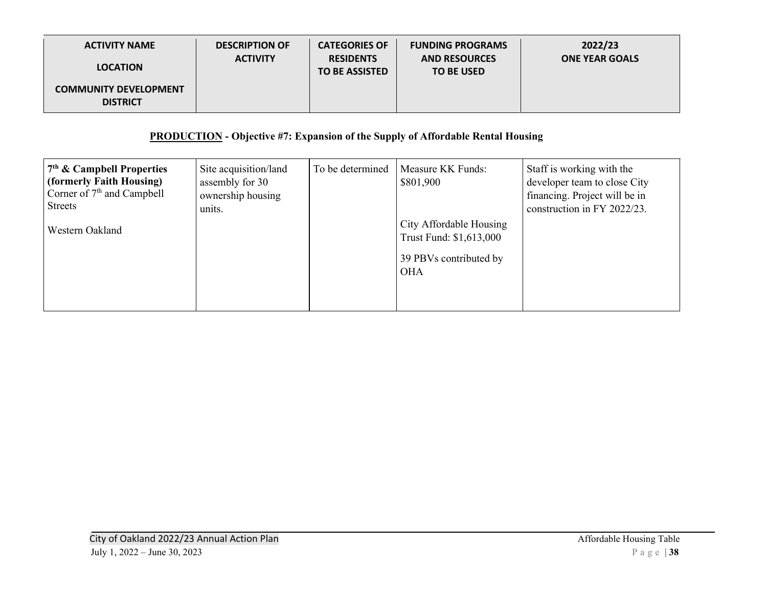| ACTIVITY NAME<br><br>LOCATION<br><br>COMMUNITY DEVELOPMENT DISTRICT | DESCRIPTION OF ACTIVITY | CATEGORIES OF RESIDENTS TO BE ASSISTED | FUNDING PROGRAMS AND RESOURCES TO BE USED | 2022/23 ONE YEAR GOALS |
|---|---|---|---|---|
| **PRODUCTION - Objective #7: Expansion of the Supply of Affordable Rental Housing** | | | | |
| **7th & Campbell Properties (formerly Faith Housing)**<br>Corner of 7th and Campbell Streets<br><br>Western Oakland | Site acquisition/land assembly for 30 ownership housing units. | To be determined | Measure KK Funds: \$801,900<br><br>City Affordable Housing Trust Fund: \$1,613,000<br><br>39 PBVs contributed by OHA | Staff is working with the developer team to close City financing. Project will be in construction in FY 2022/23. |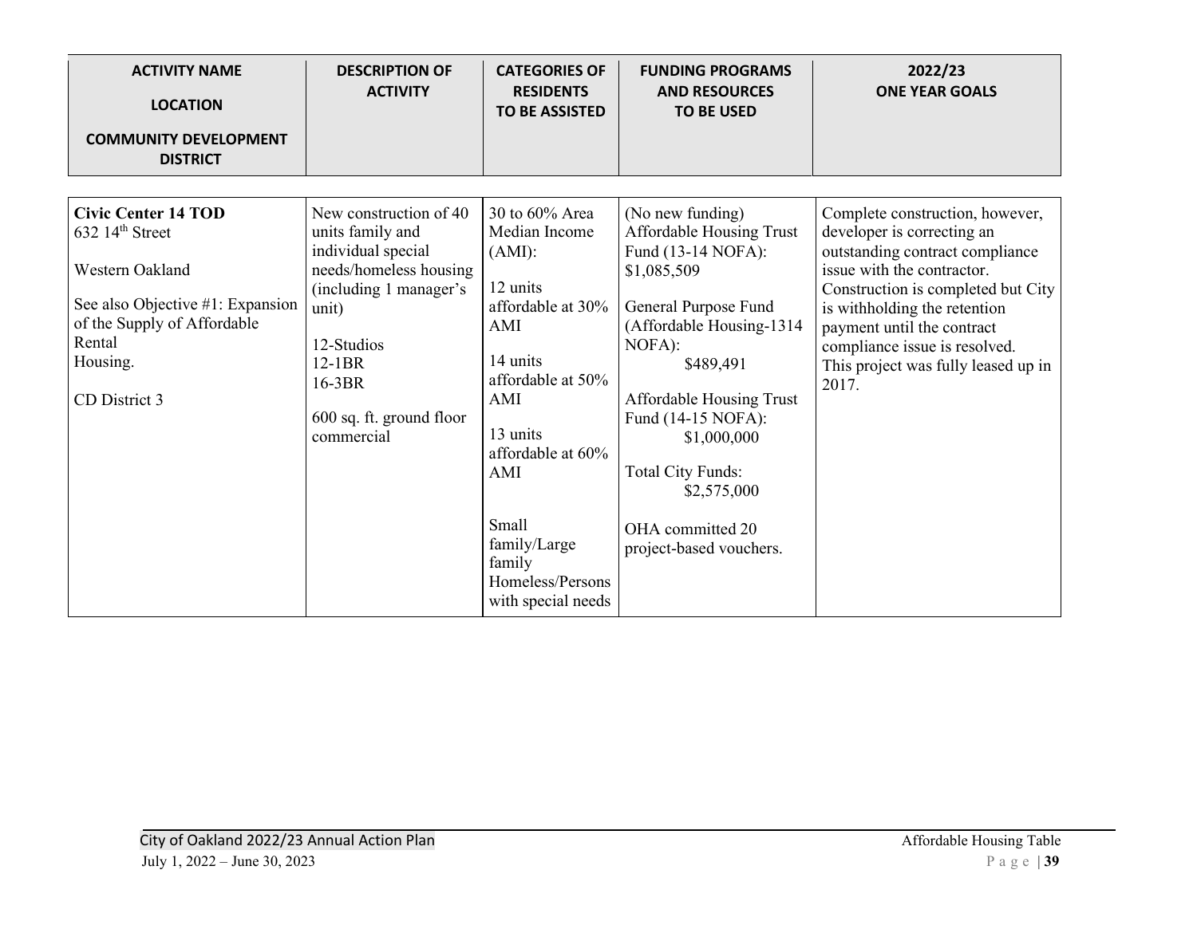| ACTIVITY NAME<br><br>LOCATION<br><br>COMMUNITY DEVELOPMENT DISTRICT | DESCRIPTION OF ACTIVITY | CATEGORIES OF RESIDENTS TO BE ASSISTED | FUNDING PROGRAMS AND RESOURCES TO BE USED | 2022/23 ONE YEAR GOALS |
|---|---|---|---|---|
| **Civic Center 14 TOD**<br>632 14th Street<br><br>Western Oakland<br><br>See also Objective #1: Expansion of the Supply of Affordable Rental Housing.<br><br>CD District 3 | New construction of 40 units family and individual special needs/homeless housing (including 1 manager's unit)<br><br>12-Studios<br>12-1BR<br>16-3BR<br><br>600 sq. ft. ground floor commercial | 30 to 60% Area Median Income (AMI):<br><br>12 units affordable at 30% AMI<br><br>14 units affordable at 50% AMI<br><br>13 units affordable at 60% AMI<br><br>Small family/Large family Homeless/Persons with special needs | (No new funding)<br>Affordable Housing Trust Fund (13-14 NOFA): $1,085,509<br><br>General Purpose Fund (Affordable Housing-1314 NOFA): $489,491<br><br>Affordable Housing Trust Fund (14-15 NOFA): $1,000,000<br><br>Total City Funds: $2,575,000<br><br>OHA committed 20 project-based vouchers. | Complete construction, however, developer is correcting an outstanding contract compliance issue with the contractor. Construction is completed but City is withholding the retention payment until the contract compliance issue is resolved. This project was fully leased up in 2017. |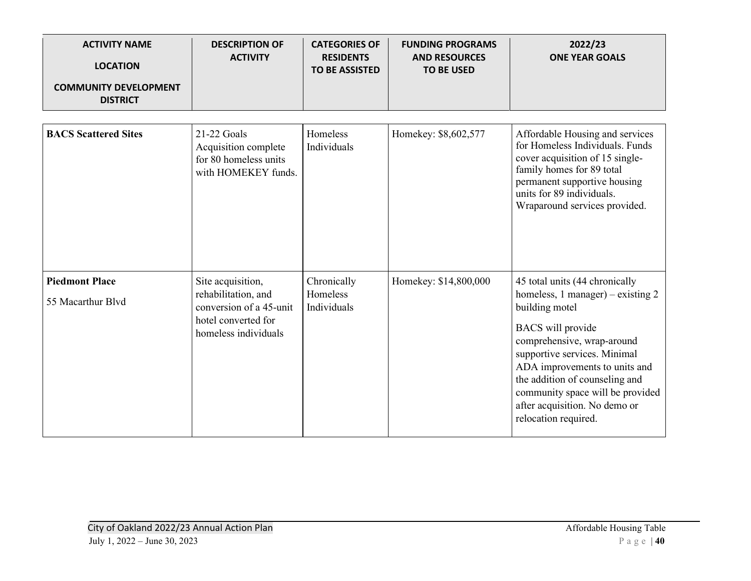| ACTIVITY NAME<br><br>LOCATION<br><br>COMMUNITY DEVELOPMENT DISTRICT | DESCRIPTION OF ACTIVITY | CATEGORIES OF RESIDENTS TO BE ASSISTED | FUNDING PROGRAMS AND RESOURCES TO BE USED | 2022/23 ONE YEAR GOALS |
|---|---|---|---|---|
| **BACS Scattered Sites** | 21-22 Goals Acquisition complete for 80 homeless units with HOMEKEY funds. | Homeless Individuals | Homekey: $8,602,577 | Affordable Housing and services for Homeless Individuals. Funds cover acquisition of 15 single-family homes for 89 total permanent supportive housing units for 89 individuals. Wraparound services provided. |
| **Piedmont Place**<br><br>55 Macarthur Blvd | Site acquisition, rehabilitation, and conversion of a 45-unit hotel converted for homeless individuals | Chronically Homeless Individuals | Homekey: $14,800,000 | 45 total units (44 chronically homeless, 1 manager) – existing 2 building motel<br><br>BACS will provide comprehensive, wrap-around supportive services. Minimal ADA improvements to units and the addition of counseling and community space will be provided after acquisition. No demo or relocation required. |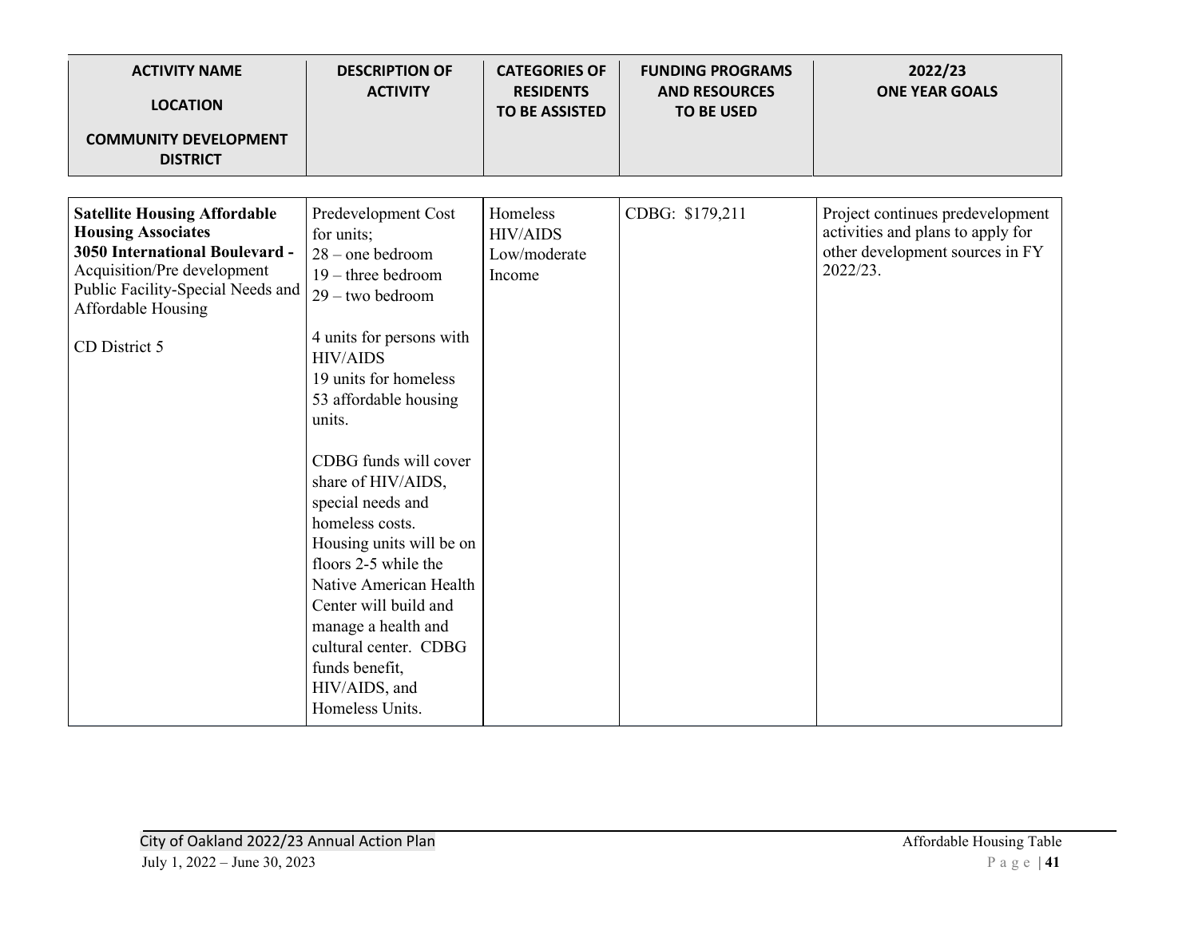| ACTIVITY NAME<br><br>LOCATION<br><br>COMMUNITY DEVELOPMENT DISTRICT | DESCRIPTION OF ACTIVITY | CATEGORIES OF RESIDENTS TO BE ASSISTED | FUNDING PROGRAMS AND RESOURCES TO BE USED | 2022/23<br>ONE YEAR GOALS |
|---|---|---|---|---|
| **Satellite Housing Affordable Housing Associates**<br>**3050 International Boulevard -** Acquisition/Pre development Public Facility-Special Needs and Affordable Housing<br><br>CD District 5 | Predevelopment Cost for units;<br>28 – one bedroom<br>19 – three bedroom<br>29 – two bedroom<br><br>4 units for persons with HIV/AIDS<br>19 units for homeless<br>53 affordable housing units.<br><br>CDBG funds will cover share of HIV/AIDS, special needs and homeless costs. Housing units will be on floors 2-5 while the Native American Health Center will build and manage a health and cultural center. CDBG funds benefit, HIV/AIDS, and Homeless Units. | Homeless<br>HIV/AIDS<br>Low/moderate Income | CDBG: $179,211 | Project continues predevelopment activities and plans to apply for other development sources in FY 2022/23. |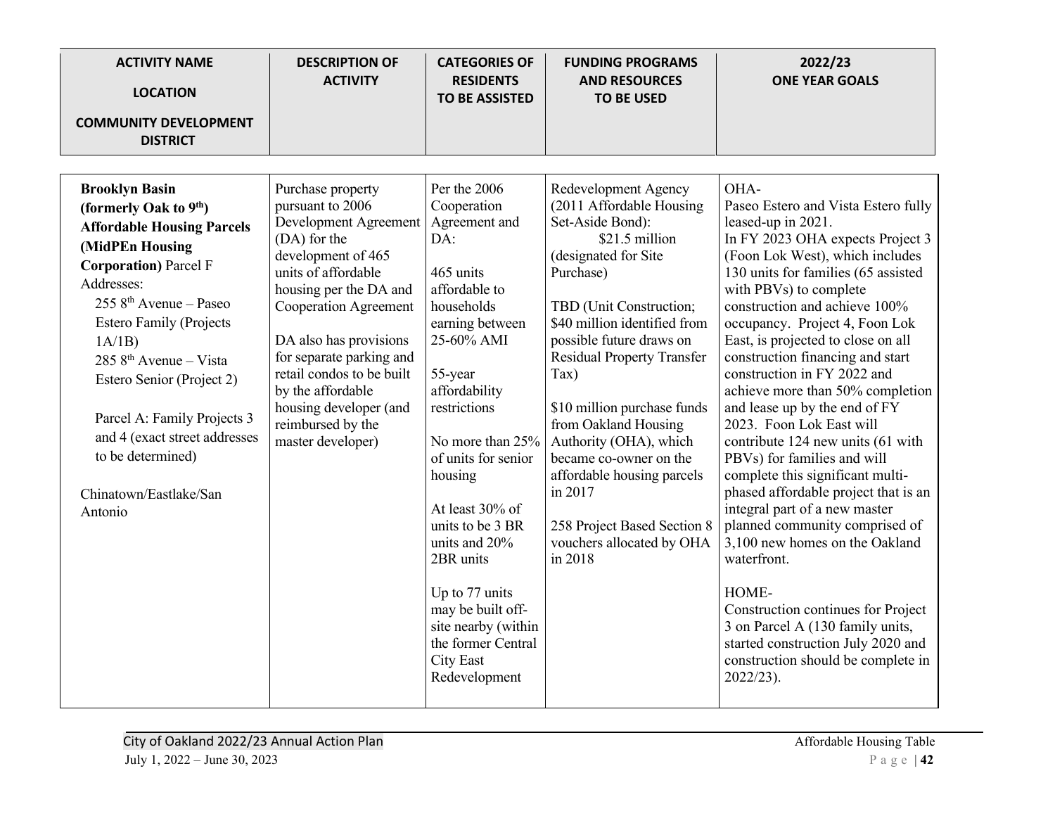| ACTIVITY NAME<br><br>LOCATION<br><br>COMMUNITY DEVELOPMENT DISTRICT | DESCRIPTION OF ACTIVITY | CATEGORIES OF RESIDENTS TO BE ASSISTED | FUNDING PROGRAMS AND RESOURCES TO BE USED | 2022/23 ONE YEAR GOALS |
|---|---|---|---|---|
| **Brooklyn Basin (formerly Oak to 9th) Affordable Housing Parcels (MidPEn Housing Corporation)** Parcel F<br>Addresses:<br>255 8th Avenue – Paseo Estero Family (Projects 1A/1B)<br>285 8th Avenue – Vista Estero Senior (Project 2)<br><br>Parcel A: Family Projects 3 and 4 (exact street addresses to be determined)<br><br>Chinatown/Eastlake/San Antonio | Purchase property pursuant to 2006 Development Agreement (DA) for the development of 465 units of affordable housing per the DA and Cooperation Agreement<br><br>DA also has provisions for separate parking and retail condos to be built by the affordable housing developer (and reimbursed by the master developer) | Per the 2006 Cooperation Agreement and DA:<br><br>465 units affordable to households earning between 25-60% AMI<br><br>55-year affordability restrictions<br><br>No more than 25% of units for senior housing<br><br>At least 30% of units to be 3 BR units and 20% 2BR units<br><br>Up to 77 units may be built off-site nearby (within the former Central City East Redevelopment | Redevelopment Agency (2011 Affordable Housing Set-Aside Bond):<br>$21.5 million (designated for Site Purchase)<br><br>TBD (Unit Construction; $40 million identified from possible future draws on Residual Property Transfer Tax)<br><br>$10 million purchase funds from Oakland Housing Authority (OHA), which became co-owner on the affordable housing parcels in 2017<br><br>258 Project Based Section 8 vouchers allocated by OHA in 2018 | OHA-<br>Paseo Estero and Vista Estero fully leased-up in 2021.<br>In FY 2023 OHA expects Project 3 (Foon Lok West), which includes 130 units for families (65 assisted with PBVs) to complete construction and achieve 100% occupancy. Project 4, Foon Lok East, is projected to close on all construction financing and start construction in FY 2022 and achieve more than 50% completion and lease up by the end of FY 2023. Foon Lok East will contribute 124 new units (61 with PBVs) for families and will complete this significant multi-phased affordable project that is an integral part of a new master planned community comprised of 3,100 new homes on the Oakland waterfront.<br><br>HOME-<br>Construction continues for Project 3 on Parcel A (130 family units, started construction July 2020 and construction should be complete in 2022/23). |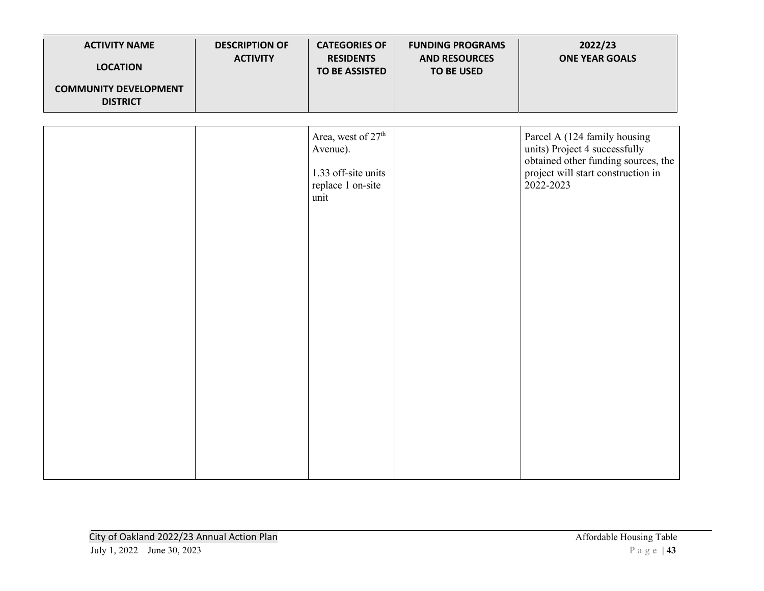| ACTIVITY NAME<br><br>LOCATION<br><br>COMMUNITY DEVELOPMENT DISTRICT | DESCRIPTION OF ACTIVITY | CATEGORIES OF RESIDENTS TO BE ASSISTED | FUNDING PROGRAMS AND RESOURCES TO BE USED | 2022/23 ONE YEAR GOALS |
|---|---|---|---|---|
| | | Area, west of 27th Avenue).<br><br>1.33 off-site units replace 1 on-site unit | | Parcel A (124 family housing units) Project 4 successfully obtained other funding sources, the project will start construction in 2022-2023 |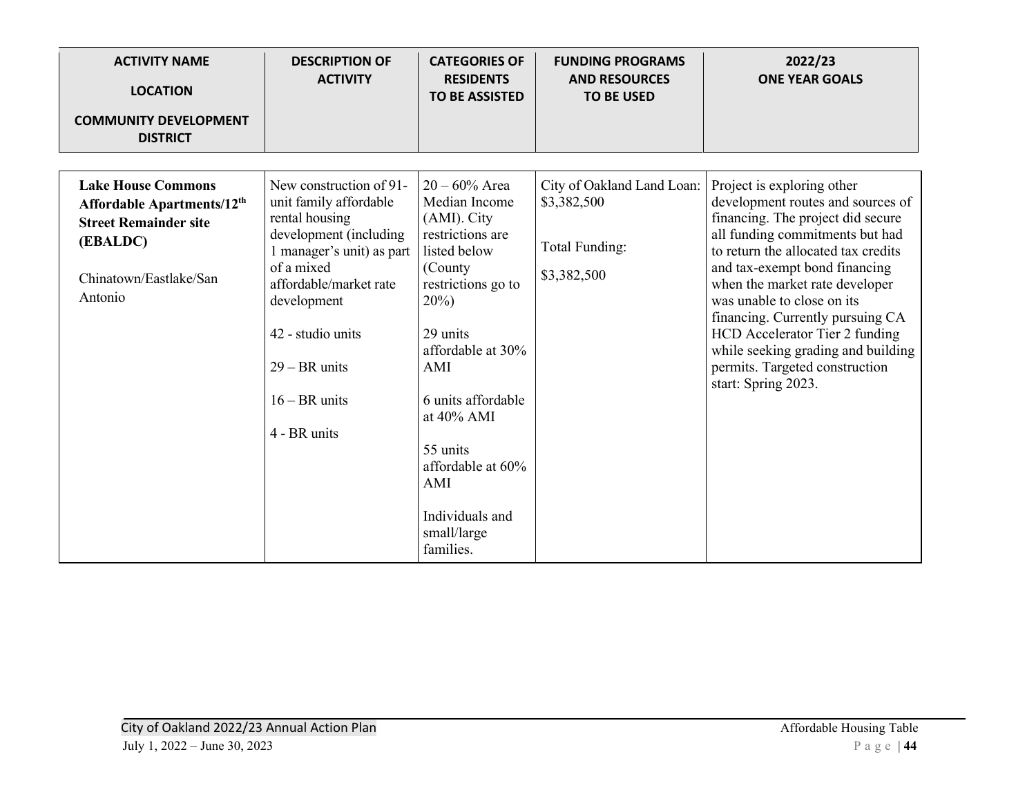| ACTIVITY NAME<br><br>LOCATION<br><br>COMMUNITY DEVELOPMENT DISTRICT | DESCRIPTION OF ACTIVITY | CATEGORIES OF RESIDENTS TO BE ASSISTED | FUNDING PROGRAMS AND RESOURCES TO BE USED | 2022/23 ONE YEAR GOALS |
|---|---|---|---|---|
| **Lake House Commons Affordable Apartments/12th Street Remainder site (EBALDC)**<br><br>Chinatown/Eastlake/San Antonio | New construction of 91-unit family affordable rental housing development (including 1 manager's unit) as part of a mixed affordable/market rate development<br><br>42 - studio units<br><br>29 – BR units<br><br>16 – BR units<br><br>4 - BR units | 20 – 60% Area Median Income (AMI). City restrictions are listed below (County restrictions go to 20%)<br><br>29 units affordable at 30% AMI<br><br>6 units affordable at 40% AMI<br><br>55 units affordable at 60% AMI<br><br>Individuals and small/large families. | City of Oakland Land Loan: $3,382,500<br><br>Total Funding:<br><br>$3,382,500 | Project is exploring other development routes and sources of financing. The project did secure all funding commitments but had to return the allocated tax credits and tax-exempt bond financing when the market rate developer was unable to close on its financing. Currently pursuing CA HCD Accelerator Tier 2 funding while seeking grading and building permits. Targeted construction start: Spring 2023. |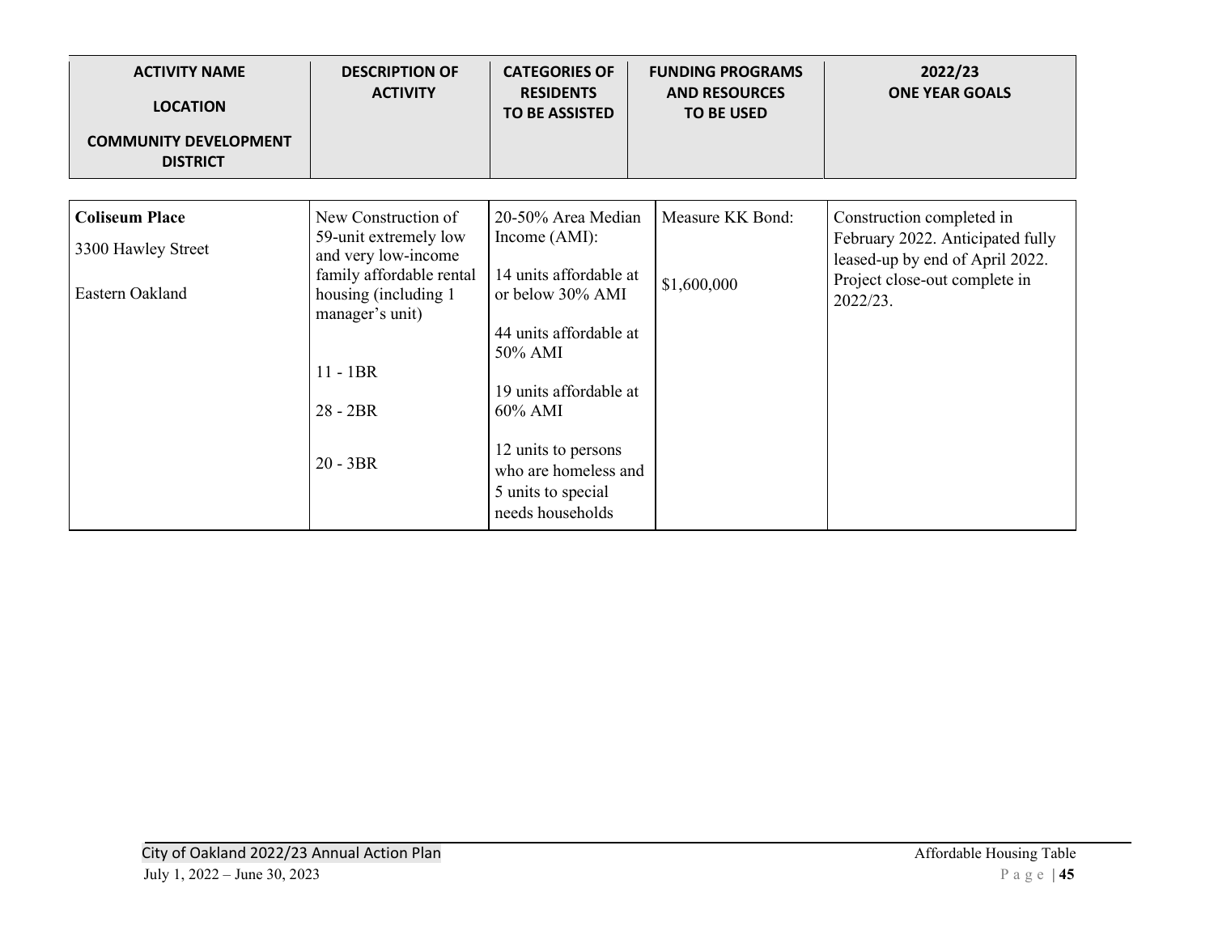| ACTIVITY NAME<br><br>LOCATION<br><br>COMMUNITY DEVELOPMENT DISTRICT | DESCRIPTION OF ACTIVITY | CATEGORIES OF RESIDENTS TO BE ASSISTED | FUNDING PROGRAMS AND RESOURCES TO BE USED | 2022/23 ONE YEAR GOALS |
|---|---|---|---|---|
| **Coliseum Place**<br><br>3300 Hawley Street<br><br>Eastern Oakland | New Construction of 59-unit extremely low and very low-income family affordable rental housing (including 1 manager's unit)<br><br>11 - 1BR<br><br>28 - 2BR<br><br>20 - 3BR | 20-50% Area Median Income (AMI):<br><br>14 units affordable at or below 30% AMI<br><br>44 units affordable at 50% AMI<br><br>19 units affordable at 60% AMI<br><br>12 units to persons who are homeless and 5 units to special needs households | Measure KK Bond:<br><br>$1,600,000 | Construction completed in February 2022. Anticipated fully leased-up by end of April 2022. Project close-out complete in 2022/23. |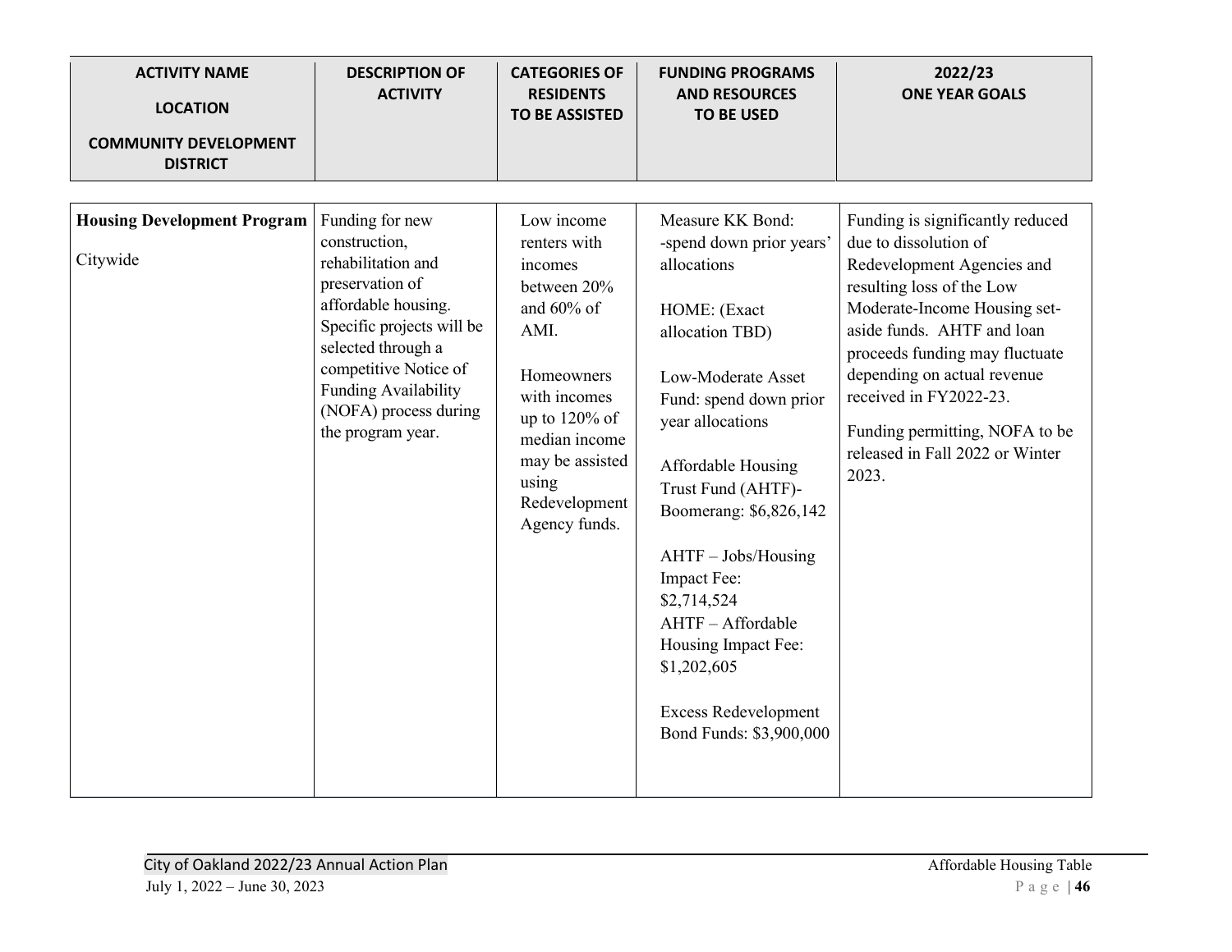| ACTIVITY NAME<br><br>LOCATION<br><br>COMMUNITY DEVELOPMENT DISTRICT | DESCRIPTION OF ACTIVITY | CATEGORIES OF RESIDENTS TO BE ASSISTED | FUNDING PROGRAMS AND RESOURCES TO BE USED | 2022/23 ONE YEAR GOALS |
|---|---|---|---|---|
| **Housing Development Program**<br><br>Citywide | Funding for new construction, rehabilitation and preservation of affordable housing. Specific projects will be selected through a competitive Notice of Funding Availability (NOFA) process during the program year. | Low income renters with incomes between 20% and 60% of AMI.<br><br>Homeowners with incomes up to 120% of median income may be assisted using Redevelopment Agency funds. | Measure KK Bond: -spend down prior years' allocations<br><br>HOME: (Exact allocation TBD)<br><br>Low-Moderate Asset Fund: spend down prior year allocations<br><br>Affordable Housing Trust Fund (AHTF)- Boomerang: $6,826,142<br><br>AHTF – Jobs/Housing Impact Fee: $2,714,524<br>AHTF – Affordable Housing Impact Fee: $1,202,605<br><br>Excess Redevelopment Bond Funds: $3,900,000 | Funding is significantly reduced due to dissolution of Redevelopment Agencies and resulting loss of the Low Moderate-Income Housing set-aside funds. AHTF and loan proceeds funding may fluctuate depending on actual revenue received in FY2022-23.<br><br>Funding permitting, NOFA to be released in Fall 2022 or Winter 2023. |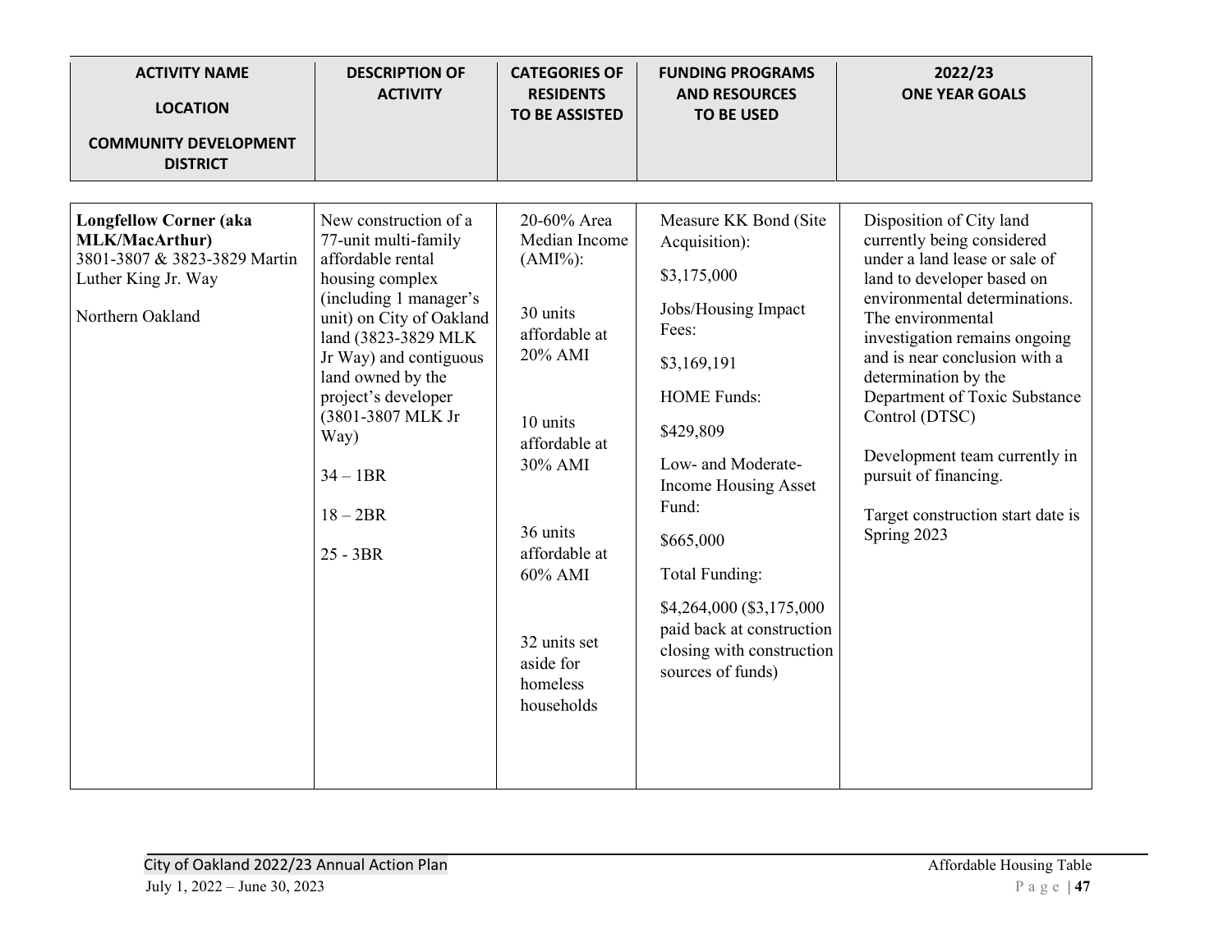| ACTIVITY NAME<br><br>LOCATION<br><br>COMMUNITY DEVELOPMENT DISTRICT | DESCRIPTION OF ACTIVITY | CATEGORIES OF RESIDENTS TO BE ASSISTED | FUNDING PROGRAMS AND RESOURCES TO BE USED | 2022/23 ONE YEAR GOALS |
|---|---|---|---|---|
| **Longfellow Corner (aka MLK/MacArthur)**<br>3801-3807 & 3823-3829 Martin Luther King Jr. Way<br><br>Northern Oakland | New construction of a 77-unit multi-family affordable rental housing complex (including 1 manager's unit) on City of Oakland land (3823-3829 MLK Jr Way) and contiguous land owned by the project's developer (3801-3807 MLK Jr Way)<br><br>34 – 1BR<br><br>18 – 2BR<br><br>25 - 3BR | 20-60% Area Median Income (AMI%):<br><br>30 units affordable at 20% AMI<br><br>10 units affordable at 30% AMI<br><br>36 units affordable at 60% AMI<br><br>32 units set aside for homeless households | Measure KK Bond (Site Acquisition):<br><br>$3,175,000<br><br>Jobs/Housing Impact Fees:<br><br>$3,169,191<br><br>HOME Funds:<br><br>$429,809<br><br>Low- and Moderate-Income Housing Asset Fund:<br><br>$665,000<br><br>Total Funding:<br><br>$4,264,000 ($3,175,000 paid back at construction closing with construction sources of funds) | Disposition of City land currently being considered under a land lease or sale of land to developer based on environmental determinations. The environmental investigation remains ongoing and is near conclusion with a determination by the Department of Toxic Substance Control (DTSC)<br><br>Development team currently in pursuit of financing.<br><br>Target construction start date is Spring 2023 |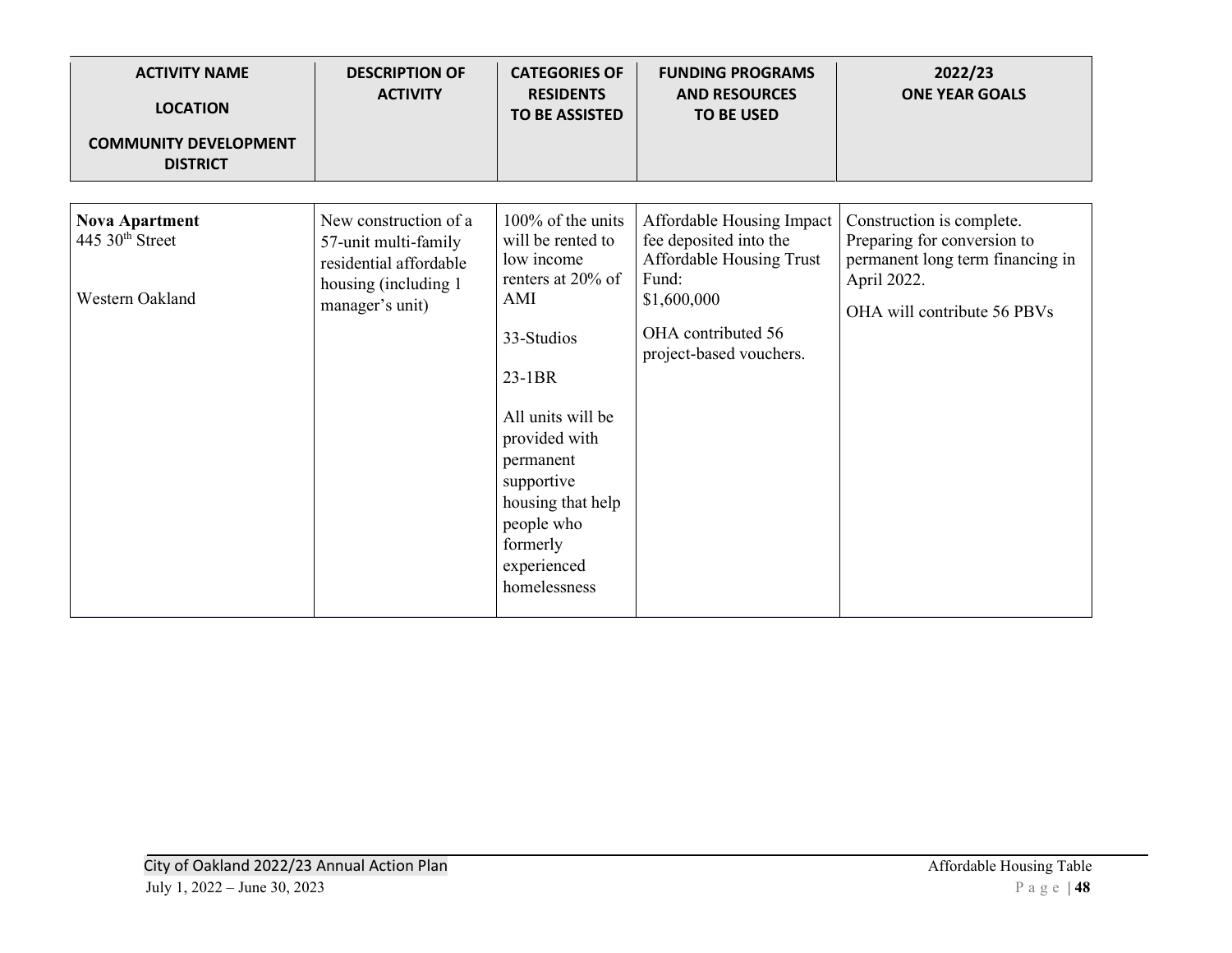| ACTIVITY NAME<br><br>LOCATION<br><br>COMMUNITY DEVELOPMENT DISTRICT | DESCRIPTION OF ACTIVITY | CATEGORIES OF RESIDENTS TO BE ASSISTED | FUNDING PROGRAMS AND RESOURCES TO BE USED | 2022/23 ONE YEAR GOALS |
|---|---|---|---|---|
| **Nova Apartment**<br>445 30th Street<br><br>Western Oakland | New construction of a 57-unit multi-family residential affordable housing (including 1 manager's unit) | 100% of the units will be rented to low income renters at 20% of AMI<br><br>33-Studios<br><br>23-1BR<br><br>All units will be provided with permanent supportive housing that help people who formerly experienced homelessness | Affordable Housing Impact fee deposited into the Affordable Housing Trust Fund:<br>$1,600,000<br><br>OHA contributed 56 project-based vouchers. | Construction is complete. Preparing for conversion to permanent long term financing in April 2022.<br><br>OHA will contribute 56 PBVs |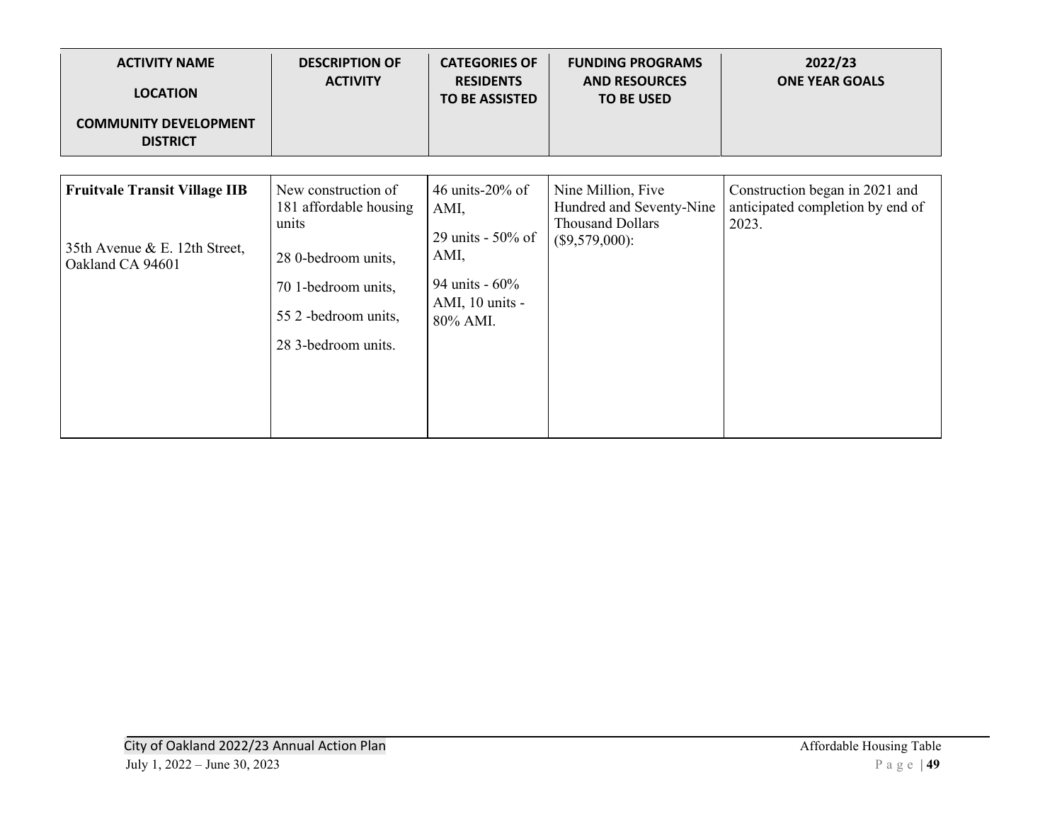| ACTIVITY NAME<br><br>LOCATION<br><br>COMMUNITY DEVELOPMENT DISTRICT | DESCRIPTION OF ACTIVITY | CATEGORIES OF RESIDENTS TO BE ASSISTED | FUNDING PROGRAMS AND RESOURCES TO BE USED | 2022/23 ONE YEAR GOALS |
|---|---|---|---|---|
| **Fruitvale Transit Village IIB**<br><br>35th Avenue & E. 12th Street, Oakland CA 94601 | New construction of 181 affordable housing units<br><br>28 0-bedroom units,<br><br>70 1-bedroom units,<br><br>55 2 -bedroom units,<br><br>28 3-bedroom units. | 46 units-20% of AMI,<br><br>29 units - 50% of AMI,<br><br>94 units - 60% AMI, 10 units - 80% AMI. | Nine Million, Five Hundred and Seventy-Nine Thousand Dollars ($9,579,000): | Construction began in 2021 and anticipated completion by end of 2023. |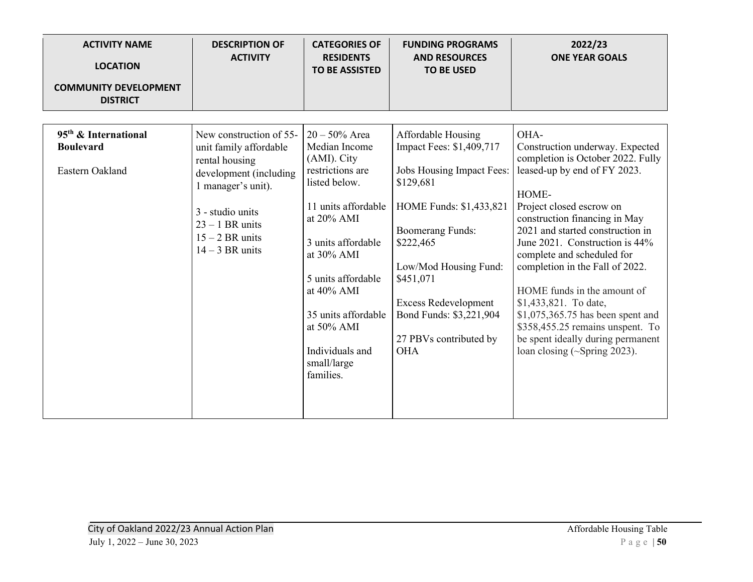| ACTIVITY NAME<br><br>LOCATION<br><br>COMMUNITY DEVELOPMENT DISTRICT | DESCRIPTION OF ACTIVITY | CATEGORIES OF RESIDENTS TO BE ASSISTED | FUNDING PROGRAMS AND RESOURCES TO BE USED | 2022/23 ONE YEAR GOALS |
|---|---|---|---|---|
| **95th & International Boulevard**<br><br>Eastern Oakland | New construction of 55-unit family affordable rental housing development (including 1 manager's unit).<br><br>3 - studio units<br>23 – 1 BR units<br>15 – 2 BR units<br>14 – 3 BR units | 20 – 50% Area Median Income (AMI). City restrictions are listed below.<br><br>11 units affordable at 20% AMI<br><br>3 units affordable at 30% AMI<br><br>5 units affordable at 40% AMI<br><br>35 units affordable at 50% AMI<br><br>Individuals and small/large families. | Affordable Housing Impact Fees: $1,409,717<br><br>Jobs Housing Impact Fees: $129,681<br><br>HOME Funds: $1,433,821<br><br>Boomerang Funds: $222,465<br><br>Low/Mod Housing Fund: $451,071<br><br>Excess Redevelopment Bond Funds: $3,221,904<br><br>27 PBVs contributed by OHA | OHA-<br>Construction underway. Expected completion is October 2022. Fully leased-up by end of FY 2023.<br><br>HOME-<br>Project closed escrow on construction financing in May 2021 and started construction in June 2021. Construction is 44% complete and scheduled for completion in the Fall of 2022.<br><br>HOME funds in the amount of $1,433,821. To date, $1,075,365.75 has been spent and $358,455.25 remains unspent. To be spent ideally during permanent loan closing (~Spring 2023). |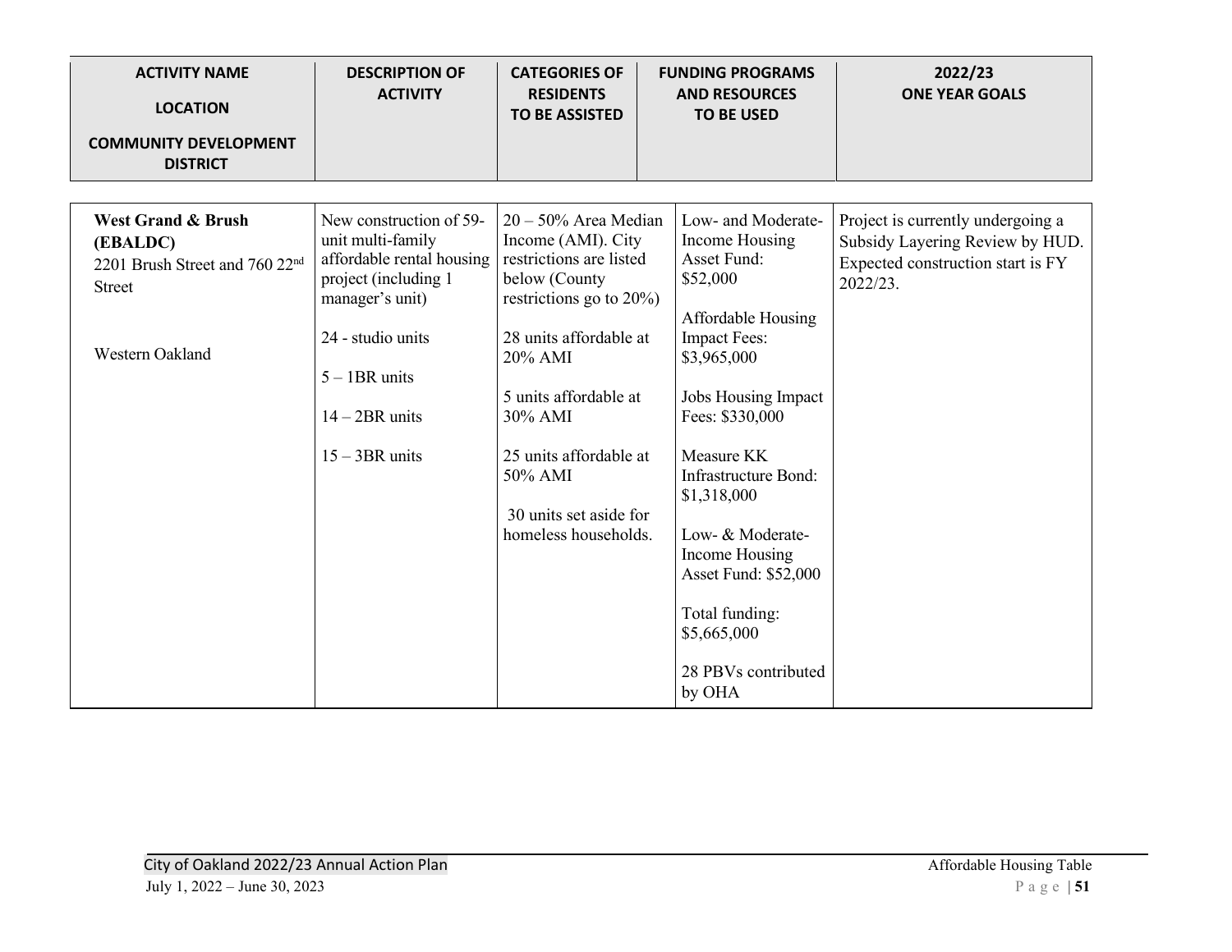| ACTIVITY NAME<br><br>LOCATION<br><br>COMMUNITY DEVELOPMENT DISTRICT | DESCRIPTION OF ACTIVITY | CATEGORIES OF RESIDENTS TO BE ASSISTED | FUNDING PROGRAMS AND RESOURCES TO BE USED | 2022/23 ONE YEAR GOALS |
|---|---|---|---|---|
| **West Grand & Brush (EBALDC)**<br>2201 Brush Street and 760 22nd Street<br><br>Western Oakland | New construction of 59-unit multi-family affordable rental housing project (including 1 manager's unit)<br><br>24 - studio units<br><br>5 – 1BR units<br><br>14 – 2BR units<br><br>15 – 3BR units | 20 – 50% Area Median Income (AMI). City restrictions are listed below (County restrictions go to 20%)<br><br>28 units affordable at 20% AMI<br><br>5 units affordable at 30% AMI<br><br>25 units affordable at 50% AMI<br><br>30 units set aside for homeless households. | Low- and Moderate-Income Housing Asset Fund: $52,000<br><br>Affordable Housing Impact Fees: $3,965,000<br><br>Jobs Housing Impact Fees: $330,000<br><br>Measure KK Infrastructure Bond: $1,318,000<br><br>Low- & Moderate-Income Housing Asset Fund: $52,000<br><br>Total funding: $5,665,000<br><br>28 PBVs contributed by OHA | Project is currently undergoing a Subsidy Layering Review by HUD. Expected construction start is FY 2022/23. |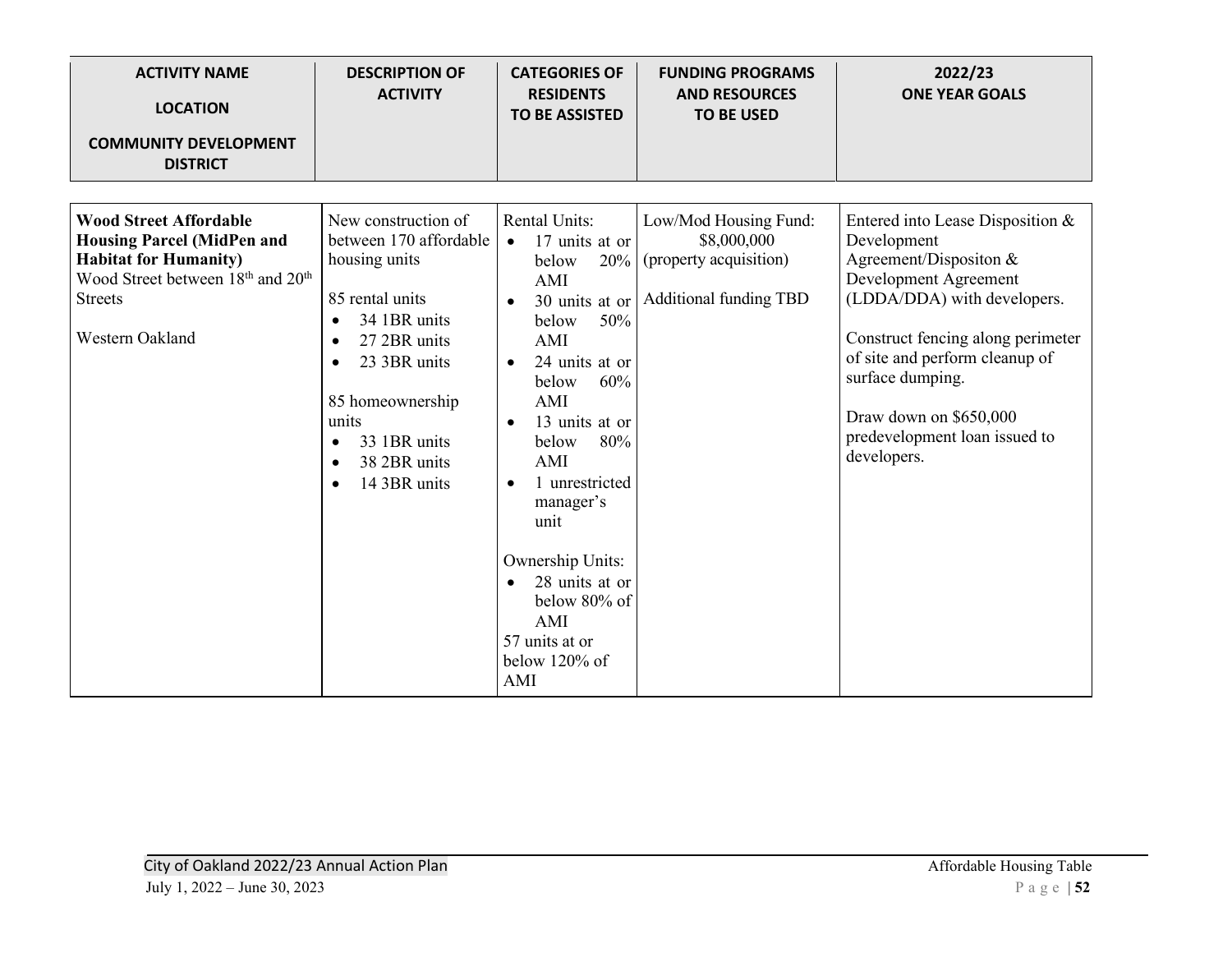| ACTIVITY NAME<br><br>LOCATION<br><br>COMMUNITY DEVELOPMENT DISTRICT | DESCRIPTION OF ACTIVITY | CATEGORIES OF RESIDENTS TO BE ASSISTED | FUNDING PROGRAMS AND RESOURCES TO BE USED | 2022/23 ONE YEAR GOALS |
|---|---|---|---|---|
| **Wood Street Affordable Housing Parcel (MidPen and Habitat for Humanity)**<br>Wood Street between 18th and 20th Streets<br><br>Western Oakland | New construction of between 170 affordable housing units<br><br>85 rental units<br>• 34 1BR units<br>• 27 2BR units<br>• 23 3BR units<br><br>85 homeownership units<br>• 33 1BR units<br>• 38 2BR units<br>• 14 3BR units | Rental Units:<br>• 17 units at or below 20% AMI<br>• 30 units at or below 50% AMI<br>• 24 units at or below 60% AMI<br>• 13 units at or below 80% AMI<br>• 1 unrestricted manager's unit<br><br>Ownership Units:<br>• 28 units at or below 80% of AMI<br>57 units at or below 120% of AMI | Low/Mod Housing Fund: $8,000,000 (property acquisition)<br><br>Additional funding TBD | Entered into Lease Disposition & Development Agreement/Dispositon & Development Agreement (LDDA/DDA) with developers.<br><br>Construct fencing along perimeter of site and perform cleanup of surface dumping.<br><br>Draw down on $650,000 predevelopment loan issued to developers. |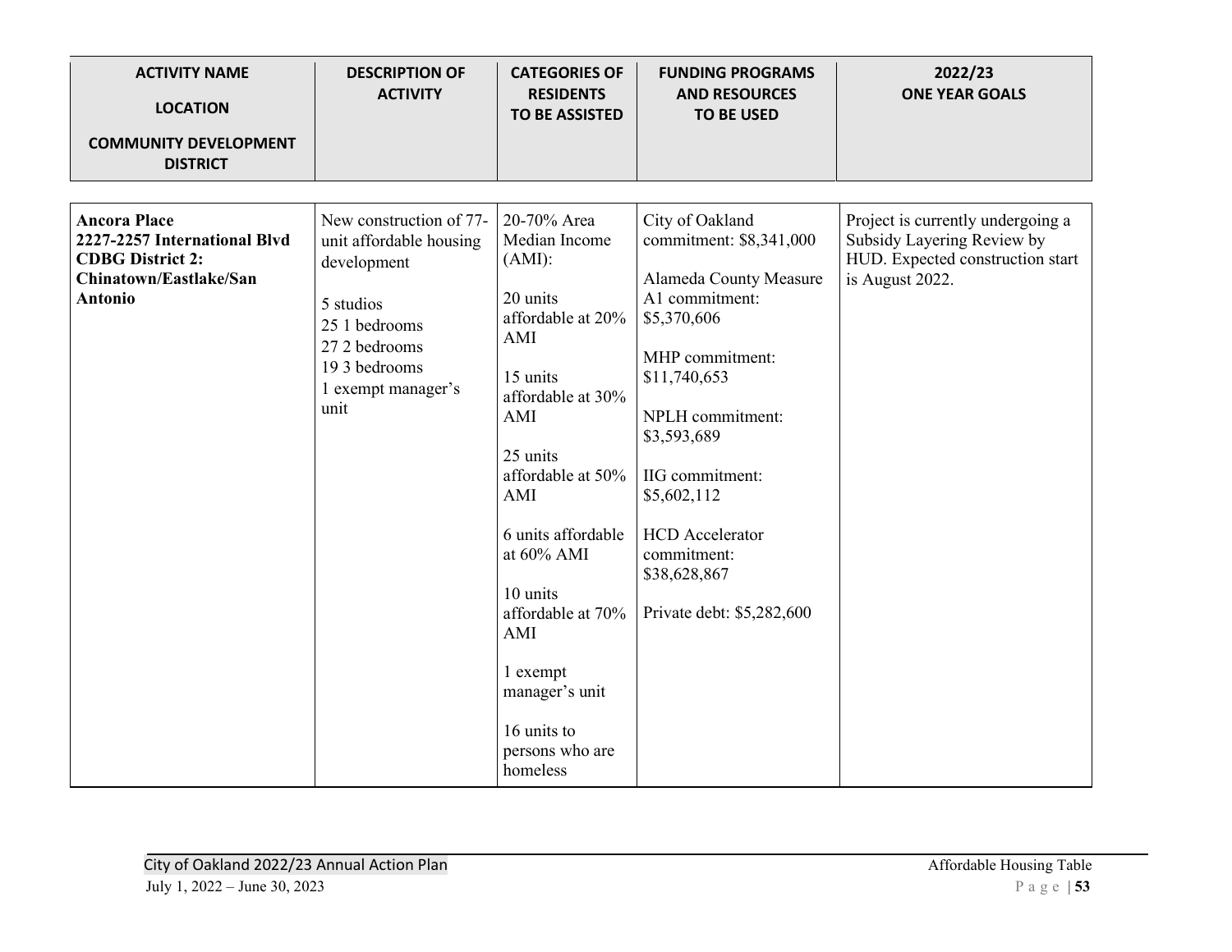| ACTIVITY NAME<br><br>LOCATION<br><br>COMMUNITY DEVELOPMENT DISTRICT | DESCRIPTION OF ACTIVITY | CATEGORIES OF RESIDENTS TO BE ASSISTED | FUNDING PROGRAMS AND RESOURCES TO BE USED | 2022/23 ONE YEAR GOALS |
|---|---|---|---|---|
| **Ancora Place**<br>**2227-2257 International Blvd**<br>**CDBG District 2: Chinatown/Eastlake/San Antonio** | New construction of 77-unit affordable housing development<br><br>5 studios<br>25 1 bedrooms<br>27 2 bedrooms<br>19 3 bedrooms<br>1 exempt manager's unit | 20-70% Area Median Income (AMI):<br><br>20 units affordable at 20% AMI<br><br>15 units affordable at 30% AMI<br><br>25 units affordable at 50% AMI<br><br>6 units affordable at 60% AMI<br><br>10 units affordable at 70% AMI<br><br>1 exempt manager's unit<br><br>16 units to persons who are homeless | City of Oakland commitment: $8,341,000<br><br>Alameda County Measure A1 commitment: $5,370,606<br><br>MHP commitment: $11,740,653<br><br>NPLH commitment: $3,593,689<br><br>IIG commitment: $5,602,112<br><br>HCD Accelerator commitment: $38,628,867<br><br>Private debt: $5,282,600 | Project is currently undergoing a Subsidy Layering Review by HUD. Expected construction start is August 2022. |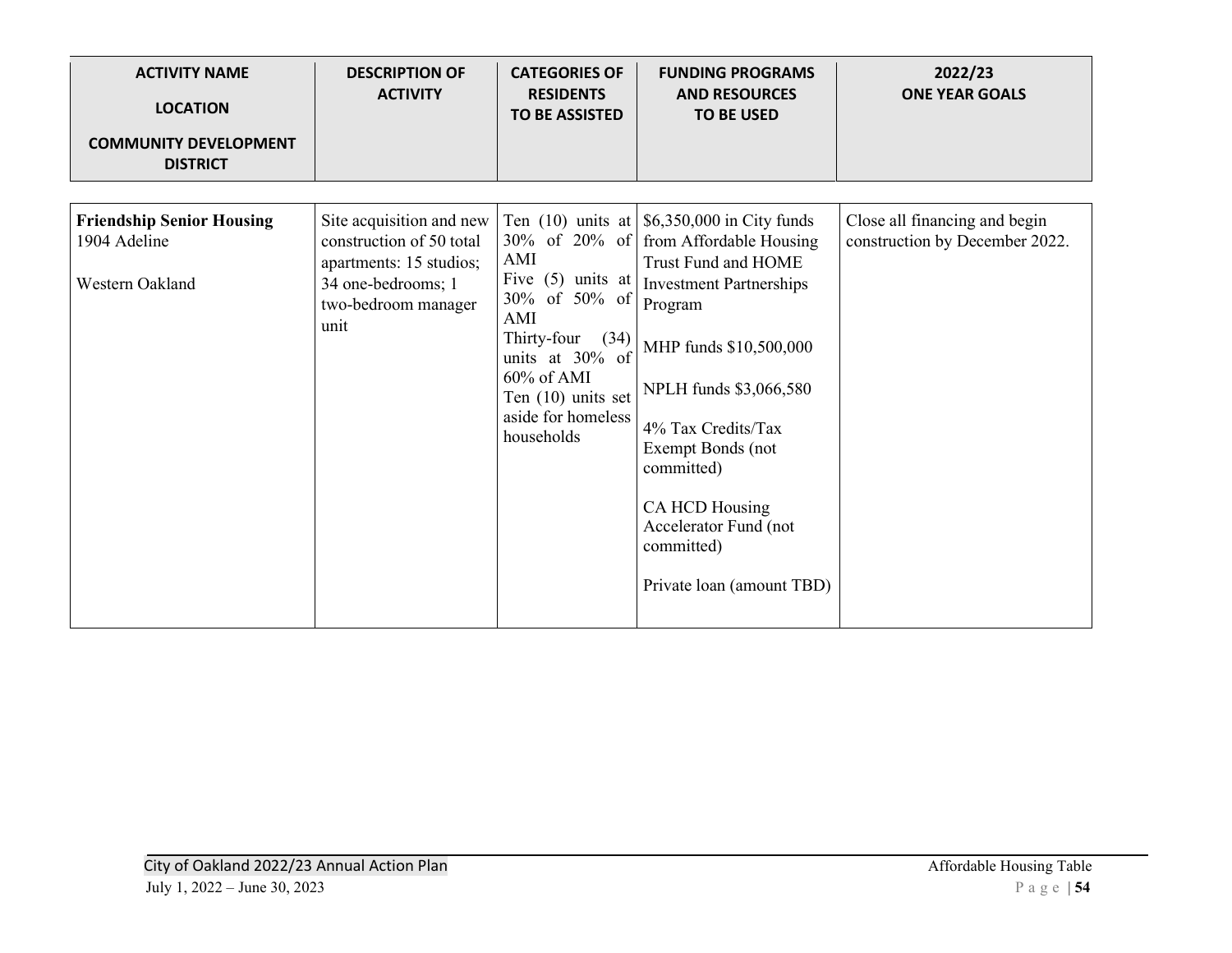| ACTIVITY NAME<br>LOCATION<br>COMMUNITY DEVELOPMENT DISTRICT | DESCRIPTION OF ACTIVITY | CATEGORIES OF RESIDENTS TO BE ASSISTED | FUNDING PROGRAMS AND RESOURCES TO BE USED | 2022/23 ONE YEAR GOALS |
|---|---|---|---|---|
| **Friendship Senior Housing**<br>1904 Adeline<br><br>Western Oakland | Site acquisition and new construction of 50 total apartments: 15 studios; 34 one-bedrooms; 1 two-bedroom manager unit | Ten (10) units at 30% of 20% of AMI<br>Five (5) units at 30% of 50% of AMI<br>Thirty-four (34) units at 30% of 60% of AMI<br>Ten (10) units set aside for homeless households | $6,350,000 in City funds from Affordable Housing Trust Fund and HOME Investment Partnerships Program<br><br>MHP funds $10,500,000<br><br>NPLH funds $3,066,580<br><br>4% Tax Credits/Tax Exempt Bonds (not committed)<br><br>CA HCD Housing Accelerator Fund (not committed)<br><br>Private loan (amount TBD) | Close all financing and begin construction by December 2022. |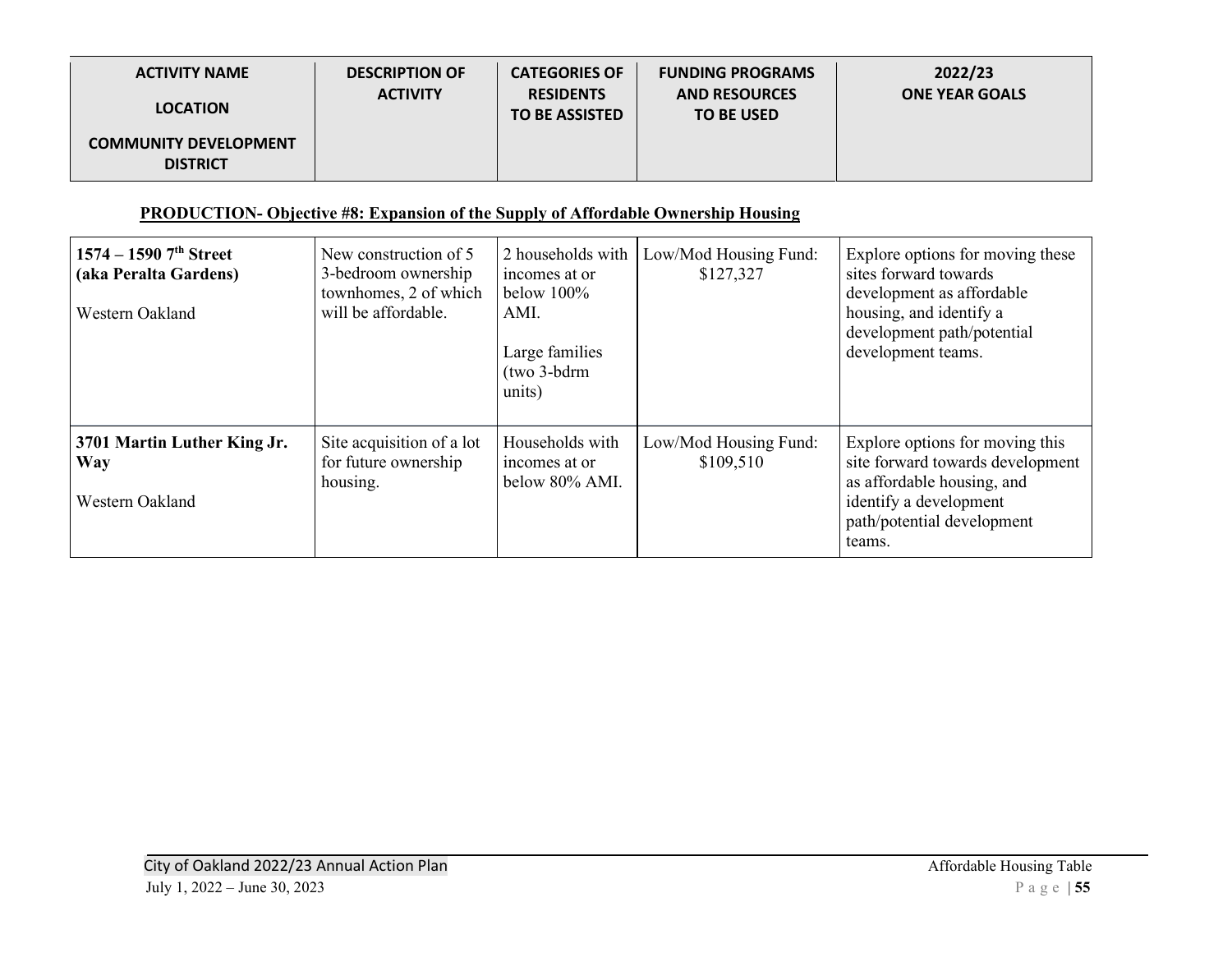| ACTIVITY NAME<br><br>LOCATION<br><br>COMMUNITY DEVELOPMENT DISTRICT | DESCRIPTION OF ACTIVITY | CATEGORIES OF RESIDENTS TO BE ASSISTED | FUNDING PROGRAMS AND RESOURCES TO BE USED | 2022/23 ONE YEAR GOALS |
|---|---|---|---|---|

**PRODUCTION- Objective #8: Expansion of the Supply of Affordable Ownership Housing**

| | | | | |
|---|---|---|---|---|
| **1574 – 1590 7th Street (aka Peralta Gardens)**<br><br>Western Oakland | New construction of 5 3-bedroom ownership townhomes, 2 of which will be affordable. | 2 households with incomes at or below 100% AMI.<br><br>Large families (two 3-bdrm units) | Low/Mod Housing Fund: $127,327 | Explore options for moving these sites forward towards development as affordable housing, and identify a development path/potential development teams. |
| **3701 Martin Luther King Jr. Way**<br><br>Western Oakland | Site acquisition of a lot for future ownership housing. | Households with incomes at or below 80% AMI. | Low/Mod Housing Fund: $109,510 | Explore options for moving this site forward towards development as affordable housing, and identify a development path/potential development teams. |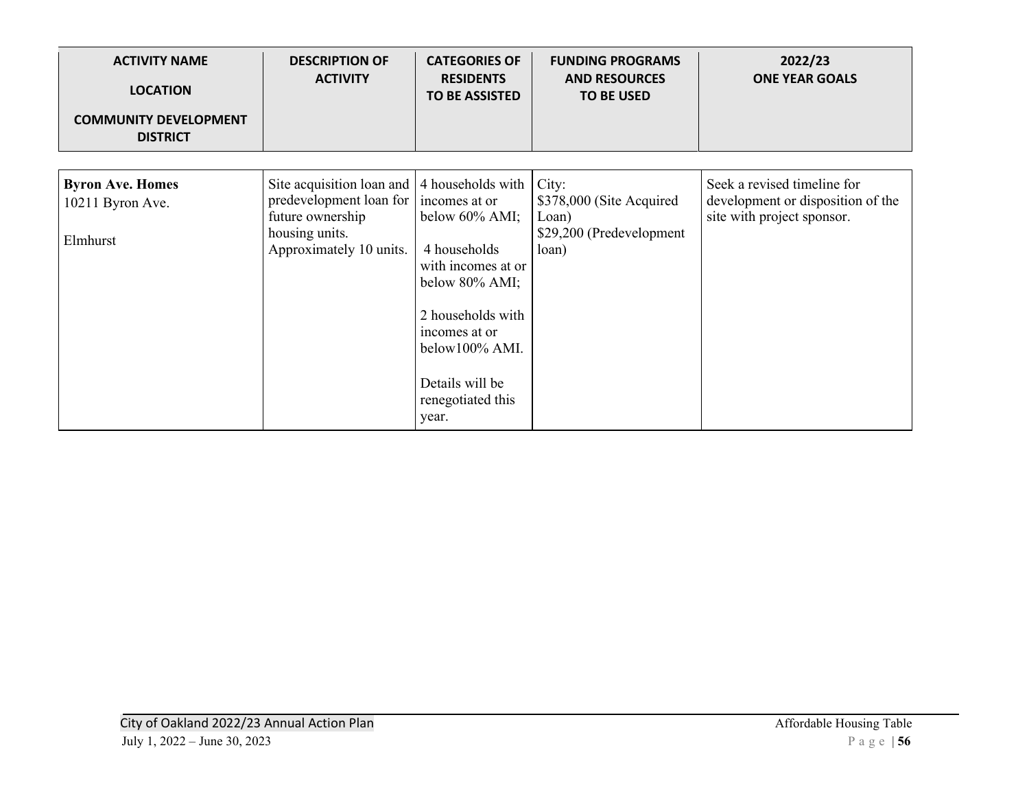| ACTIVITY NAME<br><br>LOCATION<br><br>COMMUNITY DEVELOPMENT DISTRICT | DESCRIPTION OF ACTIVITY | CATEGORIES OF RESIDENTS TO BE ASSISTED | FUNDING PROGRAMS AND RESOURCES TO BE USED | 2022/23 ONE YEAR GOALS |
|---|---|---|---|---|
| **Byron Ave. Homes**<br>10211 Byron Ave.<br><br>Elmhurst | Site acquisition loan and predevelopment loan for future ownership housing units. Approximately 10 units. | 4 households with incomes at or below 60% AMI;<br><br>4 households with incomes at or below 80% AMI;<br><br>2 households with incomes at or below100% AMI.<br><br>Details will be renegotiated this year. | City:<br>$378,000 (Site Acquired Loan)<br>$29,200 (Predevelopment loan) | Seek a revised timeline for development or disposition of the site with project sponsor. |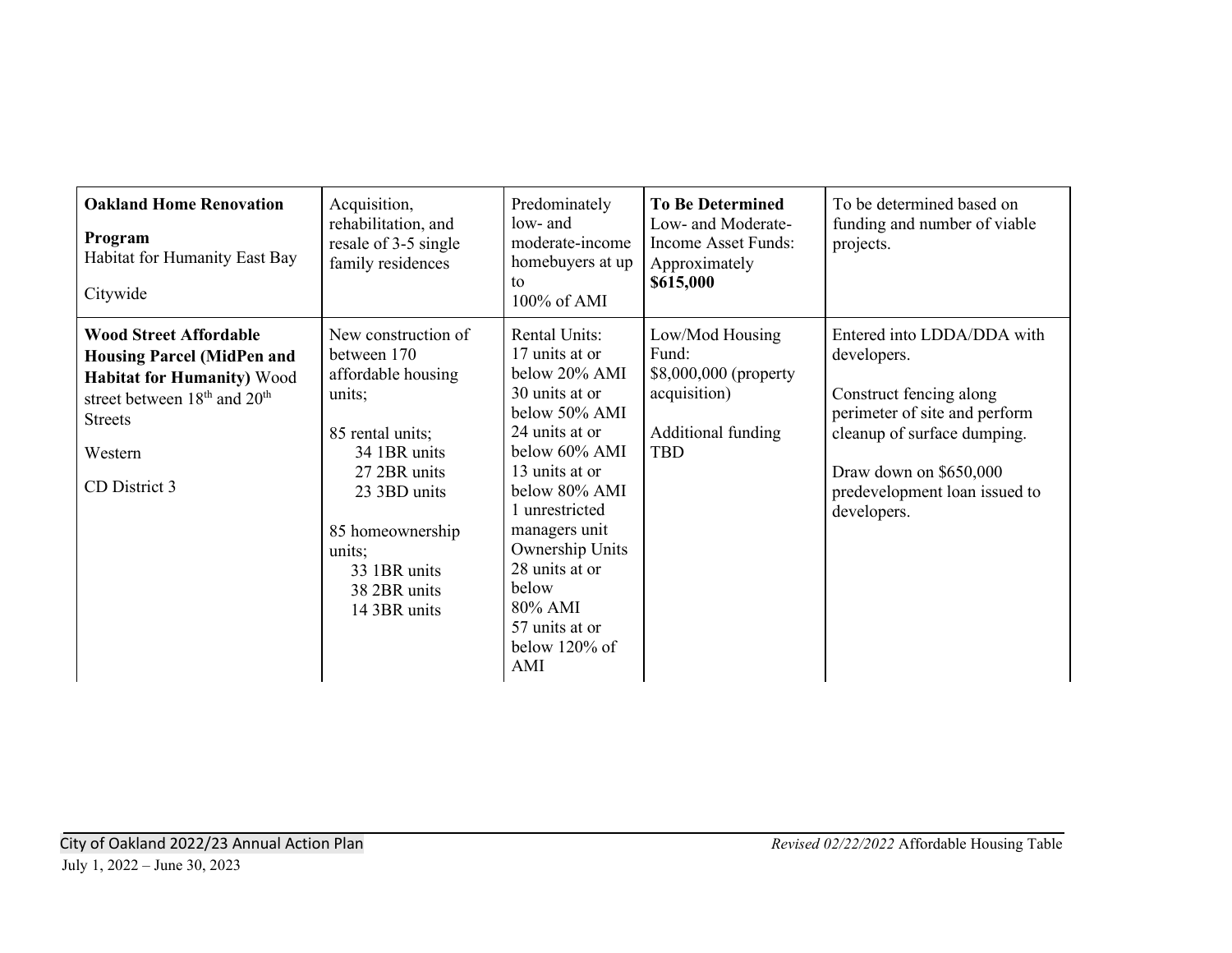| | | | | |
|---|---|---|---|---|
| **Oakland Home Renovation Program** Habitat for Humanity East Bay<br><br>Citywide | Acquisition, rehabilitation, and resale of 3-5 single family residences | Predominately low- and moderate-income homebuyers at up to 100% of AMI | **To Be Determined** Low- and Moderate-Income Asset Funds: Approximately **$615,000** | To be determined based on funding and number of viable projects. |
| **Wood Street Affordable Housing Parcel (MidPen and Habitat for Humanity)** Wood street between 18th and 20th Streets<br><br>Western<br><br>CD District 3 | New construction of between 170 affordable housing units;<br><br>85 rental units;<br>34 1BR units<br>27 2BR units<br>23 3BD units<br><br>85 homeownership units;<br>33 1BR units<br>38 2BR units<br>14 3BR units | Rental Units:<br>17 units at or below 20% AMI<br>30 units at or below 50% AMI<br>24 units at or below 60% AMI<br>13 units at or below 80% AMI<br>1 unrestricted managers unit<br>Ownership Units<br>28 units at or below 80% AMI<br>57 units at or below 120% of AMI | Low/Mod Housing Fund:<br>$8,000,000 (property acquisition)<br><br>Additional funding TBD | Entered into LDDA/DDA with developers.<br><br>Construct fencing along perimeter of site and perform cleanup of surface dumping.<br><br>Draw down on $650,000 predevelopment loan issued to developers. |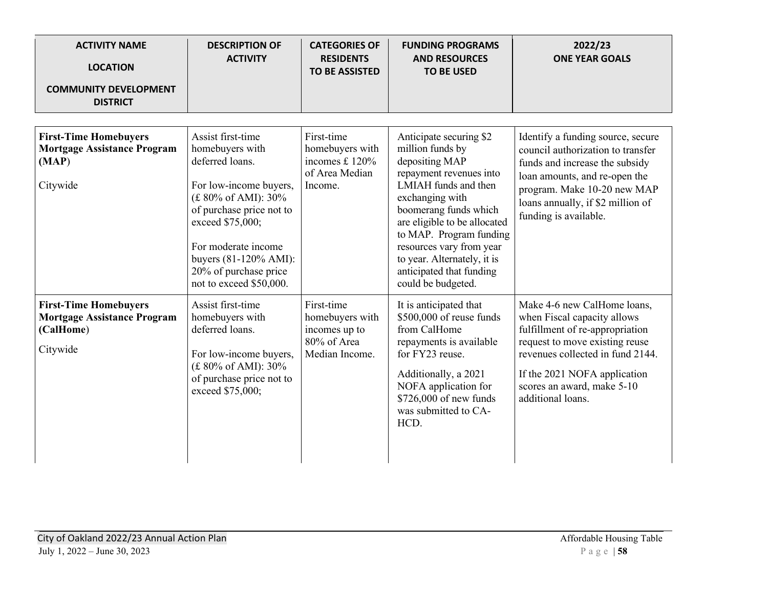| ACTIVITY NAME<br><br>LOCATION<br><br>COMMUNITY DEVELOPMENT DISTRICT | DESCRIPTION OF ACTIVITY | CATEGORIES OF RESIDENTS TO BE ASSISTED | FUNDING PROGRAMS AND RESOURCES TO BE USED | 2022/23 ONE YEAR GOALS |
|---|---|---|---|---|
| **First-Time Homebuyers Mortgage Assistance Program (MAP)**<br><br>Citywide | Assist first-time homebuyers with deferred loans.<br><br>For low-income buyers, (£ 80% of AMI): 30% of purchase price not to exceed $75,000;<br><br>For moderate income buyers (81-120% AMI): 20% of purchase price not to exceed $50,000. | First-time homebuyers with incomes £ 120% of Area Median Income. | Anticipate securing $2 million funds by depositing MAP repayment revenues into LMIAH funds and then exchanging with boomerang funds which are eligible to be allocated to MAP. Program funding resources vary from year to year. Alternately, it is anticipated that funding could be budgeted. | Identify a funding source, secure council authorization to transfer funds and increase the subsidy loan amounts, and re-open the program. Make 10-20 new MAP loans annually, if $2 million of funding is available. |
| **First-Time Homebuyers Mortgage Assistance Program (CalHome)**<br><br>Citywide | Assist first-time homebuyers with deferred loans.<br><br>For low-income buyers, (£ 80% of AMI): 30% of purchase price not to exceed $75,000; | First-time homebuyers with incomes up to 80% of Area Median Income. | It is anticipated that $500,000 of reuse funds from CalHome repayments is available for FY23 reuse.<br><br>Additionally, a 2021 NOFA application for $726,000 of new funds was submitted to CA-HCD. | Make 4-6 new CalHome loans, when Fiscal capacity allows fulfillment of re-appropriation request to move existing reuse revenues collected in fund 2144.<br><br>If the 2021 NOFA application scores an award, make 5-10 additional loans. |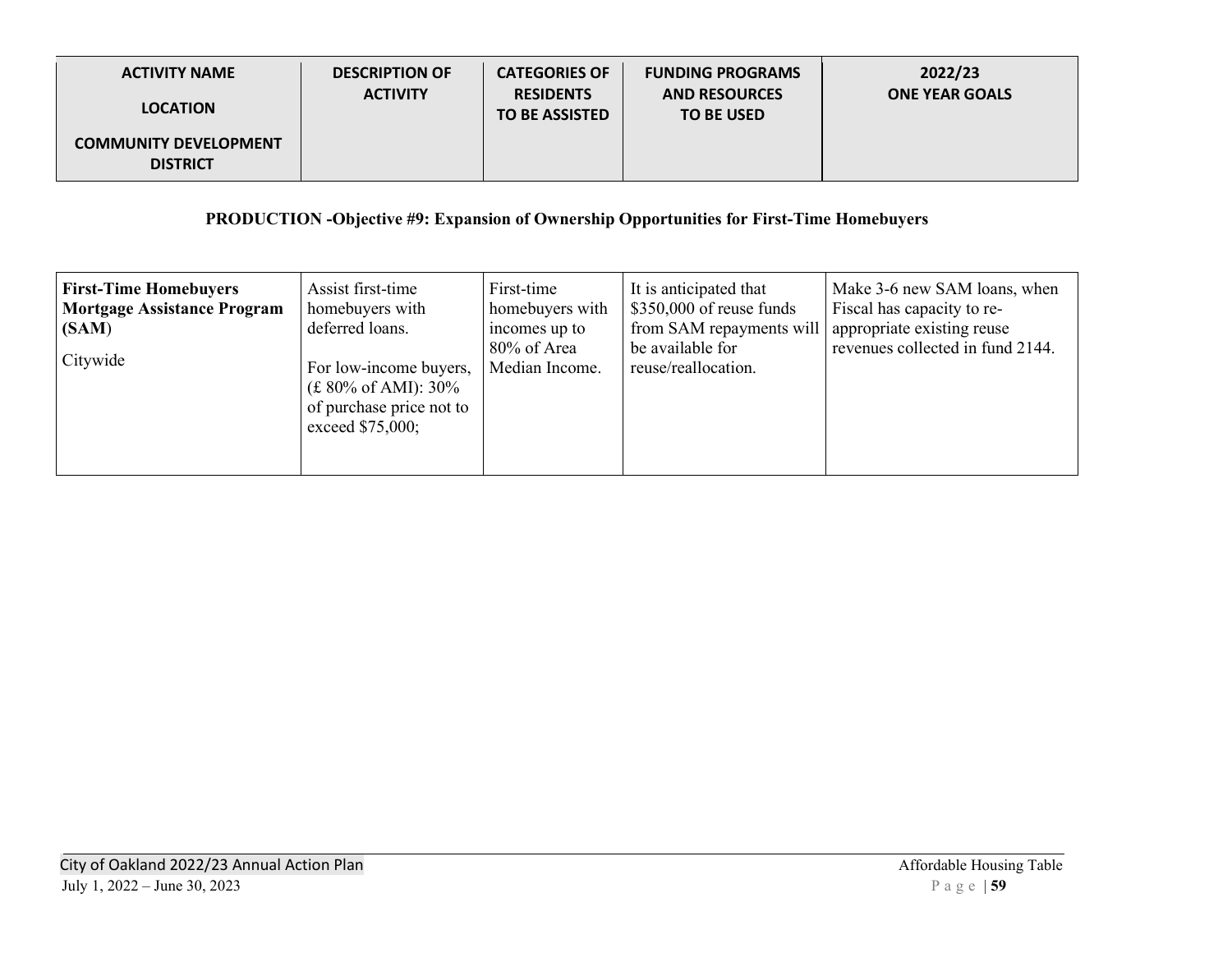| ACTIVITY NAME<br><br>LOCATION<br><br>COMMUNITY DEVELOPMENT DISTRICT | DESCRIPTION OF ACTIVITY | CATEGORIES OF RESIDENTS TO BE ASSISTED | FUNDING PROGRAMS AND RESOURCES TO BE USED | 2022/23 ONE YEAR GOALS |
|---|---|---|---|---|

**PRODUCTION -Objective #9: Expansion of Ownership Opportunities for First-Time Homebuyers**

| | | | | |
|---|---|---|---|---|
| **First-Time Homebuyers Mortgage Assistance Program (SAM)**<br><br>Citywide | Assist first-time homebuyers with deferred loans.<br><br>For low-income buyers, (£ 80% of AMI): 30% of purchase price not to exceed $75,000; | First-time homebuyers with incomes up to 80% of Area Median Income. | It is anticipated that $350,000 of reuse funds from SAM repayments will be available for reuse/reallocation. | Make 3-6 new SAM loans, when Fiscal has capacity to re-appropriate existing reuse revenues collected in fund 2144. |